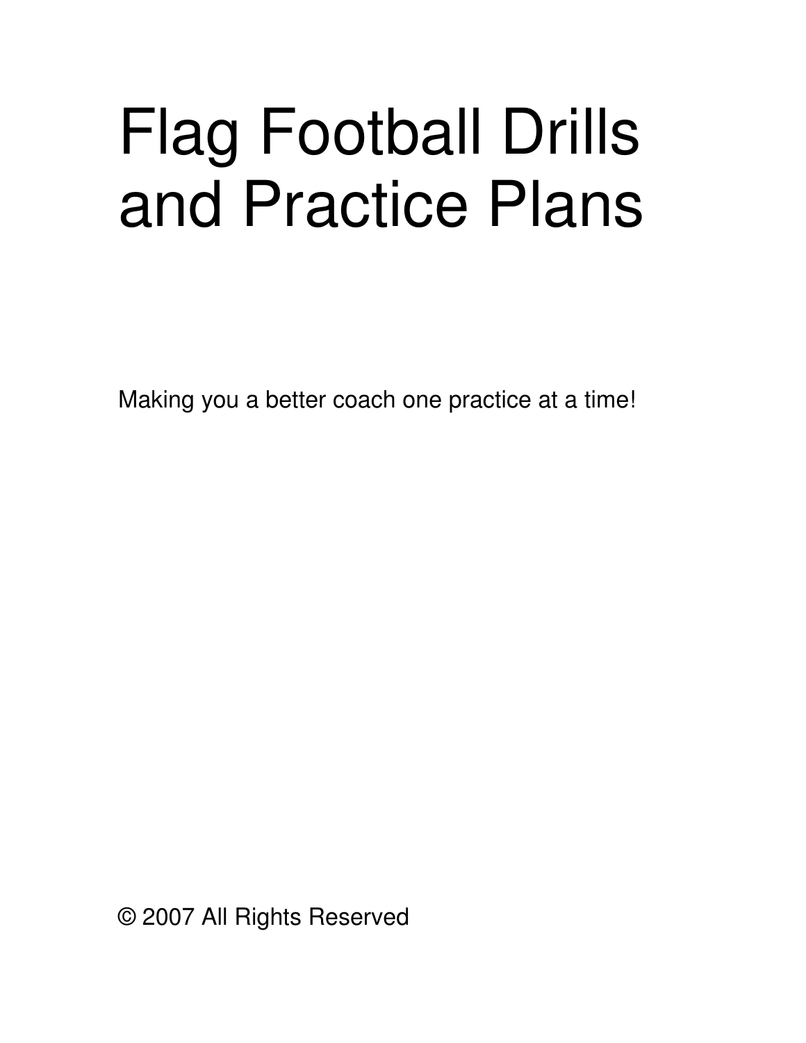# Flag Football Drills and Practice Plans

Making you a better coach one practice at a time!

© 2007 All Rights Reserved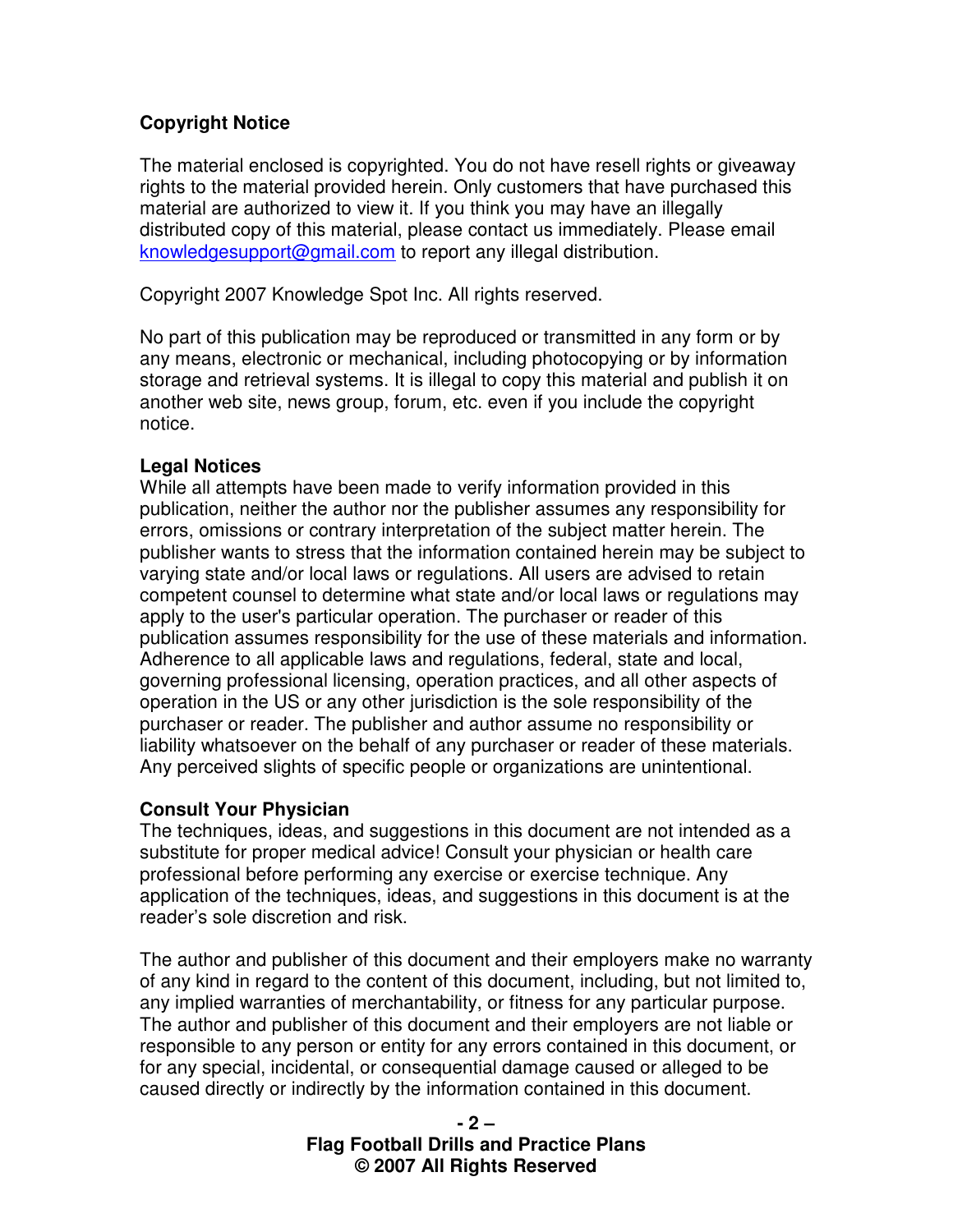**Copyright Notice**

The material enclosed is copyrighted. You do not have resell rights or giveaway rights to the material provided herein. Only customers that have purchased this material are authorized to view it. If you think you may have an illegally distributed copy of this material, please contact us immediately. Please email knowledgesupport@gmail.com to report any illegal distribution.

Copyright 2007 Knowledge Spot Inc. All rights reserved.

No part of this publication may be reproduced or transmitted in any form or by any means, electronic or mechanical, including photocopying or by information storage and retrieval systems. It is illegal to copy this material and publish it on another web site, news group, forum, etc. even if you include the copyright notice.

**Legal Notices**

While all attempts have been made to verify information provided in this publication, neither the author nor the publisher assumes any responsibility for errors, omissions or contrary interpretation of the subject matter herein. The publisher wants to stress that the information contained herein may be subject to varying state and/or local laws or regulations. All users are advised to retain competent counsel to determine what state and/or local laws or regulations may apply to the user's particular operation. The purchaser or reader of this publication assumes responsibility for the use of these materials and information. Adherence to all applicable laws and regulations, federal, state and local, governing professional licensing, operation practices, and all other aspects of operation in the US or any other jurisdiction is the sole responsibility of the purchaser or reader. The publisher and author assume no responsibility or liability whatsoever on the behalf of any purchaser or reader of these materials. Any perceived slights of specific people or organizations are unintentional.

**Consult Your Physician**

The techniques, ideas, and suggestions in this document are not intended as a substitute for proper medical advice! Consult your physician or health care professional before performing any exercise or exercise technique. Any application of the techniques, ideas, and suggestions in this document is at the reader's sole discretion and risk.

The author and publisher of this document and their employers make no warranty of any kind in regard to the content of this document, including, but not limited to, any implied warranties of merchantability, or fitness for any particular purpose. The author and publisher of this document and their employers are not liable or responsible to any person or entity for any errors contained in this document, or for any special, incidental, or consequential damage caused or alleged to be caused directly or indirectly by the information contained in this document.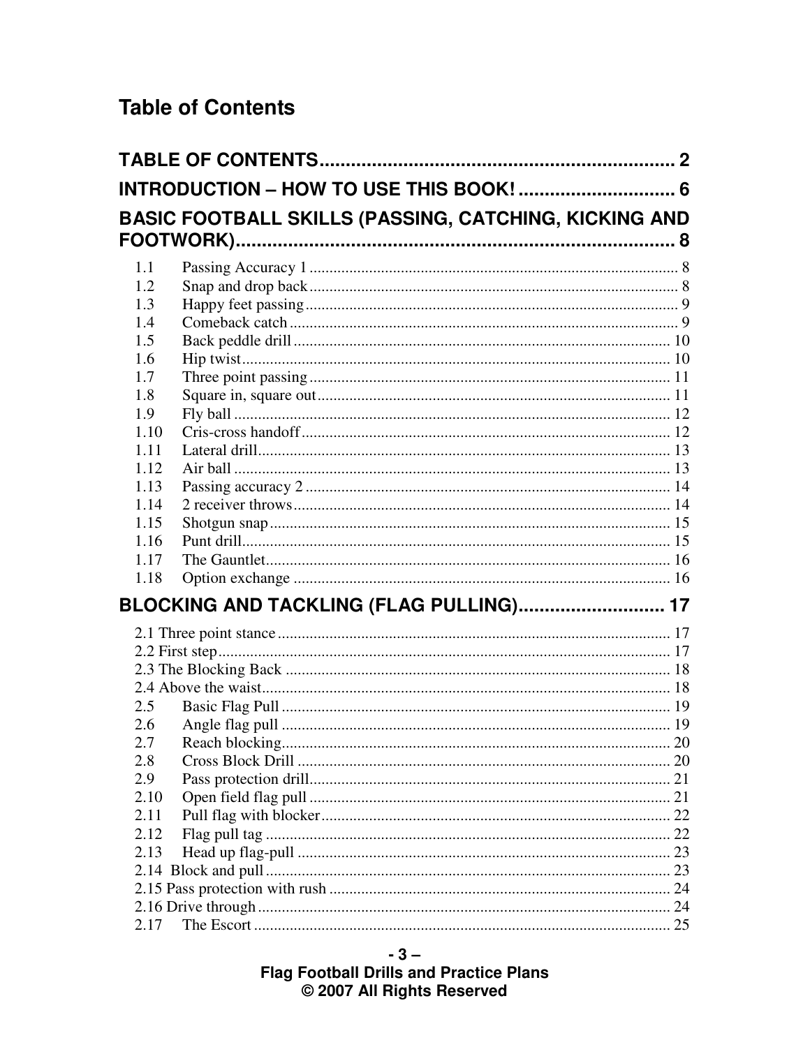# Table of Contents

**TABLE OF CONTENTS....................................................................2**

**INTRODUCTION – HOW TO USE THIS BOOK!..............................6**

**BASIC FOOTBALL SKILLS (PASSING, CATCHING, KICKING AND FOOTWORK)....................................................................................8**

1.1 Passing Accuracy 1 .................................................................................. 8
1.2 Snap and drop back.................................................................................. 8
1.3 Happy feet passing.................................................................................. 9
1.4 Comeback catch...................................................................................... 9
1.5 Back peddle drill..................................................................................... 10
1.6 Hip twist.................................................................................................. 10
1.7 Three point passing................................................................................. 11
1.8 Square in, square out.............................................................................. 11
1.9 Fly ball.................................................................................................... 12
1.10 Cris-cross handoff................................................................................... 12
1.11 Lateral drill.............................................................................................. 13
1.12 Air ball.................................................................................................... 13
1.13 Passing accuracy 2 ................................................................................. 14
1.14 2 receiver throws.................................................................................... 14
1.15 Shotgun snap........................................................................................... 15
1.16 Punt drill.................................................................................................. 15
1.17 The Gauntlet............................................................................................ 16
1.18 Option exchange .................................................................................... 16

**BLOCKING AND TACKLING (FLAG PULLING)............................17**

2.1 Three point stance.................................................................................... 17
2.2 First step................................................................................................... 17
2.3 The Blocking Back .................................................................................. 18
2.4 Above the waist........................................................................................ 18
2.5 Basic Flag Pull ......................................................................................... 19
2.6 Angle flag pull ......................................................................................... 19
2.7 Reach blocking......................................................................................... 20
2.8 Cross Block Drill ..................................................................................... 20
2.9 Pass protection drill.................................................................................. 21
2.10 Open field flag pull .................................................................................. 21
2.11 Pull flag with blocker............................................................................... 22
2.12 Flag pull tag ............................................................................................. 22
2.13 Head up flag-pull ..................................................................................... 23
2.14 Block and pull.......................................................................................... 23
2.15 Pass protection with rush ........................................................................ 24
2.16 Drive through........................................................................................... 24
2.17 The Escort ................................................................................................ 25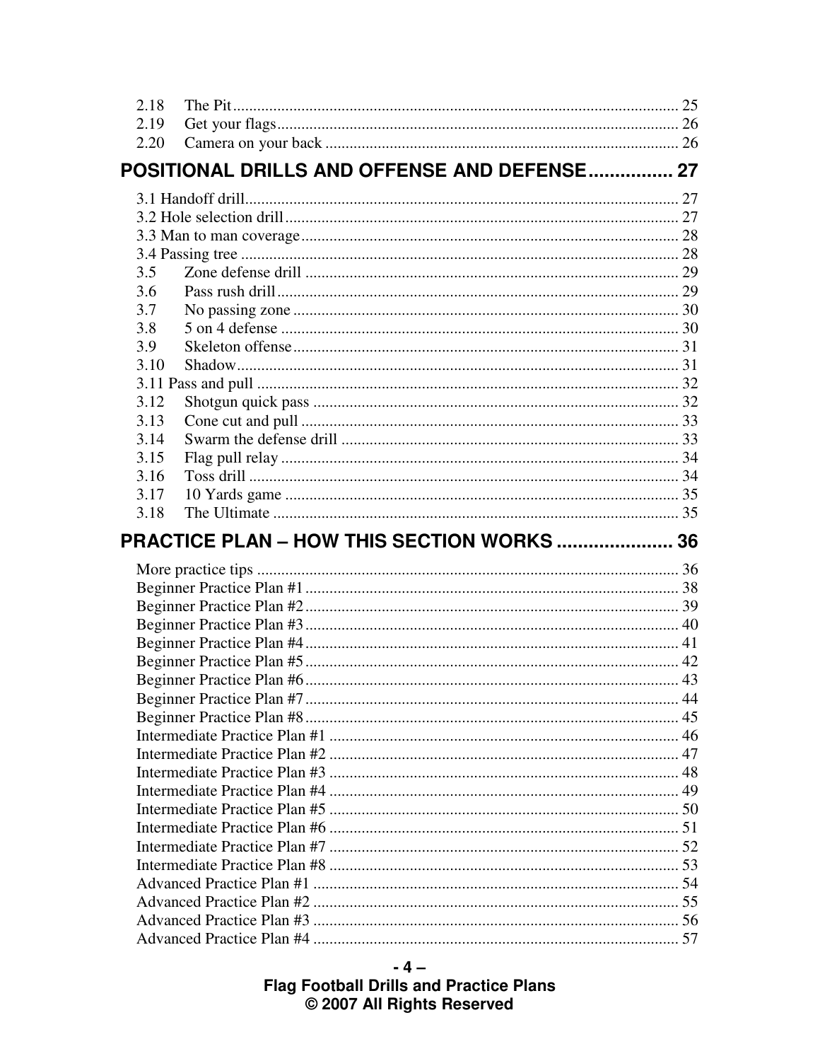2.18 The Pit ........................................................................................................ 25
2.19 Get your flags ................................................................................................ 26
2.20 Camera on your back ..................................................................................... 26

## POSITIONAL DRILLS AND OFFENSE AND DEFENSE ................ 27

3.1 Handoff drill ........................................................................................................ 27
3.2 Hole selection drill ............................................................................................... 27
3.3 Man to man coverage ........................................................................................... 28
3.4 Passing tree .......................................................................................................... 28
3.5 Zone defense drill ................................................................................................. 29
3.6 Pass rush drill ....................................................................................................... 29
3.7 No passing zone ................................................................................................... 30
3.8 5 on 4 defense ...................................................................................................... 30
3.9 Skeleton offense ................................................................................................... 31
3.10 Shadow ............................................................................................................... 31
3.11 Pass and pull ....................................................................................................... 32
3.12 Shotgun quick pass ............................................................................................. 32
3.13 Cone cut and pull ................................................................................................ 33
3.14 Swarm the defense drill ....................................................................................... 33
3.15 Flag pull relay ..................................................................................................... 34
3.16 Toss drill ............................................................................................................. 34
3.17 10 Yards game .................................................................................................... 35
3.18 The Ultimate ....................................................................................................... 35

## PRACTICE PLAN – HOW THIS SECTION WORKS ...................... 36

More practice tips ..................................................................................................... 36
Beginner Practice Plan #1 ......................................................................................... 38
Beginner Practice Plan #2 ......................................................................................... 39
Beginner Practice Plan #3 ......................................................................................... 40
Beginner Practice Plan #4 ......................................................................................... 41
Beginner Practice Plan #5 ......................................................................................... 42
Beginner Practice Plan #6 ......................................................................................... 43
Beginner Practice Plan #7 ......................................................................................... 44
Beginner Practice Plan #8 ......................................................................................... 45
Intermediate Practice Plan #1 ................................................................................... 46
Intermediate Practice Plan #2 ................................................................................... 47
Intermediate Practice Plan #3 ................................................................................... 48
Intermediate Practice Plan #4 ................................................................................... 49
Intermediate Practice Plan #5 ................................................................................... 50
Intermediate Practice Plan #6 ................................................................................... 51
Intermediate Practice Plan #7 ................................................................................... 52
Intermediate Practice Plan #8 ................................................................................... 53
Advanced Practice Plan #1 ....................................................................................... 54
Advanced Practice Plan #2 ....................................................................................... 55
Advanced Practice Plan #3 ....................................................................................... 56
Advanced Practice Plan #4 ....................................................................................... 57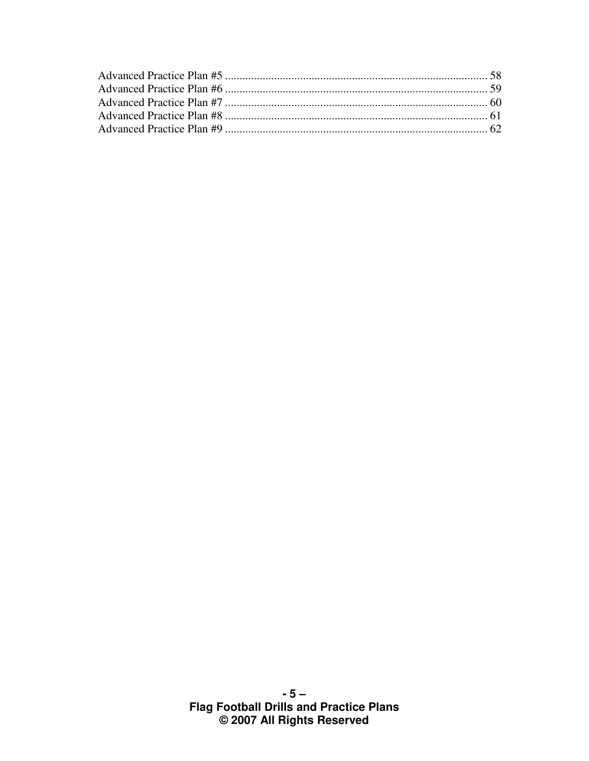Advanced Practice Plan #5 .......................................................................................... 58
Advanced Practice Plan #6 .......................................................................................... 59
Advanced Practice Plan #7 .......................................................................................... 60
Advanced Practice Plan #8 .......................................................................................... 61
Advanced Practice Plan #9 .......................................................................................... 62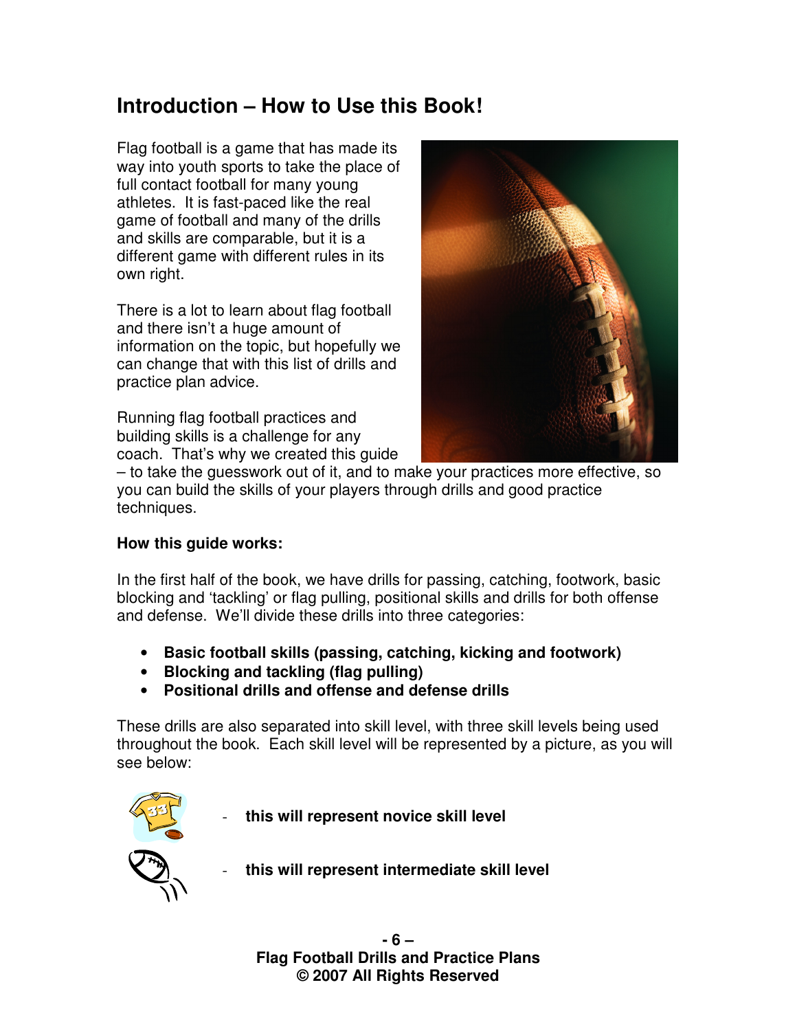# Introduction – How to Use this Book!

Flag football is a game that has made its way into youth sports to take the place of full contact football for many young athletes. It is fast-paced like the real game of football and many of the drills and skills are comparable, but it is a different game with different rules in its own right.

There is a lot to learn about flag football and there isn't a huge amount of information on the topic, but hopefully we can change that with this list of drills and practice plan advice.

Running flag football practices and building skills is a challenge for any coach. That's why we created this guide – to take the guesswork out of it, and to make your practices more effective, so you can build the skills of your players through drills and good practice techniques.

**How this guide works:**

In the first half of the book, we have drills for passing, catching, footwork, basic blocking and 'tackling' or flag pulling, positional skills and drills for both offense and defense. We'll divide these drills into three categories:

- **Basic football skills (passing, catching, kicking and footwork)**
- **Blocking and tackling (flag pulling)**
- **Positional drills and offense and defense drills**

These drills are also separated into skill level, with three skill levels being used throughout the book. Each skill level will be represented by a picture, as you will see below:

- **this will represent novice skill level**
- **this will represent intermediate skill level**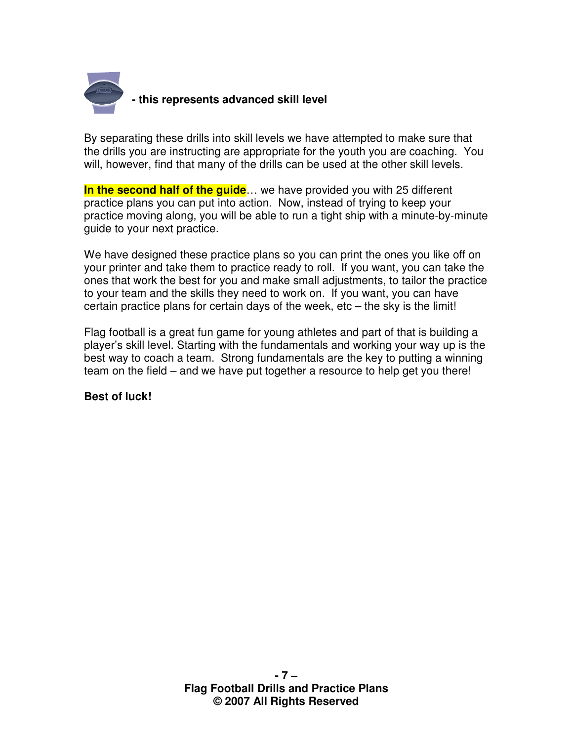**- this represents advanced skill level**

By separating these drills into skill levels we have attempted to make sure that the drills you are instructing are appropriate for the youth you are coaching. You will, however, find that many of the drills can be used at the other skill levels.

**In the second half of the guide**… we have provided you with 25 different practice plans you can put into action. Now, instead of trying to keep your practice moving along, you will be able to run a tight ship with a minute-by-minute guide to your next practice.

We have designed these practice plans so you can print the ones you like off on your printer and take them to practice ready to roll. If you want, you can take the ones that work the best for you and make small adjustments, to tailor the practice to your team and the skills they need to work on. If you want, you can have certain practice plans for certain days of the week, etc – the sky is the limit!

Flag football is a great fun game for young athletes and part of that is building a player's skill level. Starting with the fundamentals and working your way up is the best way to coach a team. Strong fundamentals are the key to putting a winning team on the field – and we have put together a resource to help get you there!

**Best of luck!**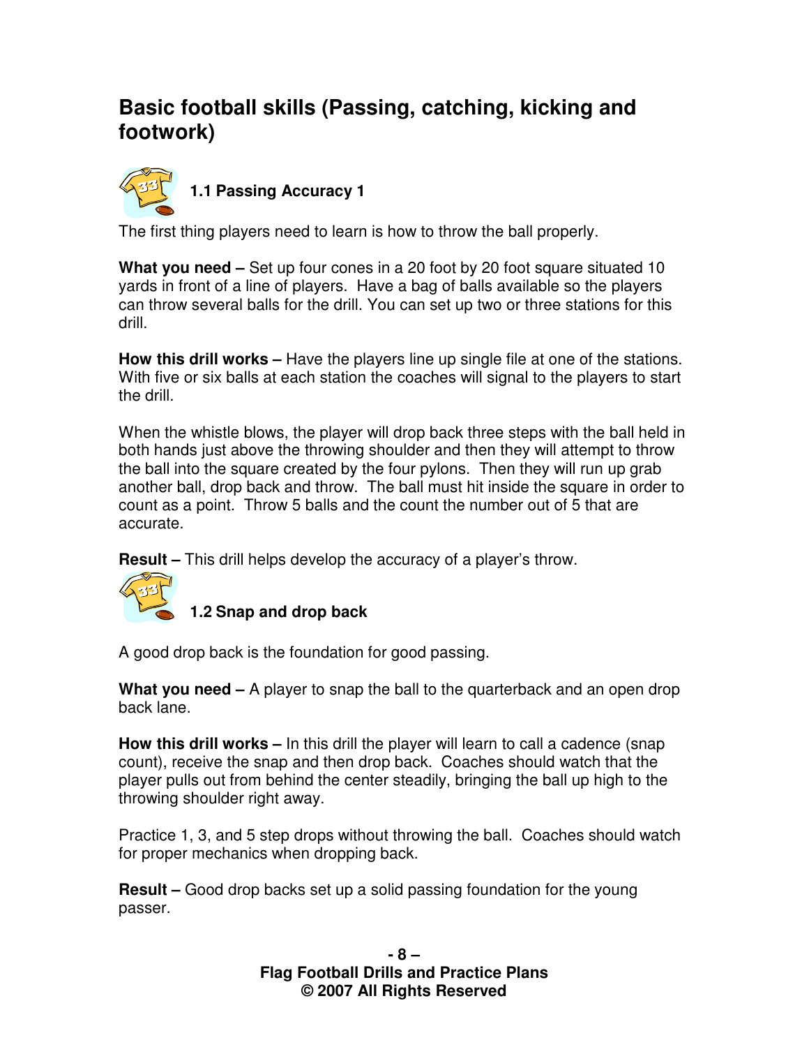# Basic football skills (Passing, catching, kicking and footwork)

## 1.1 Passing Accuracy 1

The first thing players need to learn is how to throw the ball properly.

**What you need –** Set up four cones in a 20 foot by 20 foot square situated 10 yards in front of a line of players. Have a bag of balls available so the players can throw several balls for the drill. You can set up two or three stations for this drill.

**How this drill works –** Have the players line up single file at one of the stations. With five or six balls at each station the coaches will signal to the players to start the drill.

When the whistle blows, the player will drop back three steps with the ball held in both hands just above the throwing shoulder and then they will attempt to throw the ball into the square created by the four pylons. Then they will run up grab another ball, drop back and throw. The ball must hit inside the square in order to count as a point. Throw 5 balls and the count the number out of 5 that are accurate.

**Result –** This drill helps develop the accuracy of a player's throw.

## 1.2 Snap and drop back

A good drop back is the foundation for good passing.

**What you need –** A player to snap the ball to the quarterback and an open drop back lane.

**How this drill works –** In this drill the player will learn to call a cadence (snap count), receive the snap and then drop back. Coaches should watch that the player pulls out from behind the center steadily, bringing the ball up high to the throwing shoulder right away.

Practice 1, 3, and 5 step drops without throwing the ball. Coaches should watch for proper mechanics when dropping back.

**Result –** Good drop backs set up a solid passing foundation for the young passer.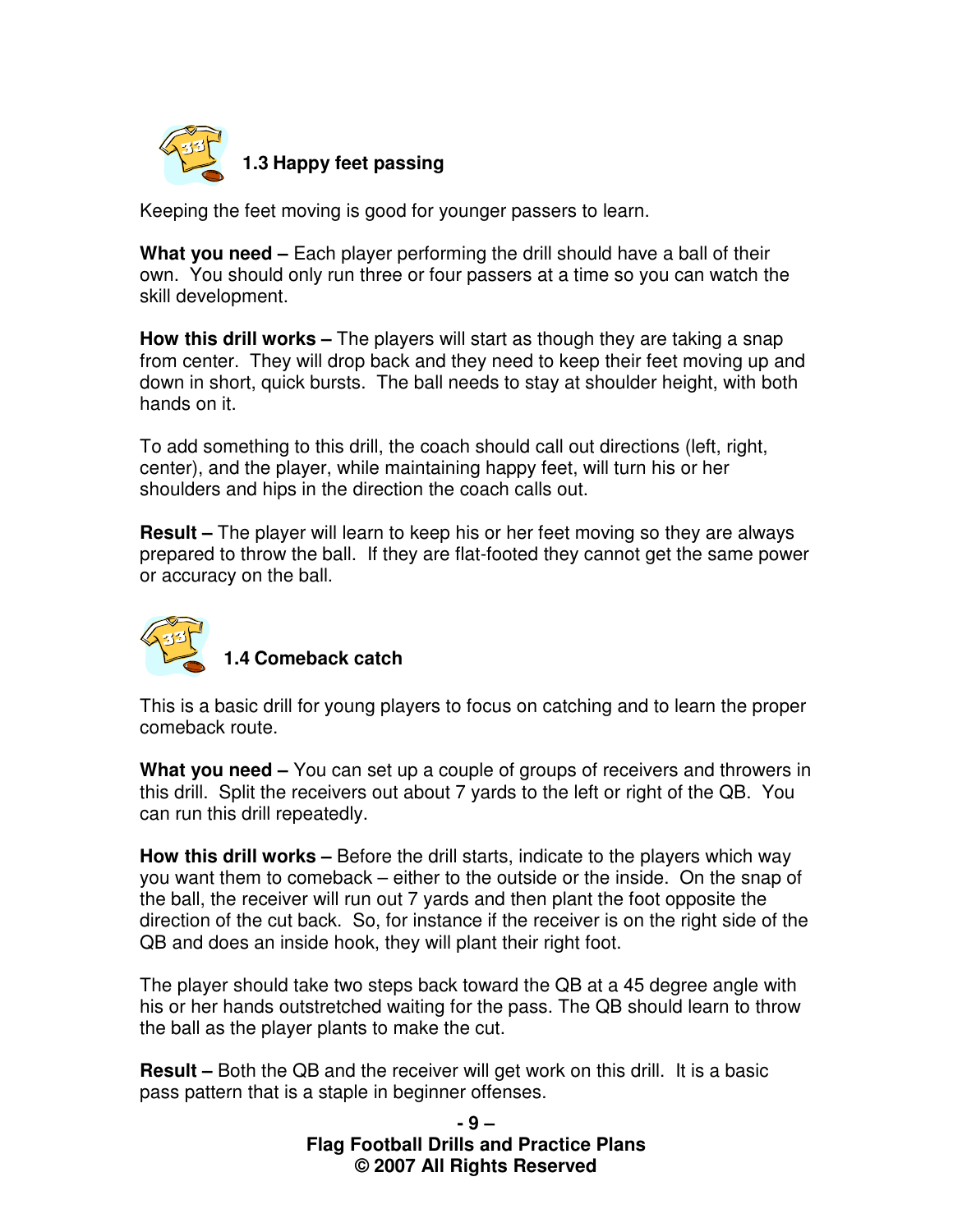### 1.3 Happy feet passing

Keeping the feet moving is good for younger passers to learn.

**What you need –** Each player performing the drill should have a ball of their own. You should only run three or four passers at a time so you can watch the skill development.

**How this drill works –** The players will start as though they are taking a snap from center. They will drop back and they need to keep their feet moving up and down in short, quick bursts. The ball needs to stay at shoulder height, with both hands on it.

To add something to this drill, the coach should call out directions (left, right, center), and the player, while maintaining happy feet, will turn his or her shoulders and hips in the direction the coach calls out.

**Result –** The player will learn to keep his or her feet moving so they are always prepared to throw the ball. If they are flat-footed they cannot get the same power or accuracy on the ball.

### 1.4 Comeback catch

This is a basic drill for young players to focus on catching and to learn the proper comeback route.

**What you need –** You can set up a couple of groups of receivers and throwers in this drill. Split the receivers out about 7 yards to the left or right of the QB. You can run this drill repeatedly.

**How this drill works –** Before the drill starts, indicate to the players which way you want them to comeback – either to the outside or the inside. On the snap of the ball, the receiver will run out 7 yards and then plant the foot opposite the direction of the cut back. So, for instance if the receiver is on the right side of the QB and does an inside hook, they will plant their right foot.

The player should take two steps back toward the QB at a 45 degree angle with his or her hands outstretched waiting for the pass. The QB should learn to throw the ball as the player plants to make the cut.

**Result –** Both the QB and the receiver will get work on this drill. It is a basic pass pattern that is a staple in beginner offenses.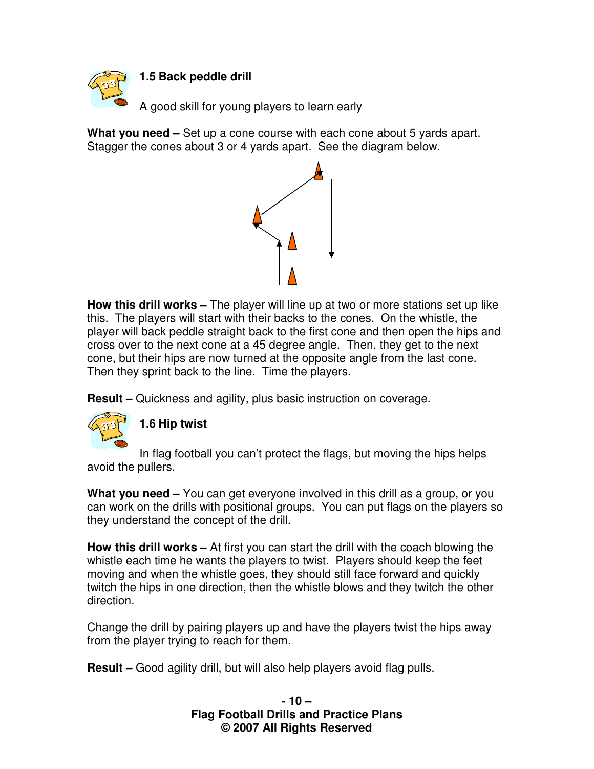### 1.5 Back peddle drill

A good skill for young players to learn early

**What you need –** Set up a cone course with each cone about 5 yards apart. Stagger the cones about 3 or 4 yards apart. See the diagram below.

**How this drill works –** The player will line up at two or more stations set up like this. The players will start with their backs to the cones. On the whistle, the player will back peddle straight back to the first cone and then open the hips and cross over to the next cone at a 45 degree angle. Then, they get to the next cone, but their hips are now turned at the opposite angle from the last cone. Then they sprint back to the line. Time the players.

**Result –** Quickness and agility, plus basic instruction on coverage.

### 1.6 Hip twist

In flag football you can't protect the flags, but moving the hips helps avoid the pullers.

**What you need –** You can get everyone involved in this drill as a group, or you can work on the drills with positional groups. You can put flags on the players so they understand the concept of the drill.

**How this drill works –** At first you can start the drill with the coach blowing the whistle each time he wants the players to twist. Players should keep the feet moving and when the whistle goes, they should still face forward and quickly twitch the hips in one direction, then the whistle blows and they twitch the other direction.

Change the drill by pairing players up and have the players twist the hips away from the player trying to reach for them.

**Result –** Good agility drill, but will also help players avoid flag pulls.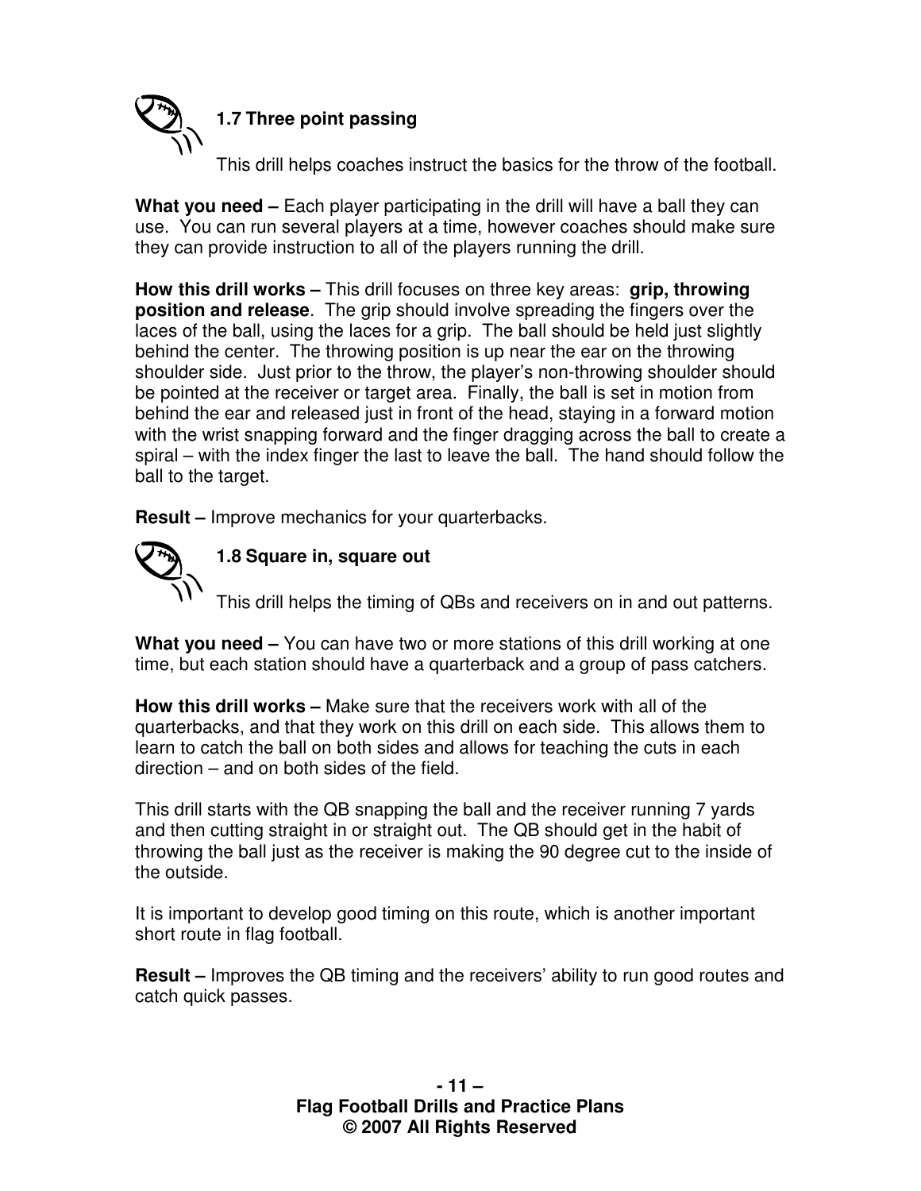### 1.7 Three point passing

This drill helps coaches instruct the basics for the throw of the football.

**What you need –** Each player participating in the drill will have a ball they can use. You can run several players at a time, however coaches should make sure they can provide instruction to all of the players running the drill.

**How this drill works –** This drill focuses on three key areas: **grip, throwing position and release**. The grip should involve spreading the fingers over the laces of the ball, using the laces for a grip. The ball should be held just slightly behind the center. The throwing position is up near the ear on the throwing shoulder side. Just prior to the throw, the player's non-throwing shoulder should be pointed at the receiver or target area. Finally, the ball is set in motion from behind the ear and released just in front of the head, staying in a forward motion with the wrist snapping forward and the finger dragging across the ball to create a spiral – with the index finger the last to leave the ball. The hand should follow the ball to the target.

**Result –** Improve mechanics for your quarterbacks.

### 1.8 Square in, square out

This drill helps the timing of QBs and receivers on in and out patterns.

**What you need –** You can have two or more stations of this drill working at one time, but each station should have a quarterback and a group of pass catchers.

**How this drill works –** Make sure that the receivers work with all of the quarterbacks, and that they work on this drill on each side. This allows them to learn to catch the ball on both sides and allows for teaching the cuts in each direction – and on both sides of the field.

This drill starts with the QB snapping the ball and the receiver running 7 yards and then cutting straight in or straight out. The QB should get in the habit of throwing the ball just as the receiver is making the 90 degree cut to the inside of the outside.

It is important to develop good timing on this route, which is another important short route in flag football.

**Result –** Improves the QB timing and the receivers' ability to run good routes and catch quick passes.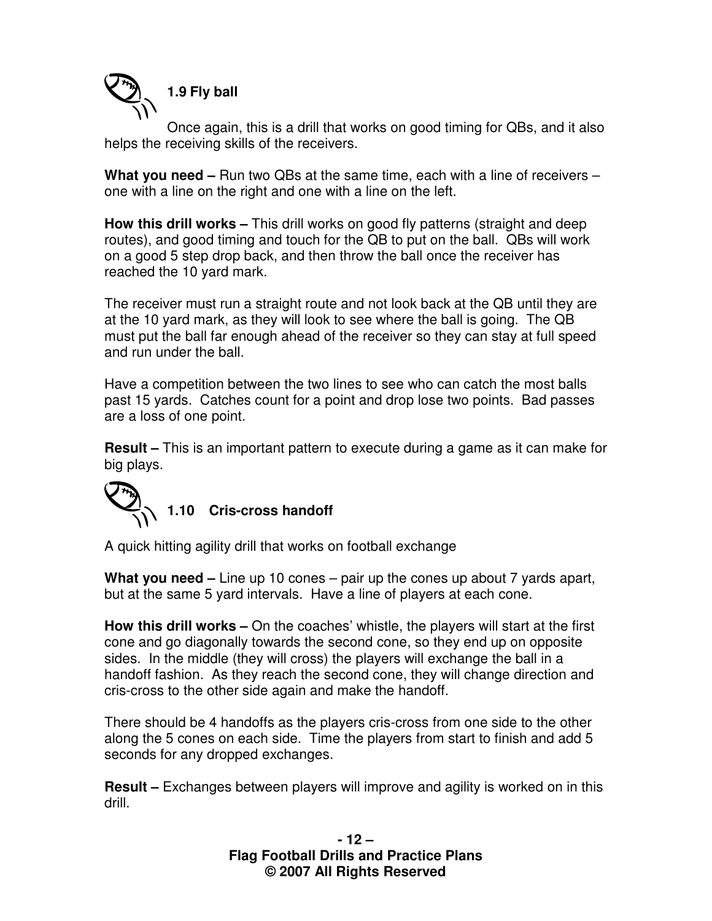### 1.9 Fly ball

Once again, this is a drill that works on good timing for QBs, and it also helps the receiving skills of the receivers.

**What you need –** Run two QBs at the same time, each with a line of receivers – one with a line on the right and one with a line on the left.

**How this drill works –** This drill works on good fly patterns (straight and deep routes), and good timing and touch for the QB to put on the ball. QBs will work on a good 5 step drop back, and then throw the ball once the receiver has reached the 10 yard mark.

The receiver must run a straight route and not look back at the QB until they are at the 10 yard mark, as they will look to see where the ball is going. The QB must put the ball far enough ahead of the receiver so they can stay at full speed and run under the ball.

Have a competition between the two lines to see who can catch the most balls past 15 yards. Catches count for a point and drop lose two points. Bad passes are a loss of one point.

**Result –** This is an important pattern to execute during a game as it can make for big plays.

### 1.10 Cris-cross handoff

A quick hitting agility drill that works on football exchange

**What you need –** Line up 10 cones – pair up the cones up about 7 yards apart, but at the same 5 yard intervals. Have a line of players at each cone.

**How this drill works –** On the coaches' whistle, the players will start at the first cone and go diagonally towards the second cone, so they end up on opposite sides. In the middle (they will cross) the players will exchange the ball in a handoff fashion. As they reach the second cone, they will change direction and cris-cross to the other side again and make the handoff.

There should be 4 handoffs as the players cris-cross from one side to the other along the 5 cones on each side. Time the players from start to finish and add 5 seconds for any dropped exchanges.

**Result –** Exchanges between players will improve and agility is worked on in this drill.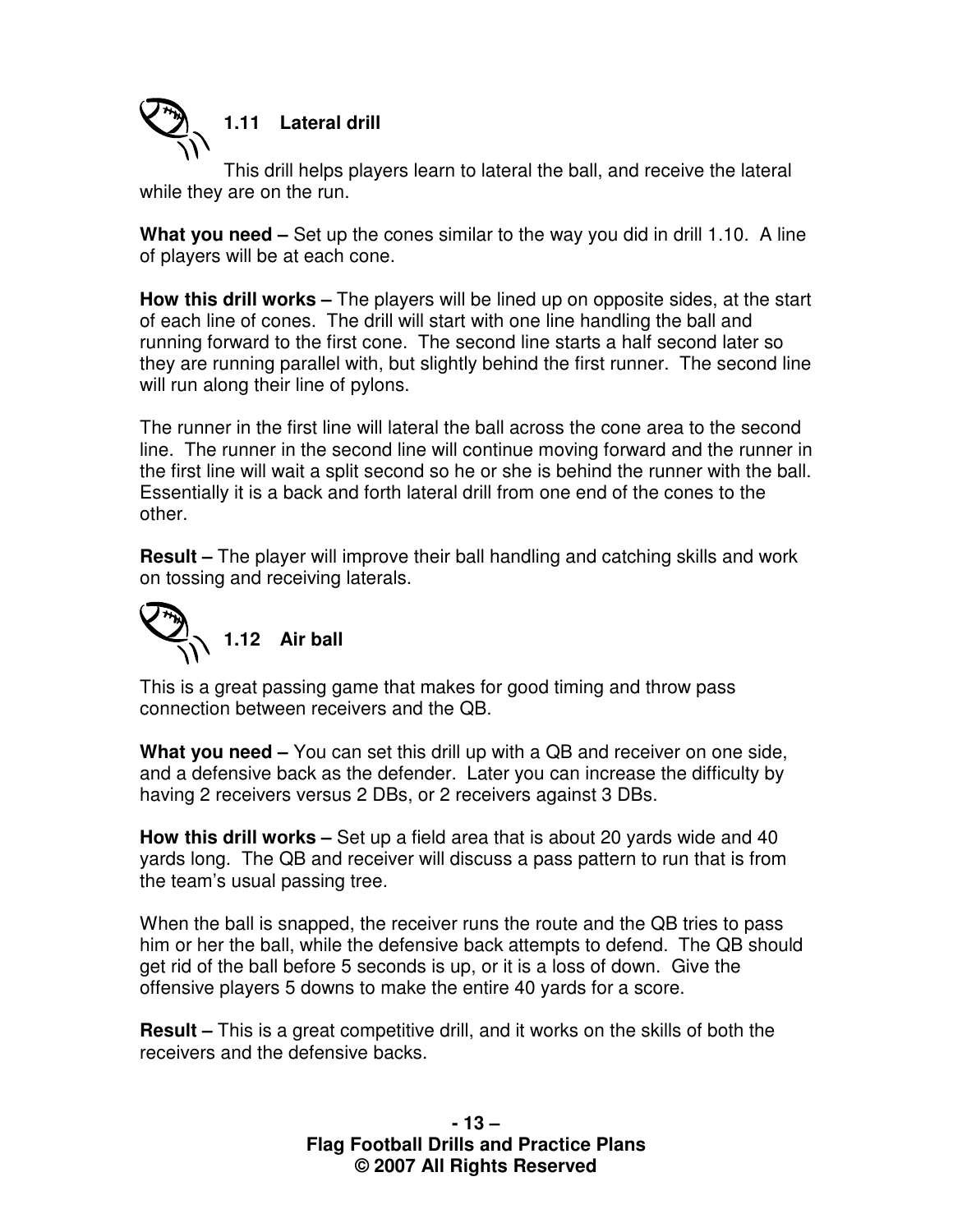### 1.11 Lateral drill

This drill helps players learn to lateral the ball, and receive the lateral while they are on the run.

**What you need –** Set up the cones similar to the way you did in drill 1.10. A line of players will be at each cone.

**How this drill works –** The players will be lined up on opposite sides, at the start of each line of cones. The drill will start with one line handling the ball and running forward to the first cone. The second line starts a half second later so they are running parallel with, but slightly behind the first runner. The second line will run along their line of pylons.

The runner in the first line will lateral the ball across the cone area to the second line. The runner in the second line will continue moving forward and the runner in the first line will wait a split second so he or she is behind the runner with the ball. Essentially it is a back and forth lateral drill from one end of the cones to the other.

**Result –** The player will improve their ball handling and catching skills and work on tossing and receiving laterals.

### 1.12 Air ball

This is a great passing game that makes for good timing and throw pass connection between receivers and the QB.

**What you need –** You can set this drill up with a QB and receiver on one side, and a defensive back as the defender. Later you can increase the difficulty by having 2 receivers versus 2 DBs, or 2 receivers against 3 DBs.

**How this drill works –** Set up a field area that is about 20 yards wide and 40 yards long. The QB and receiver will discuss a pass pattern to run that is from the team's usual passing tree.

When the ball is snapped, the receiver runs the route and the QB tries to pass him or her the ball, while the defensive back attempts to defend. The QB should get rid of the ball before 5 seconds is up, or it is a loss of down. Give the offensive players 5 downs to make the entire 40 yards for a score.

**Result –** This is a great competitive drill, and it works on the skills of both the receivers and the defensive backs.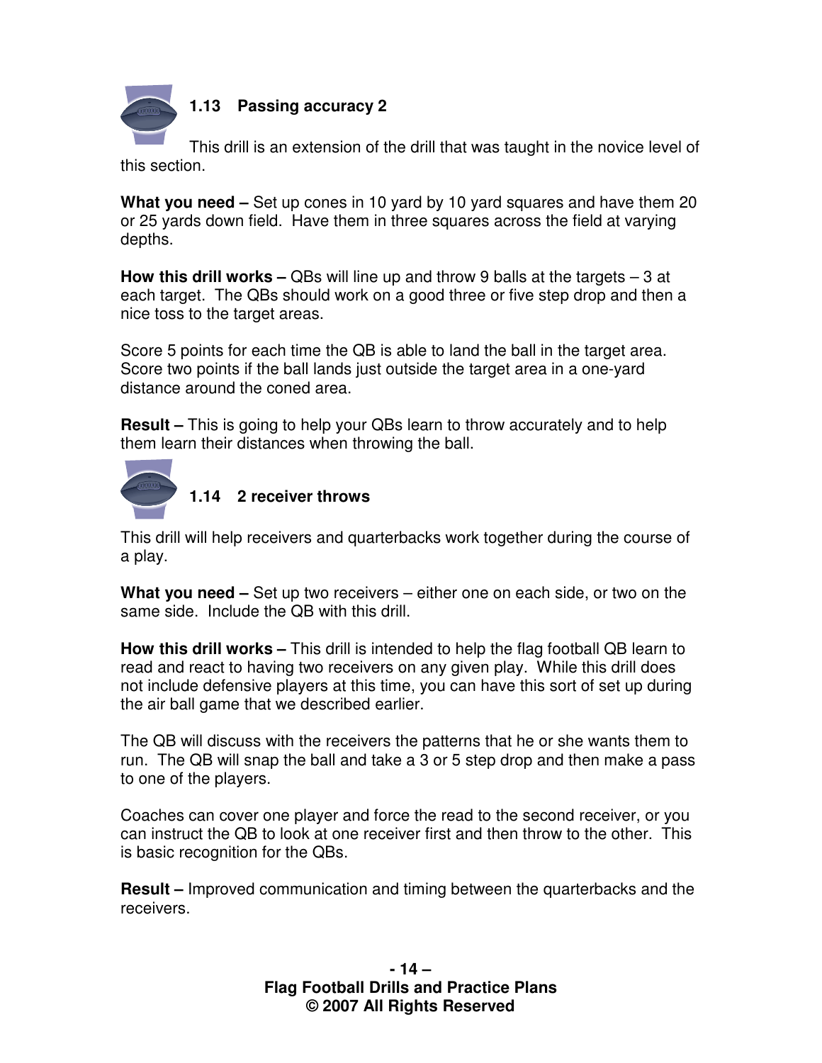### 1.13 Passing accuracy 2

This drill is an extension of the drill that was taught in the novice level of this section.

**What you need –** Set up cones in 10 yard by 10 yard squares and have them 20 or 25 yards down field. Have them in three squares across the field at varying depths.

**How this drill works –** QBs will line up and throw 9 balls at the targets – 3 at each target. The QBs should work on a good three or five step drop and then a nice toss to the target areas.

Score 5 points for each time the QB is able to land the ball in the target area. Score two points if the ball lands just outside the target area in a one-yard distance around the coned area.

**Result –** This is going to help your QBs learn to throw accurately and to help them learn their distances when throwing the ball.

### 1.14 2 receiver throws

This drill will help receivers and quarterbacks work together during the course of a play.

**What you need –** Set up two receivers – either one on each side, or two on the same side. Include the QB with this drill.

**How this drill works –** This drill is intended to help the flag football QB learn to read and react to having two receivers on any given play. While this drill does not include defensive players at this time, you can have this sort of set up during the air ball game that we described earlier.

The QB will discuss with the receivers the patterns that he or she wants them to run. The QB will snap the ball and take a 3 or 5 step drop and then make a pass to one of the players.

Coaches can cover one player and force the read to the second receiver, or you can instruct the QB to look at one receiver first and then throw to the other. This is basic recognition for the QBs.

**Result –** Improved communication and timing between the quarterbacks and the receivers.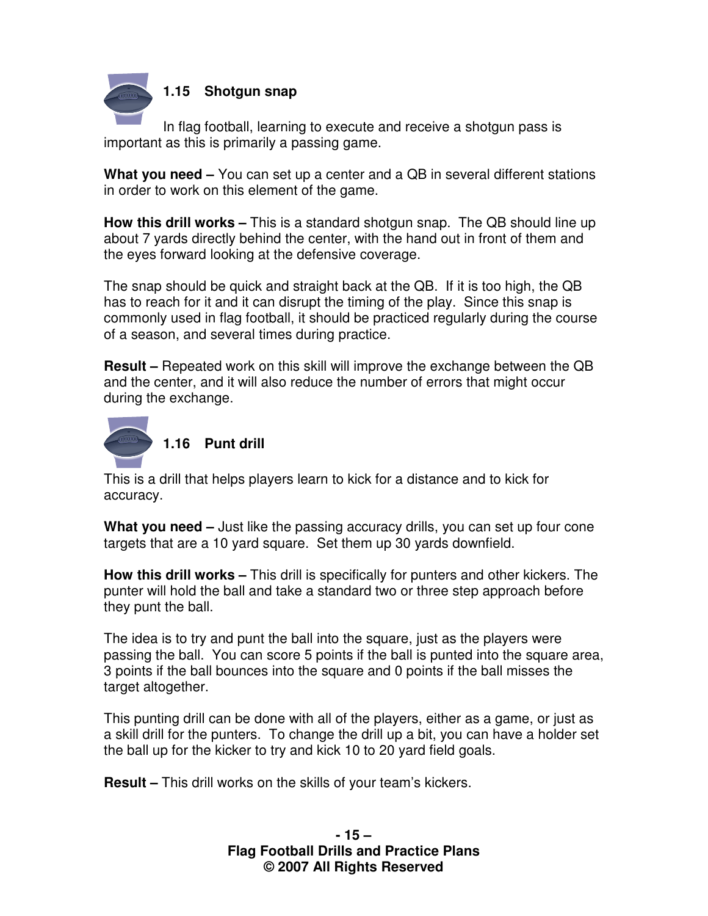## 1.15 Shotgun snap

In flag football, learning to execute and receive a shotgun pass is important as this is primarily a passing game.

**What you need –** You can set up a center and a QB in several different stations in order to work on this element of the game.

**How this drill works –** This is a standard shotgun snap. The QB should line up about 7 yards directly behind the center, with the hand out in front of them and the eyes forward looking at the defensive coverage.

The snap should be quick and straight back at the QB. If it is too high, the QB has to reach for it and it can disrupt the timing of the play. Since this snap is commonly used in flag football, it should be practiced regularly during the course of a season, and several times during practice.

**Result –** Repeated work on this skill will improve the exchange between the QB and the center, and it will also reduce the number of errors that might occur during the exchange.

## 1.16 Punt drill

This is a drill that helps players learn to kick for a distance and to kick for accuracy.

**What you need –** Just like the passing accuracy drills, you can set up four cone targets that are a 10 yard square. Set them up 30 yards downfield.

**How this drill works –** This drill is specifically for punters and other kickers. The punter will hold the ball and take a standard two or three step approach before they punt the ball.

The idea is to try and punt the ball into the square, just as the players were passing the ball. You can score 5 points if the ball is punted into the square area, 3 points if the ball bounces into the square and 0 points if the ball misses the target altogether.

This punting drill can be done with all of the players, either as a game, or just as a skill drill for the punters. To change the drill up a bit, you can have a holder set the ball up for the kicker to try and kick 10 to 20 yard field goals.

**Result –** This drill works on the skills of your team's kickers.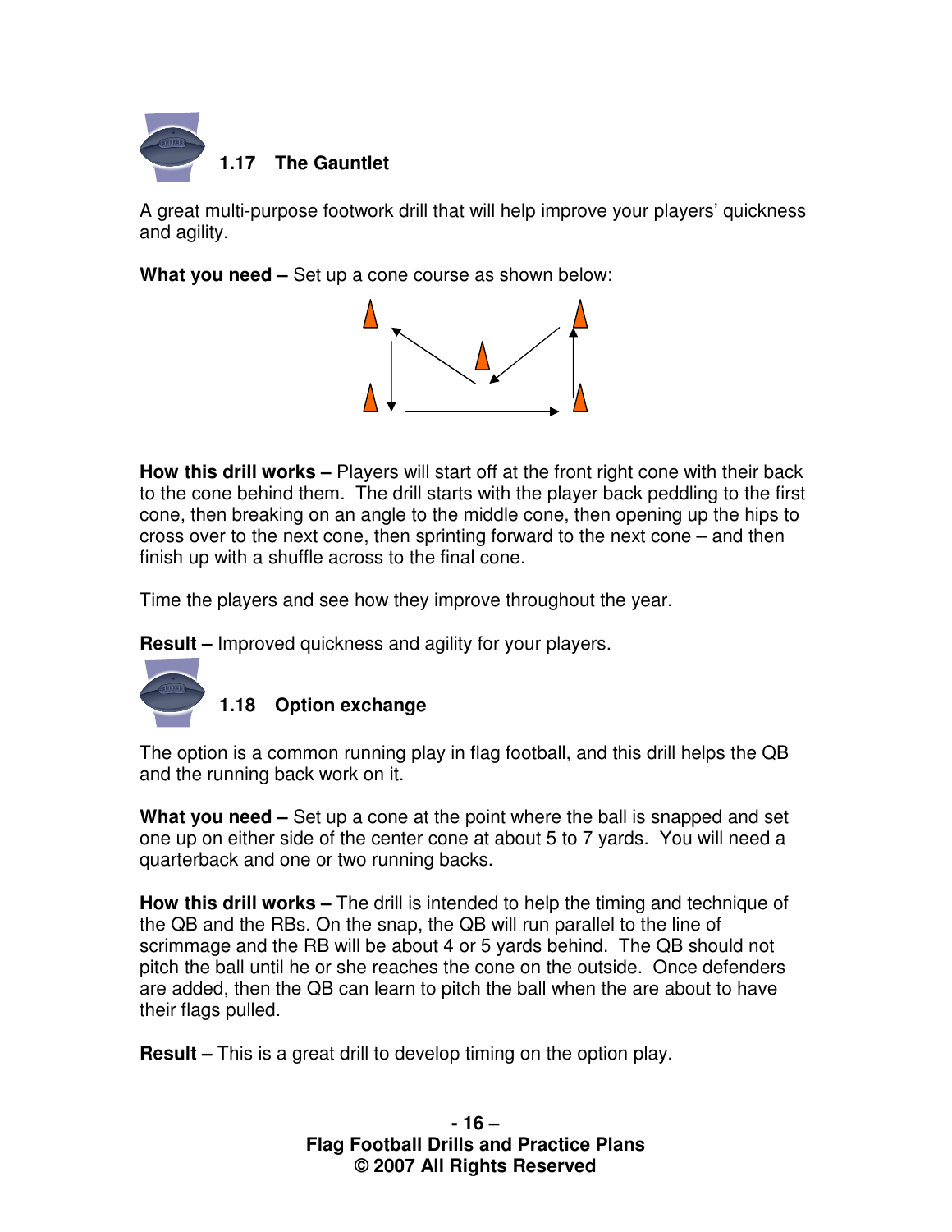## 1.17 The Gauntlet

A great multi-purpose footwork drill that will help improve your players' quickness and agility.

**What you need –** Set up a cone course as shown below:

**How this drill works –** Players will start off at the front right cone with their back to the cone behind them. The drill starts with the player back peddling to the first cone, then breaking on an angle to the middle cone, then opening up the hips to cross over to the next cone, then sprinting forward to the next cone – and then finish up with a shuffle across to the final cone.

Time the players and see how they improve throughout the year.

**Result –** Improved quickness and agility for your players.

## 1.18 Option exchange

The option is a common running play in flag football, and this drill helps the QB and the running back work on it.

**What you need –** Set up a cone at the point where the ball is snapped and set one up on either side of the center cone at about 5 to 7 yards. You will need a quarterback and one or two running backs.

**How this drill works –** The drill is intended to help the timing and technique of the QB and the RBs. On the snap, the QB will run parallel to the line of scrimmage and the RB will be about 4 or 5 yards behind. The QB should not pitch the ball until he or she reaches the cone on the outside. Once defenders are added, then the QB can learn to pitch the ball when the are about to have their flags pulled.

**Result –** This is a great drill to develop timing on the option play.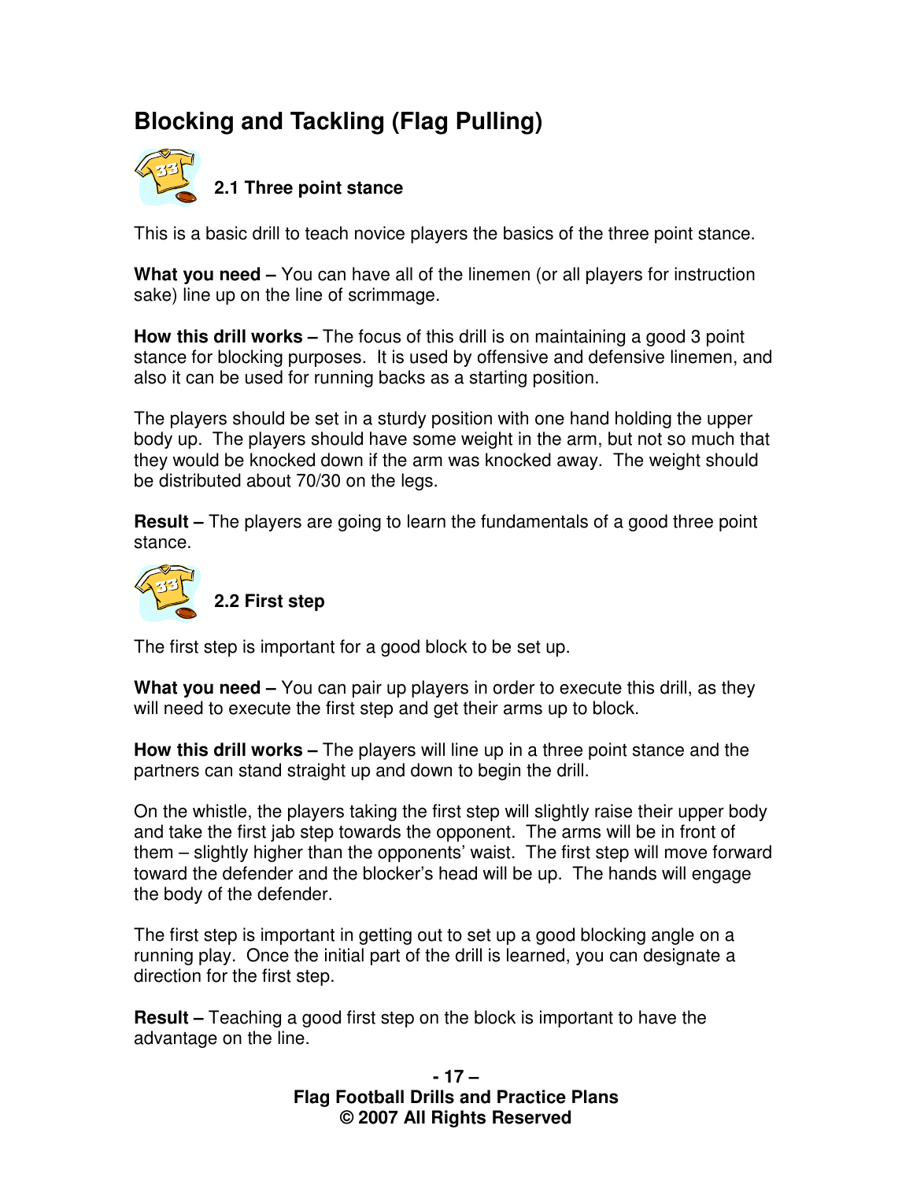# Blocking and Tackling (Flag Pulling)

## 2.1 Three point stance

This is a basic drill to teach novice players the basics of the three point stance.

**What you need –** You can have all of the linemen (or all players for instruction sake) line up on the line of scrimmage.

**How this drill works –** The focus of this drill is on maintaining a good 3 point stance for blocking purposes. It is used by offensive and defensive linemen, and also it can be used for running backs as a starting position.

The players should be set in a sturdy position with one hand holding the upper body up. The players should have some weight in the arm, but not so much that they would be knocked down if the arm was knocked away. The weight should be distributed about 70/30 on the legs.

**Result –** The players are going to learn the fundamentals of a good three point stance.

## 2.2 First step

The first step is important for a good block to be set up.

**What you need –** You can pair up players in order to execute this drill, as they will need to execute the first step and get their arms up to block.

**How this drill works –** The players will line up in a three point stance and the partners can stand straight up and down to begin the drill.

On the whistle, the players taking the first step will slightly raise their upper body and take the first jab step towards the opponent. The arms will be in front of them – slightly higher than the opponents' waist. The first step will move forward toward the defender and the blocker's head will be up. The hands will engage the body of the defender.

The first step is important in getting out to set up a good blocking angle on a running play. Once the initial part of the drill is learned, you can designate a direction for the first step.

**Result –** Teaching a good first step on the block is important to have the advantage on the line.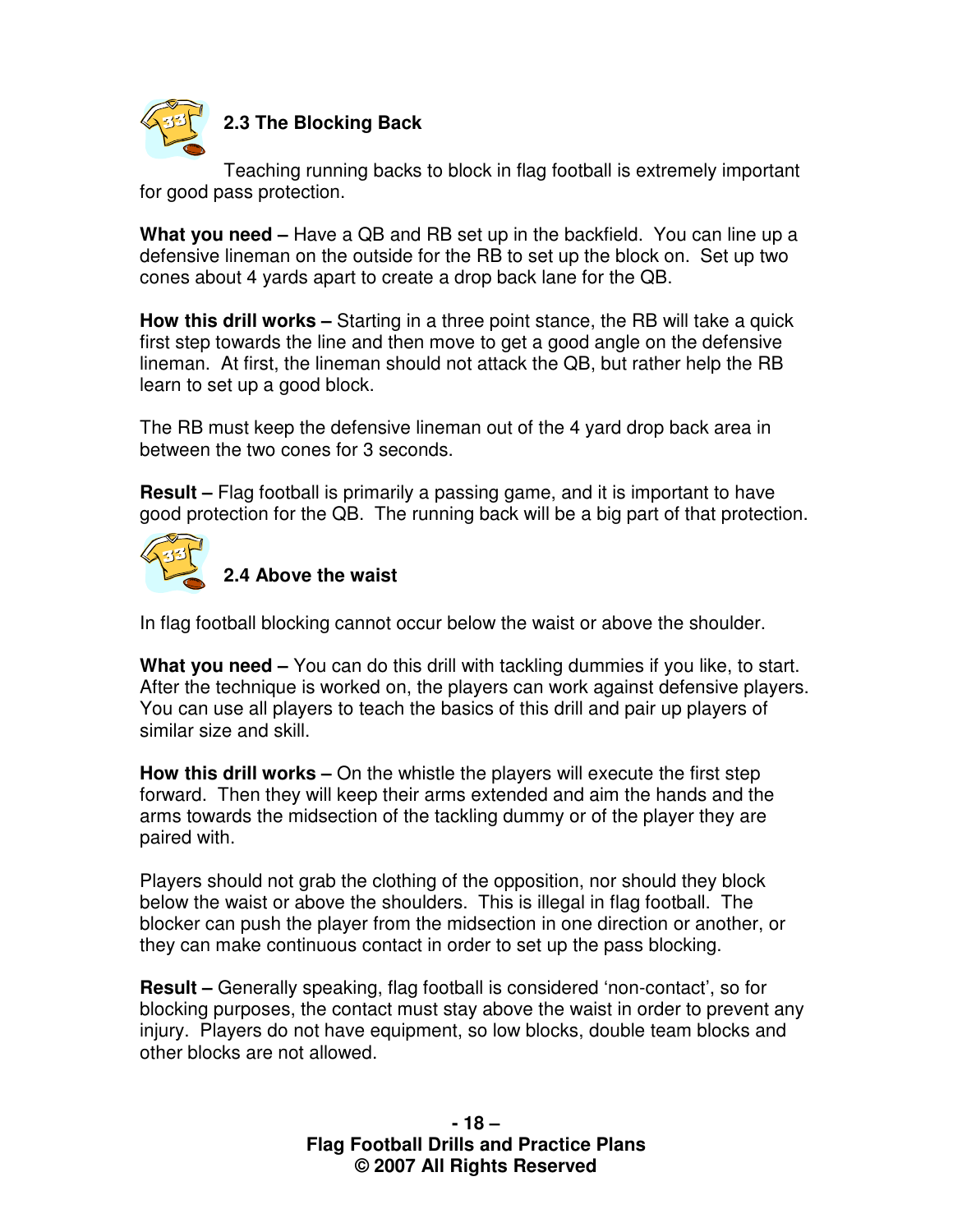### 2.3 The Blocking Back

Teaching running backs to block in flag football is extremely important for good pass protection.

**What you need –** Have a QB and RB set up in the backfield. You can line up a defensive lineman on the outside for the RB to set up the block on. Set up two cones about 4 yards apart to create a drop back lane for the QB.

**How this drill works –** Starting in a three point stance, the RB will take a quick first step towards the line and then move to get a good angle on the defensive lineman. At first, the lineman should not attack the QB, but rather help the RB learn to set up a good block.

The RB must keep the defensive lineman out of the 4 yard drop back area in between the two cones for 3 seconds.

**Result –** Flag football is primarily a passing game, and it is important to have good protection for the QB. The running back will be a big part of that protection.

### 2.4 Above the waist

In flag football blocking cannot occur below the waist or above the shoulder.

**What you need –** You can do this drill with tackling dummies if you like, to start. After the technique is worked on, the players can work against defensive players. You can use all players to teach the basics of this drill and pair up players of similar size and skill.

**How this drill works –** On the whistle the players will execute the first step forward. Then they will keep their arms extended and aim the hands and the arms towards the midsection of the tackling dummy or of the player they are paired with.

Players should not grab the clothing of the opposition, nor should they block below the waist or above the shoulders. This is illegal in flag football. The blocker can push the player from the midsection in one direction or another, or they can make continuous contact in order to set up the pass blocking.

**Result –** Generally speaking, flag football is considered 'non-contact', so for blocking purposes, the contact must stay above the waist in order to prevent any injury. Players do not have equipment, so low blocks, double team blocks and other blocks are not allowed.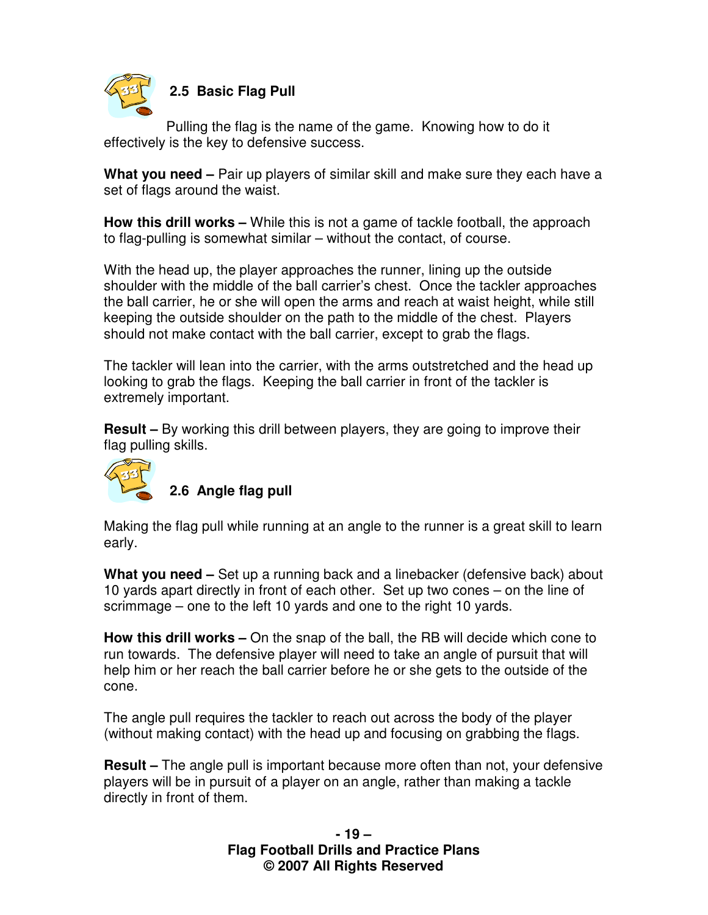## 2.5 Basic Flag Pull

Pulling the flag is the name of the game. Knowing how to do it effectively is the key to defensive success.

**What you need –** Pair up players of similar skill and make sure they each have a set of flags around the waist.

**How this drill works –** While this is not a game of tackle football, the approach to flag-pulling is somewhat similar – without the contact, of course.

With the head up, the player approaches the runner, lining up the outside shoulder with the middle of the ball carrier's chest. Once the tackler approaches the ball carrier, he or she will open the arms and reach at waist height, while still keeping the outside shoulder on the path to the middle of the chest. Players should not make contact with the ball carrier, except to grab the flags.

The tackler will lean into the carrier, with the arms outstretched and the head up looking to grab the flags. Keeping the ball carrier in front of the tackler is extremely important.

**Result –** By working this drill between players, they are going to improve their flag pulling skills.

## 2.6 Angle flag pull

Making the flag pull while running at an angle to the runner is a great skill to learn early.

**What you need –** Set up a running back and a linebacker (defensive back) about 10 yards apart directly in front of each other. Set up two cones – on the line of scrimmage – one to the left 10 yards and one to the right 10 yards.

**How this drill works –** On the snap of the ball, the RB will decide which cone to run towards. The defensive player will need to take an angle of pursuit that will help him or her reach the ball carrier before he or she gets to the outside of the cone.

The angle pull requires the tackler to reach out across the body of the player (without making contact) with the head up and focusing on grabbing the flags.

**Result –** The angle pull is important because more often than not, your defensive players will be in pursuit of a player on an angle, rather than making a tackle directly in front of them.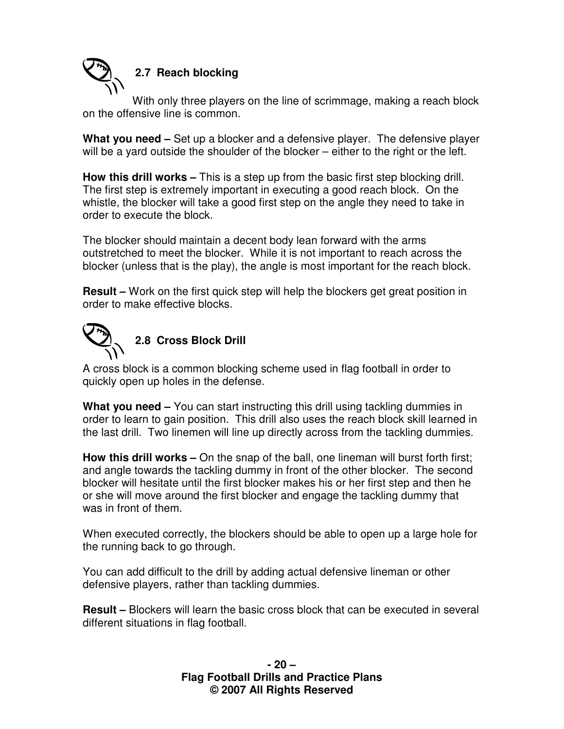## 2.7 Reach blocking

With only three players on the line of scrimmage, making a reach block on the offensive line is common.

**What you need –** Set up a blocker and a defensive player. The defensive player will be a yard outside the shoulder of the blocker – either to the right or the left.

**How this drill works –** This is a step up from the basic first step blocking drill. The first step is extremely important in executing a good reach block. On the whistle, the blocker will take a good first step on the angle they need to take in order to execute the block.

The blocker should maintain a decent body lean forward with the arms outstretched to meet the blocker. While it is not important to reach across the blocker (unless that is the play), the angle is most important for the reach block.

**Result –** Work on the first quick step will help the blockers get great position in order to make effective blocks.

## 2.8 Cross Block Drill

A cross block is a common blocking scheme used in flag football in order to quickly open up holes in the defense.

**What you need –** You can start instructing this drill using tackling dummies in order to learn to gain position. This drill also uses the reach block skill learned in the last drill. Two linemen will line up directly across from the tackling dummies.

**How this drill works –** On the snap of the ball, one lineman will burst forth first; and angle towards the tackling dummy in front of the other blocker. The second blocker will hesitate until the first blocker makes his or her first step and then he or she will move around the first blocker and engage the tackling dummy that was in front of them.

When executed correctly, the blockers should be able to open up a large hole for the running back to go through.

You can add difficult to the drill by adding actual defensive lineman or other defensive players, rather than tackling dummies.

**Result –** Blockers will learn the basic cross block that can be executed in several different situations in flag football.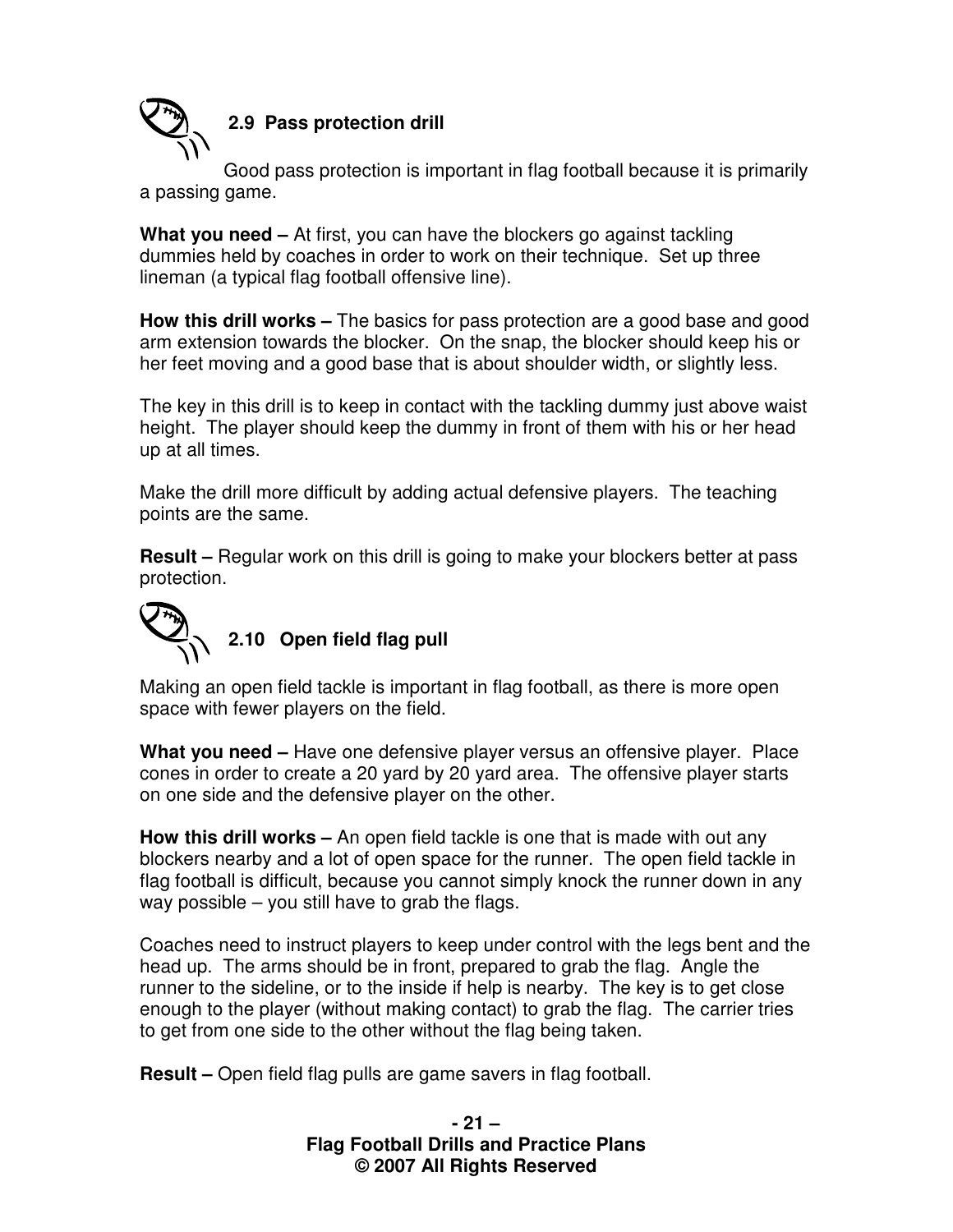### 2.9 Pass protection drill

Good pass protection is important in flag football because it is primarily a passing game.

**What you need –** At first, you can have the blockers go against tackling dummies held by coaches in order to work on their technique. Set up three lineman (a typical flag football offensive line).

**How this drill works –** The basics for pass protection are a good base and good arm extension towards the blocker. On the snap, the blocker should keep his or her feet moving and a good base that is about shoulder width, or slightly less.

The key in this drill is to keep in contact with the tackling dummy just above waist height. The player should keep the dummy in front of them with his or her head up at all times.

Make the drill more difficult by adding actual defensive players. The teaching points are the same.

**Result –** Regular work on this drill is going to make your blockers better at pass protection.

### 2.10 Open field flag pull

Making an open field tackle is important in flag football, as there is more open space with fewer players on the field.

**What you need –** Have one defensive player versus an offensive player. Place cones in order to create a 20 yard by 20 yard area. The offensive player starts on one side and the defensive player on the other.

**How this drill works –** An open field tackle is one that is made with out any blockers nearby and a lot of open space for the runner. The open field tackle in flag football is difficult, because you cannot simply knock the runner down in any way possible – you still have to grab the flags.

Coaches need to instruct players to keep under control with the legs bent and the head up. The arms should be in front, prepared to grab the flag. Angle the runner to the sideline, or to the inside if help is nearby. The key is to get close enough to the player (without making contact) to grab the flag. The carrier tries to get from one side to the other without the flag being taken.

**Result –** Open field flag pulls are game savers in flag football.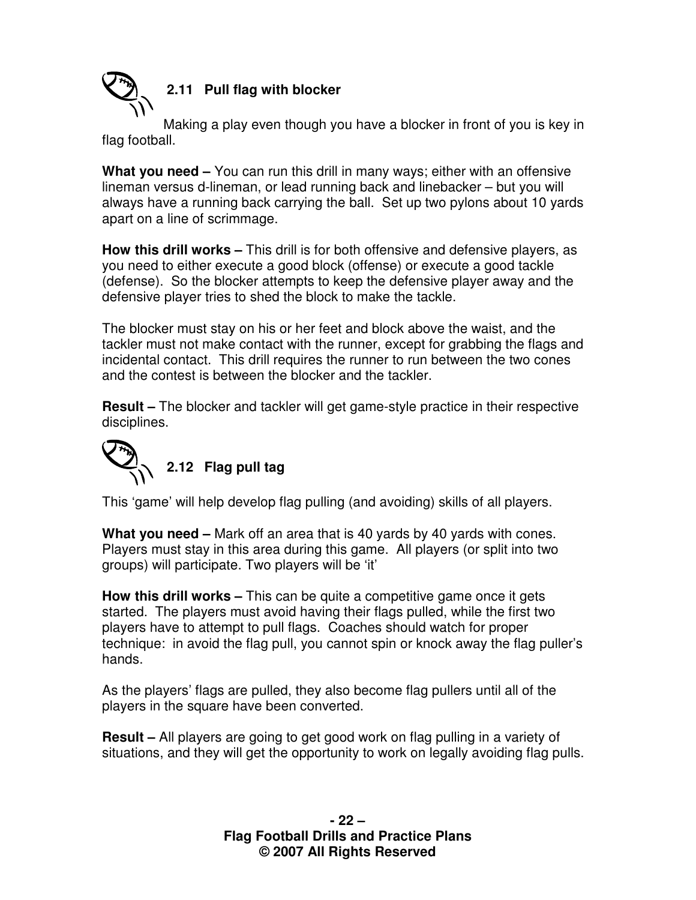### 2.11 Pull flag with blocker

Making a play even though you have a blocker in front of you is key in flag football.

**What you need –** You can run this drill in many ways; either with an offensive lineman versus d-lineman, or lead running back and linebacker – but you will always have a running back carrying the ball. Set up two pylons about 10 yards apart on a line of scrimmage.

**How this drill works –** This drill is for both offensive and defensive players, as you need to either execute a good block (offense) or execute a good tackle (defense). So the blocker attempts to keep the defensive player away and the defensive player tries to shed the block to make the tackle.

The blocker must stay on his or her feet and block above the waist, and the tackler must not make contact with the runner, except for grabbing the flags and incidental contact. This drill requires the runner to run between the two cones and the contest is between the blocker and the tackler.

**Result –** The blocker and tackler will get game-style practice in their respective disciplines.

### 2.12 Flag pull tag

This 'game' will help develop flag pulling (and avoiding) skills of all players.

**What you need –** Mark off an area that is 40 yards by 40 yards with cones. Players must stay in this area during this game. All players (or split into two groups) will participate. Two players will be 'it'

**How this drill works –** This can be quite a competitive game once it gets started. The players must avoid having their flags pulled, while the first two players have to attempt to pull flags. Coaches should watch for proper technique: in avoid the flag pull, you cannot spin or knock away the flag puller's hands.

As the players' flags are pulled, they also become flag pullers until all of the players in the square have been converted.

**Result –** All players are going to get good work on flag pulling in a variety of situations, and they will get the opportunity to work on legally avoiding flag pulls.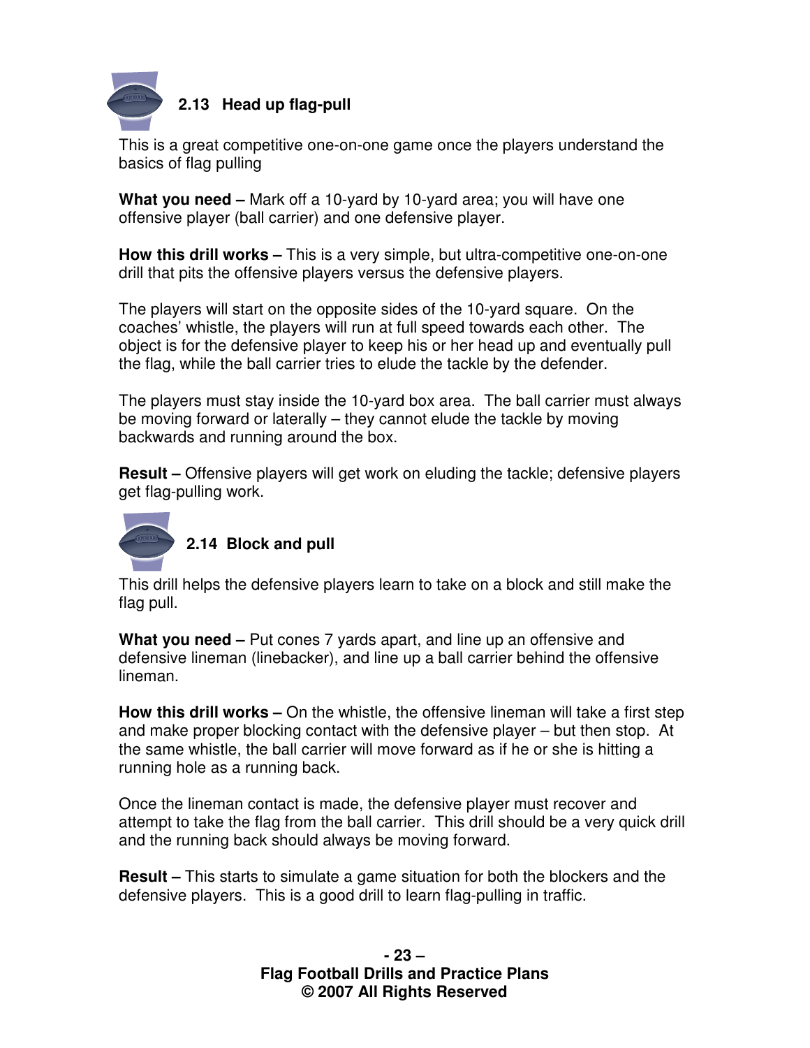### 2.13 Head up flag-pull

This is a great competitive one-on-one game once the players understand the basics of flag pulling

**What you need –** Mark off a 10-yard by 10-yard area; you will have one offensive player (ball carrier) and one defensive player.

**How this drill works –** This is a very simple, but ultra-competitive one-on-one drill that pits the offensive players versus the defensive players.

The players will start on the opposite sides of the 10-yard square. On the coaches' whistle, the players will run at full speed towards each other. The object is for the defensive player to keep his or her head up and eventually pull the flag, while the ball carrier tries to elude the tackle by the defender.

The players must stay inside the 10-yard box area. The ball carrier must always be moving forward or laterally – they cannot elude the tackle by moving backwards and running around the box.

**Result –** Offensive players will get work on eluding the tackle; defensive players get flag-pulling work.

### 2.14 Block and pull

This drill helps the defensive players learn to take on a block and still make the flag pull.

**What you need –** Put cones 7 yards apart, and line up an offensive and defensive lineman (linebacker), and line up a ball carrier behind the offensive lineman.

**How this drill works –** On the whistle, the offensive lineman will take a first step and make proper blocking contact with the defensive player – but then stop. At the same whistle, the ball carrier will move forward as if he or she is hitting a running hole as a running back.

Once the lineman contact is made, the defensive player must recover and attempt to take the flag from the ball carrier. This drill should be a very quick drill and the running back should always be moving forward.

**Result –** This starts to simulate a game situation for both the blockers and the defensive players. This is a good drill to learn flag-pulling in traffic.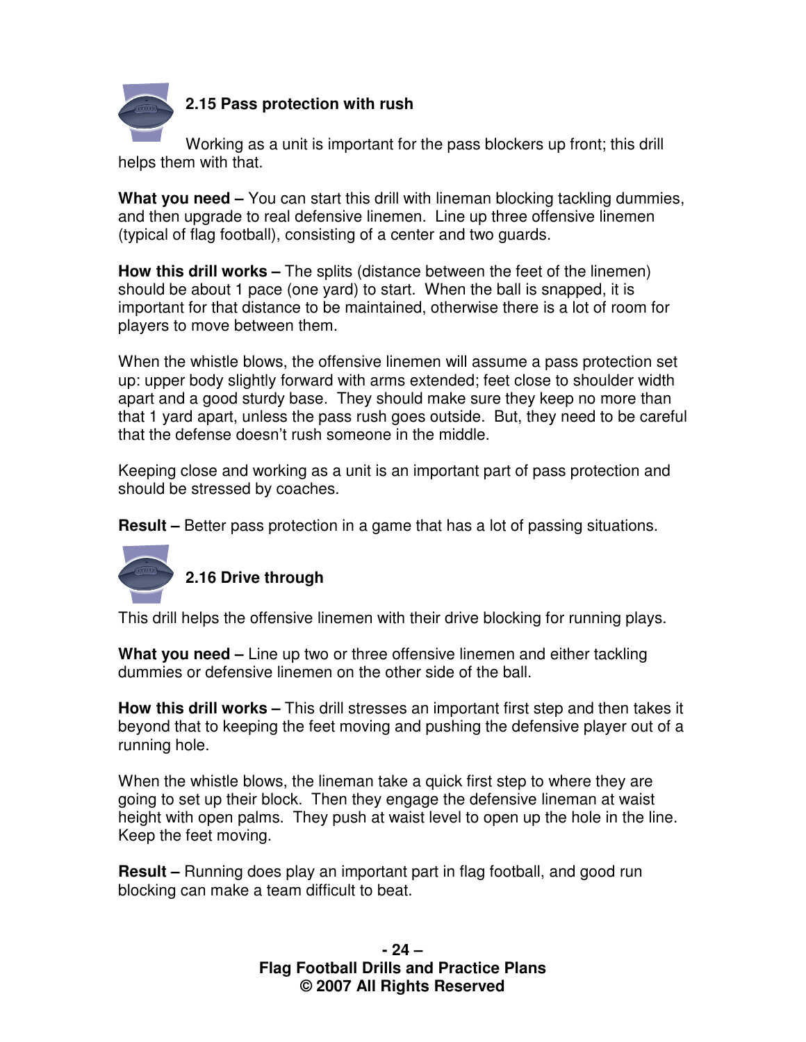### 2.15 Pass protection with rush

Working as a unit is important for the pass blockers up front; this drill helps them with that.

**What you need –** You can start this drill with lineman blocking tackling dummies, and then upgrade to real defensive linemen. Line up three offensive linemen (typical of flag football), consisting of a center and two guards.

**How this drill works –** The splits (distance between the feet of the linemen) should be about 1 pace (one yard) to start. When the ball is snapped, it is important for that distance to be maintained, otherwise there is a lot of room for players to move between them.

When the whistle blows, the offensive linemen will assume a pass protection set up: upper body slightly forward with arms extended; feet close to shoulder width apart and a good sturdy base. They should make sure they keep no more than that 1 yard apart, unless the pass rush goes outside. But, they need to be careful that the defense doesn't rush someone in the middle.

Keeping close and working as a unit is an important part of pass protection and should be stressed by coaches.

**Result –** Better pass protection in a game that has a lot of passing situations.

### 2.16 Drive through

This drill helps the offensive linemen with their drive blocking for running plays.

**What you need –** Line up two or three offensive linemen and either tackling dummies or defensive linemen on the other side of the ball.

**How this drill works –** This drill stresses an important first step and then takes it beyond that to keeping the feet moving and pushing the defensive player out of a running hole.

When the whistle blows, the lineman take a quick first step to where they are going to set up their block. Then they engage the defensive lineman at waist height with open palms. They push at waist level to open up the hole in the line. Keep the feet moving.

**Result –** Running does play an important part in flag football, and good run blocking can make a team difficult to beat.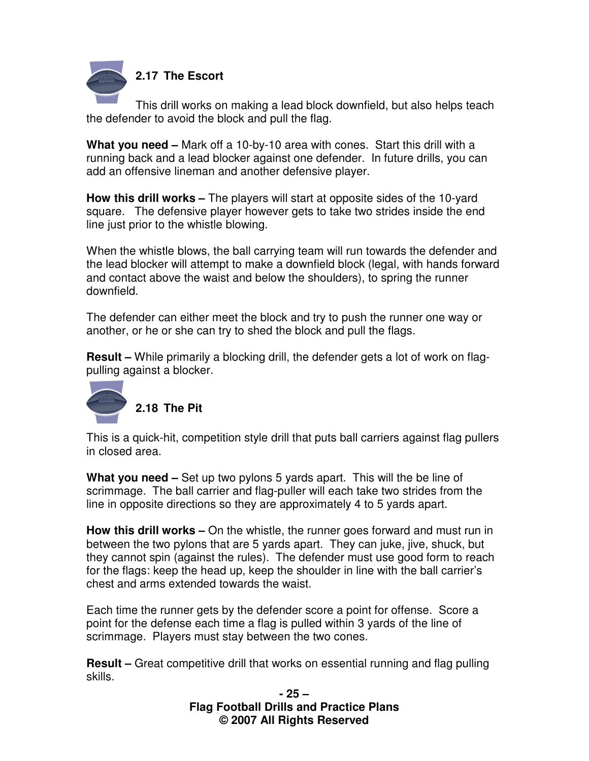## 2.17 The Escort

This drill works on making a lead block downfield, but also helps teach the defender to avoid the block and pull the flag.

**What you need –** Mark off a 10-by-10 area with cones. Start this drill with a running back and a lead blocker against one defender. In future drills, you can add an offensive lineman and another defensive player.

**How this drill works –** The players will start at opposite sides of the 10-yard square. The defensive player however gets to take two strides inside the end line just prior to the whistle blowing.

When the whistle blows, the ball carrying team will run towards the defender and the lead blocker will attempt to make a downfield block (legal, with hands forward and contact above the waist and below the shoulders), to spring the runner downfield.

The defender can either meet the block and try to push the runner one way or another, or he or she can try to shed the block and pull the flags.

**Result –** While primarily a blocking drill, the defender gets a lot of work on flag-pulling against a blocker.

## 2.18 The Pit

This is a quick-hit, competition style drill that puts ball carriers against flag pullers in closed area.

**What you need –** Set up two pylons 5 yards apart. This will the be line of scrimmage. The ball carrier and flag-puller will each take two strides from the line in opposite directions so they are approximately 4 to 5 yards apart.

**How this drill works –** On the whistle, the runner goes forward and must run in between the two pylons that are 5 yards apart. They can juke, jive, shuck, but they cannot spin (against the rules). The defender must use good form to reach for the flags: keep the head up, keep the shoulder in line with the ball carrier's chest and arms extended towards the waist.

Each time the runner gets by the defender score a point for offense. Score a point for the defense each time a flag is pulled within 3 yards of the line of scrimmage. Players must stay between the two cones.

**Result –** Great competitive drill that works on essential running and flag pulling skills.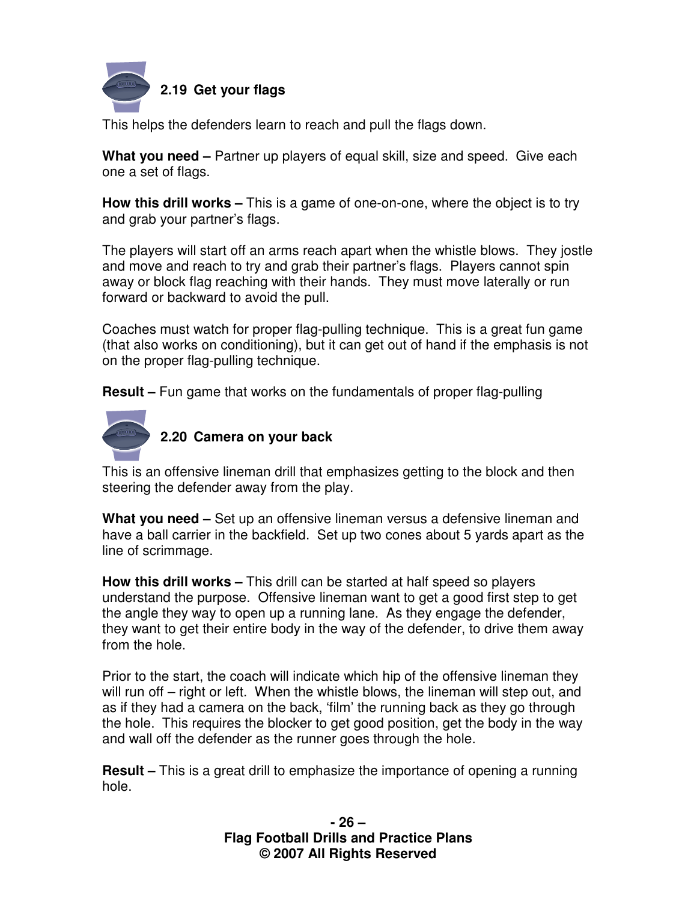### 2.19 Get your flags

This helps the defenders learn to reach and pull the flags down.

**What you need –** Partner up players of equal skill, size and speed. Give each one a set of flags.

**How this drill works –** This is a game of one-on-one, where the object is to try and grab your partner's flags.

The players will start off an arms reach apart when the whistle blows. They jostle and move and reach to try and grab their partner's flags. Players cannot spin away or block flag reaching with their hands. They must move laterally or run forward or backward to avoid the pull.

Coaches must watch for proper flag-pulling technique. This is a great fun game (that also works on conditioning), but it can get out of hand if the emphasis is not on the proper flag-pulling technique.

**Result –** Fun game that works on the fundamentals of proper flag-pulling

### 2.20 Camera on your back

This is an offensive lineman drill that emphasizes getting to the block and then steering the defender away from the play.

**What you need –** Set up an offensive lineman versus a defensive lineman and have a ball carrier in the backfield. Set up two cones about 5 yards apart as the line of scrimmage.

**How this drill works –** This drill can be started at half speed so players understand the purpose. Offensive lineman want to get a good first step to get the angle they way to open up a running lane. As they engage the defender, they want to get their entire body in the way of the defender, to drive them away from the hole.

Prior to the start, the coach will indicate which hip of the offensive lineman they will run off – right or left. When the whistle blows, the lineman will step out, and as if they had a camera on the back, 'film' the running back as they go through the hole. This requires the blocker to get good position, get the body in the way and wall off the defender as the runner goes through the hole.

**Result –** This is a great drill to emphasize the importance of opening a running hole.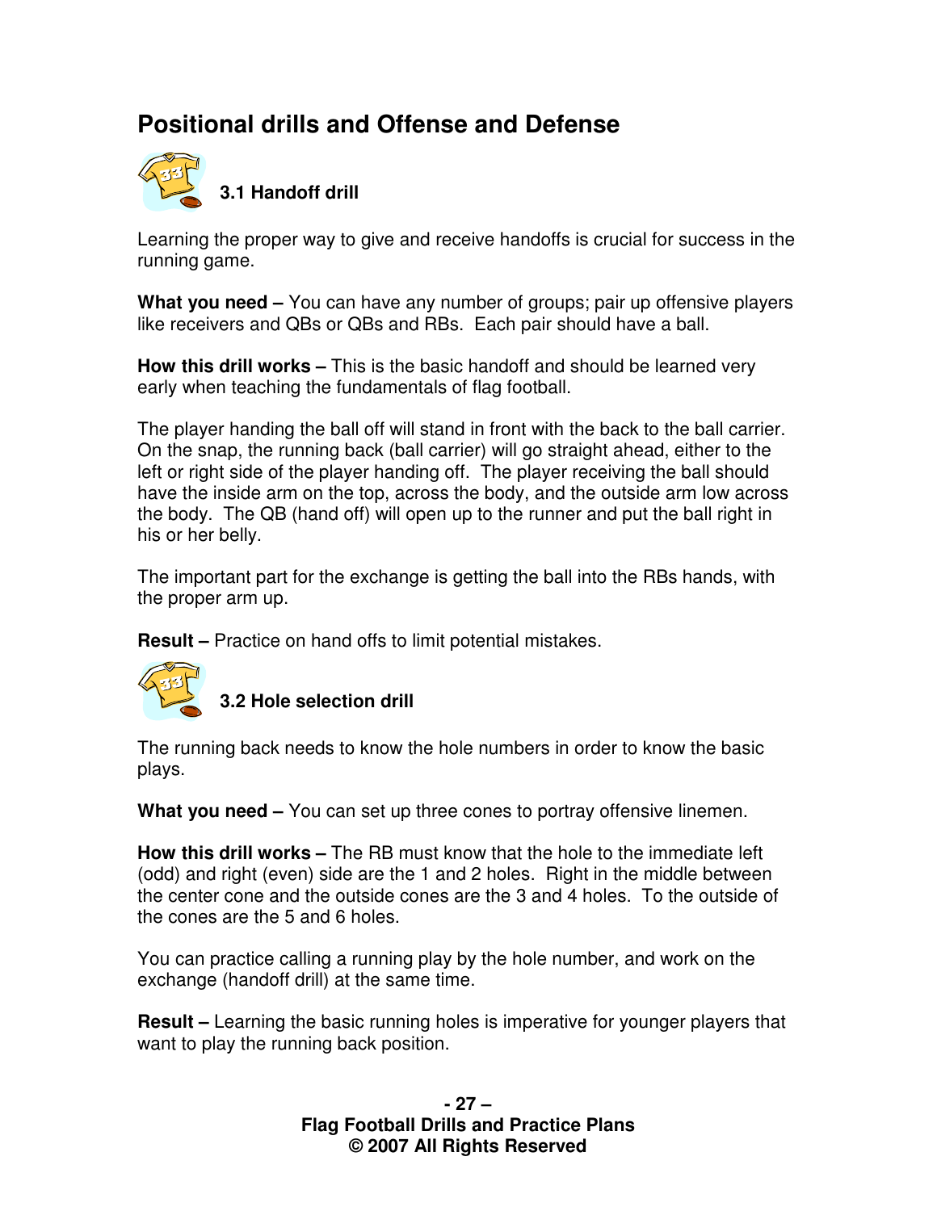## Positional drills and Offense and Defense

### 3.1 Handoff drill

Learning the proper way to give and receive handoffs is crucial for success in the running game.

**What you need –** You can have any number of groups; pair up offensive players like receivers and QBs or QBs and RBs. Each pair should have a ball.

**How this drill works –** This is the basic handoff and should be learned very early when teaching the fundamentals of flag football.

The player handing the ball off will stand in front with the back to the ball carrier. On the snap, the running back (ball carrier) will go straight ahead, either to the left or right side of the player handing off. The player receiving the ball should have the inside arm on the top, across the body, and the outside arm low across the body. The QB (hand off) will open up to the runner and put the ball right in his or her belly.

The important part for the exchange is getting the ball into the RBs hands, with the proper arm up.

**Result –** Practice on hand offs to limit potential mistakes.

### 3.2 Hole selection drill

The running back needs to know the hole numbers in order to know the basic plays.

**What you need –** You can set up three cones to portray offensive linemen.

**How this drill works –** The RB must know that the hole to the immediate left (odd) and right (even) side are the 1 and 2 holes. Right in the middle between the center cone and the outside cones are the 3 and 4 holes. To the outside of the cones are the 5 and 6 holes.

You can practice calling a running play by the hole number, and work on the exchange (handoff drill) at the same time.

**Result –** Learning the basic running holes is imperative for younger players that want to play the running back position.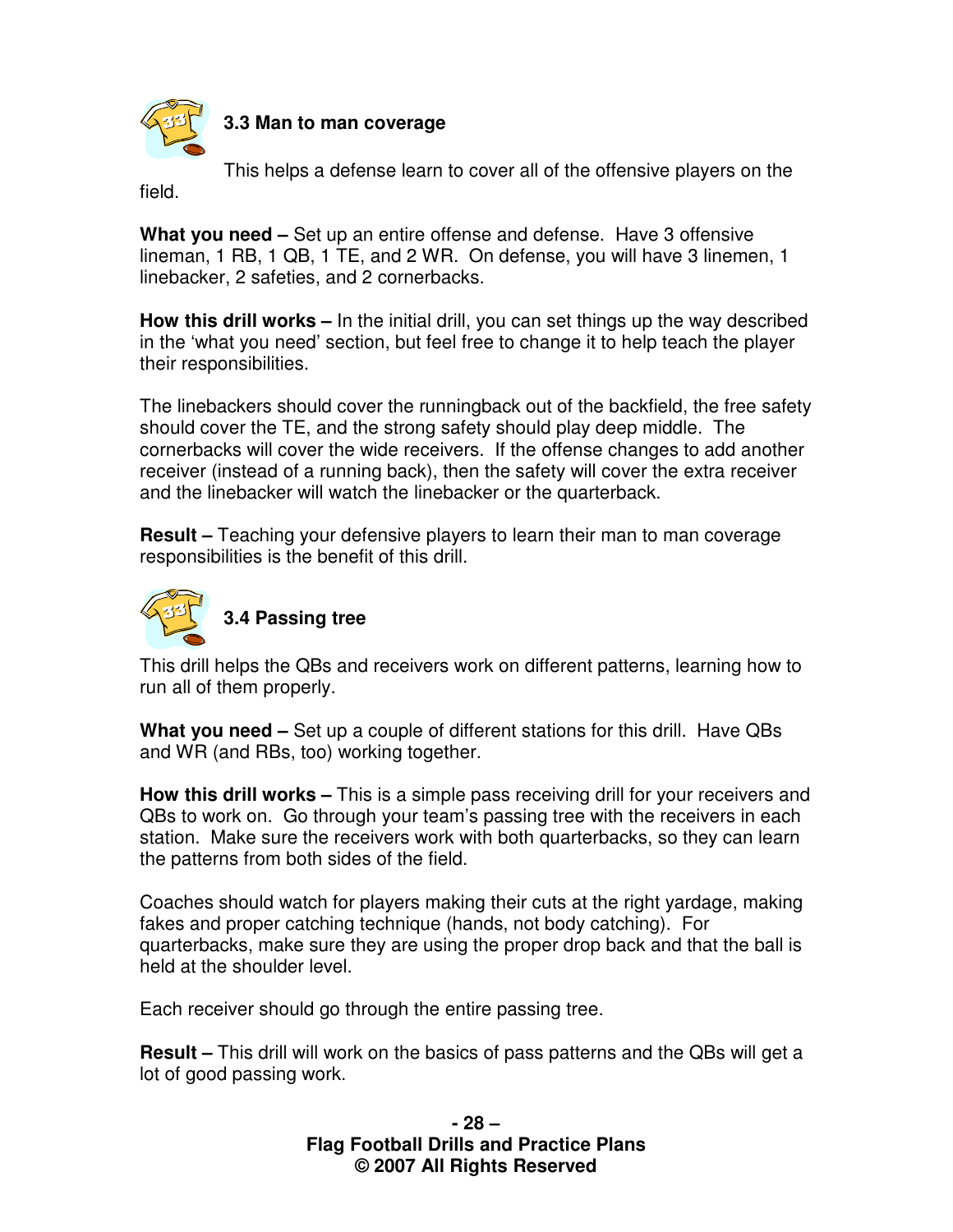### 3.3 Man to man coverage

This helps a defense learn to cover all of the offensive players on the field.

**What you need –** Set up an entire offense and defense. Have 3 offensive lineman, 1 RB, 1 QB, 1 TE, and 2 WR. On defense, you will have 3 linemen, 1 linebacker, 2 safeties, and 2 cornerbacks.

**How this drill works –** In the initial drill, you can set things up the way described in the 'what you need' section, but feel free to change it to help teach the player their responsibilities.

The linebackers should cover the runningback out of the backfield, the free safety should cover the TE, and the strong safety should play deep middle. The cornerbacks will cover the wide receivers. If the offense changes to add another receiver (instead of a running back), then the safety will cover the extra receiver and the linebacker will watch the linebacker or the quarterback.

**Result –** Teaching your defensive players to learn their man to man coverage responsibilities is the benefit of this drill.

### 3.4 Passing tree

This drill helps the QBs and receivers work on different patterns, learning how to run all of them properly.

**What you need –** Set up a couple of different stations for this drill. Have QBs and WR (and RBs, too) working together.

**How this drill works –** This is a simple pass receiving drill for your receivers and QBs to work on. Go through your team's passing tree with the receivers in each station. Make sure the receivers work with both quarterbacks, so they can learn the patterns from both sides of the field.

Coaches should watch for players making their cuts at the right yardage, making fakes and proper catching technique (hands, not body catching). For quarterbacks, make sure they are using the proper drop back and that the ball is held at the shoulder level.

Each receiver should go through the entire passing tree.

**Result –** This drill will work on the basics of pass patterns and the QBs will get a lot of good passing work.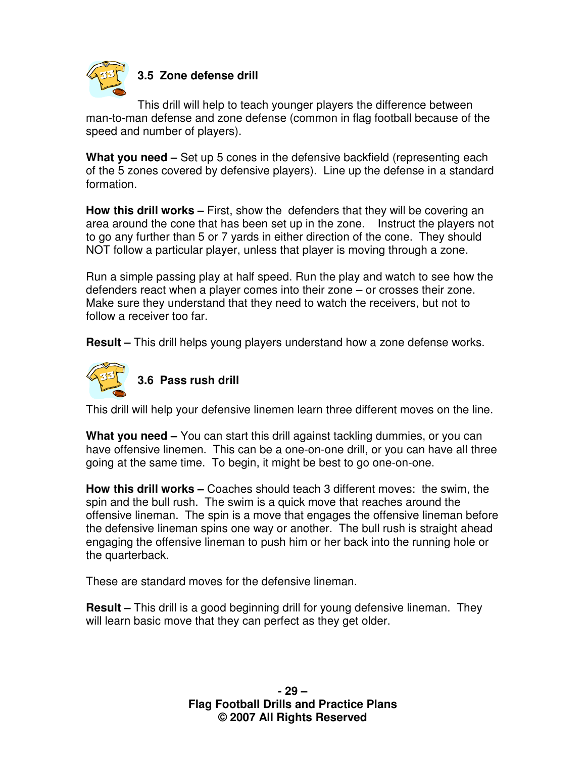### 3.5 Zone defense drill

This drill will help to teach younger players the difference between man-to-man defense and zone defense (common in flag football because of the speed and number of players).

**What you need –** Set up 5 cones in the defensive backfield (representing each of the 5 zones covered by defensive players). Line up the defense in a standard formation.

**How this drill works –** First, show the defenders that they will be covering an area around the cone that has been set up in the zone. Instruct the players not to go any further than 5 or 7 yards in either direction of the cone. They should NOT follow a particular player, unless that player is moving through a zone.

Run a simple passing play at half speed. Run the play and watch to see how the defenders react when a player comes into their zone – or crosses their zone. Make sure they understand that they need to watch the receivers, but not to follow a receiver too far.

**Result –** This drill helps young players understand how a zone defense works.

### 3.6 Pass rush drill

This drill will help your defensive linemen learn three different moves on the line.

**What you need –** You can start this drill against tackling dummies, or you can have offensive linemen. This can be a one-on-one drill, or you can have all three going at the same time. To begin, it might be best to go one-on-one.

**How this drill works –** Coaches should teach 3 different moves: the swim, the spin and the bull rush. The swim is a quick move that reaches around the offensive lineman. The spin is a move that engages the offensive lineman before the defensive lineman spins one way or another. The bull rush is straight ahead engaging the offensive lineman to push him or her back into the running hole or the quarterback.

These are standard moves for the defensive lineman.

**Result –** This drill is a good beginning drill for young defensive lineman. They will learn basic move that they can perfect as they get older.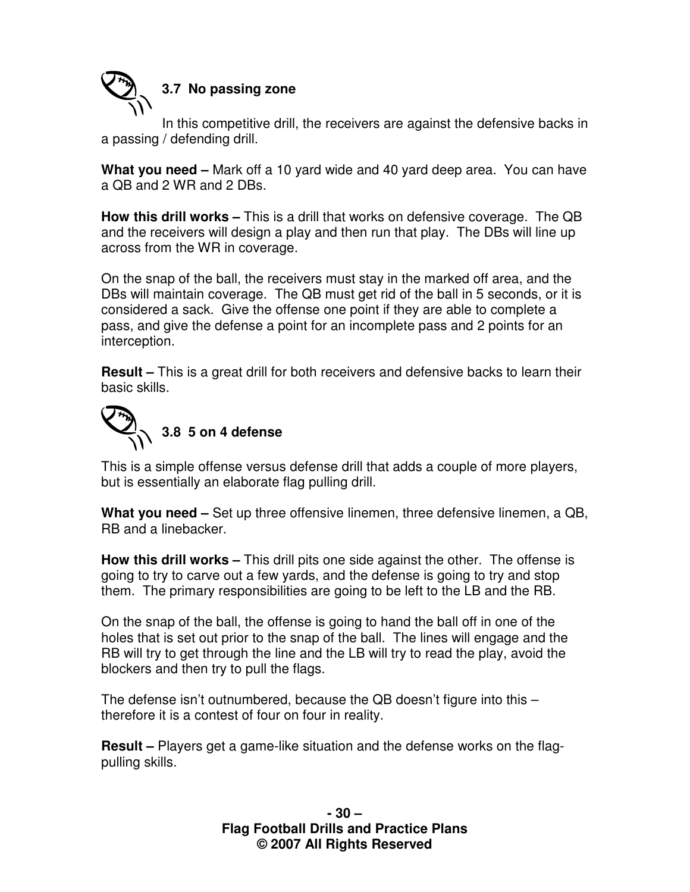### 3.7 No passing zone

In this competitive drill, the receivers are against the defensive backs in a passing / defending drill.

**What you need –** Mark off a 10 yard wide and 40 yard deep area. You can have a QB and 2 WR and 2 DBs.

**How this drill works –** This is a drill that works on defensive coverage. The QB and the receivers will design a play and then run that play. The DBs will line up across from the WR in coverage.

On the snap of the ball, the receivers must stay in the marked off area, and the DBs will maintain coverage. The QB must get rid of the ball in 5 seconds, or it is considered a sack. Give the offense one point if they are able to complete a pass, and give the defense a point for an incomplete pass and 2 points for an interception.

**Result –** This is a great drill for both receivers and defensive backs to learn their basic skills.

### 3.8 5 on 4 defense

This is a simple offense versus defense drill that adds a couple of more players, but is essentially an elaborate flag pulling drill.

**What you need –** Set up three offensive linemen, three defensive linemen, a QB, RB and a linebacker.

**How this drill works –** This drill pits one side against the other. The offense is going to try to carve out a few yards, and the defense is going to try and stop them. The primary responsibilities are going to be left to the LB and the RB.

On the snap of the ball, the offense is going to hand the ball off in one of the holes that is set out prior to the snap of the ball. The lines will engage and the RB will try to get through the line and the LB will try to read the play, avoid the blockers and then try to pull the flags.

The defense isn't outnumbered, because the QB doesn't figure into this – therefore it is a contest of four on four in reality.

**Result –** Players get a game-like situation and the defense works on the flag-pulling skills.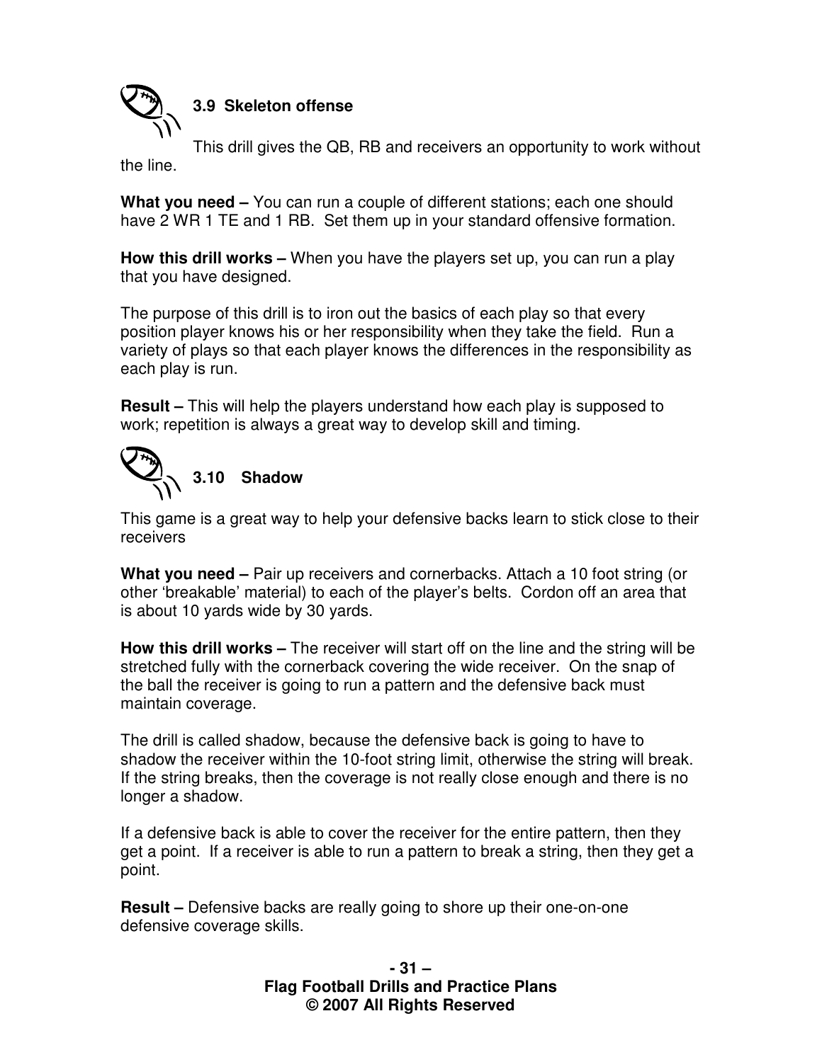### 3.9 Skeleton offense

This drill gives the QB, RB and receivers an opportunity to work without the line.

**What you need –** You can run a couple of different stations; each one should have 2 WR 1 TE and 1 RB. Set them up in your standard offensive formation.

**How this drill works –** When you have the players set up, you can run a play that you have designed.

The purpose of this drill is to iron out the basics of each play so that every position player knows his or her responsibility when they take the field. Run a variety of plays so that each player knows the differences in the responsibility as each play is run.

**Result –** This will help the players understand how each play is supposed to work; repetition is always a great way to develop skill and timing.

### 3.10 Shadow

This game is a great way to help your defensive backs learn to stick close to their receivers

**What you need –** Pair up receivers and cornerbacks. Attach a 10 foot string (or other 'breakable' material) to each of the player's belts. Cordon off an area that is about 10 yards wide by 30 yards.

**How this drill works –** The receiver will start off on the line and the string will be stretched fully with the cornerback covering the wide receiver. On the snap of the ball the receiver is going to run a pattern and the defensive back must maintain coverage.

The drill is called shadow, because the defensive back is going to have to shadow the receiver within the 10-foot string limit, otherwise the string will break. If the string breaks, then the coverage is not really close enough and there is no longer a shadow.

If a defensive back is able to cover the receiver for the entire pattern, then they get a point. If a receiver is able to run a pattern to break a string, then they get a point.

**Result –** Defensive backs are really going to shore up their one-on-one defensive coverage skills.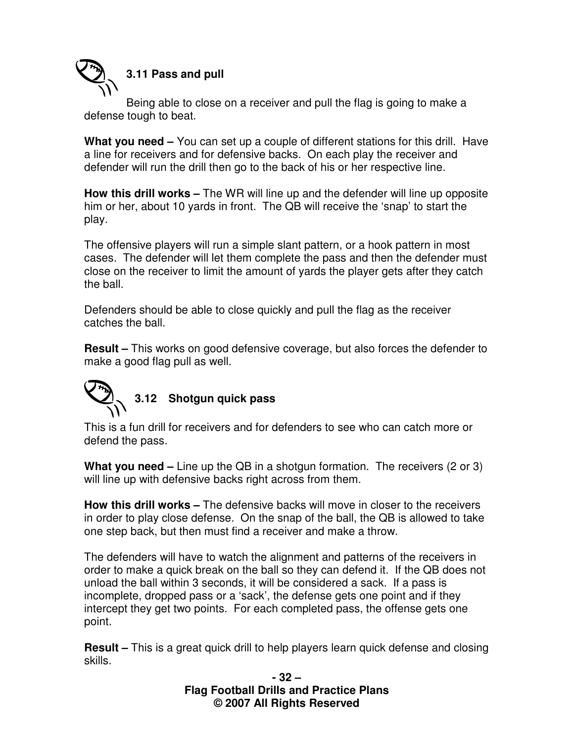### 3.11 Pass and pull

Being able to close on a receiver and pull the flag is going to make a defense tough to beat.

**What you need –** You can set up a couple of different stations for this drill. Have a line for receivers and for defensive backs. On each play the receiver and defender will run the drill then go to the back of his or her respective line.

**How this drill works –** The WR will line up and the defender will line up opposite him or her, about 10 yards in front. The QB will receive the 'snap' to start the play.

The offensive players will run a simple slant pattern, or a hook pattern in most cases. The defender will let them complete the pass and then the defender must close on the receiver to limit the amount of yards the player gets after they catch the ball.

Defenders should be able to close quickly and pull the flag as the receiver catches the ball.

**Result –** This works on good defensive coverage, but also forces the defender to make a good flag pull as well.

### 3.12 Shotgun quick pass

This is a fun drill for receivers and for defenders to see who can catch more or defend the pass.

**What you need –** Line up the QB in a shotgun formation. The receivers (2 or 3) will line up with defensive backs right across from them.

**How this drill works –** The defensive backs will move in closer to the receivers in order to play close defense. On the snap of the ball, the QB is allowed to take one step back, but then must find a receiver and make a throw.

The defenders will have to watch the alignment and patterns of the receivers in order to make a quick break on the ball so they can defend it. If the QB does not unload the ball within 3 seconds, it will be considered a sack. If a pass is incomplete, dropped pass or a 'sack', the defense gets one point and if they intercept they get two points. For each completed pass, the offense gets one point.

**Result –** This is a great quick drill to help players learn quick defense and closing skills.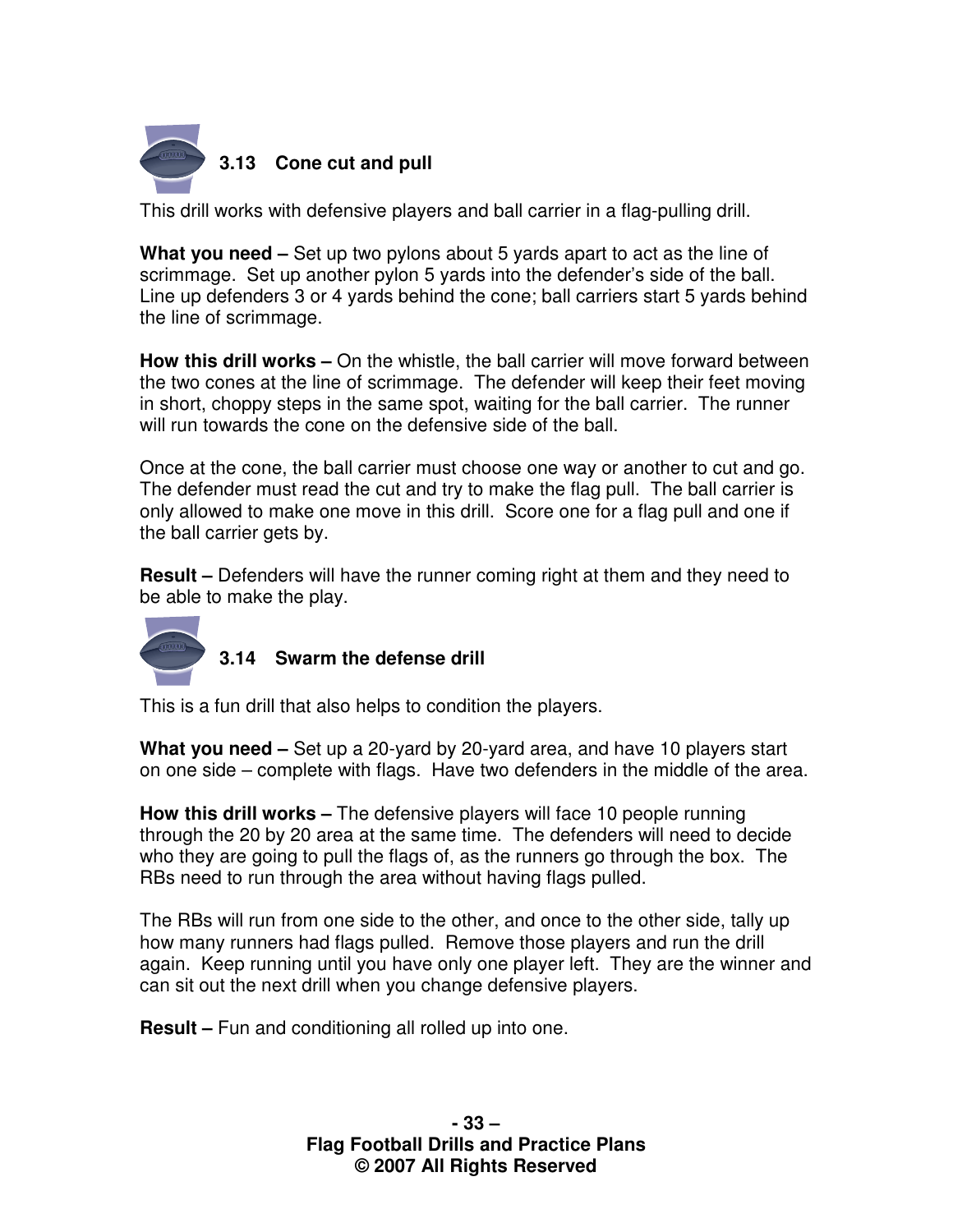### 3.13 Cone cut and pull

This drill works with defensive players and ball carrier in a flag-pulling drill.

**What you need –** Set up two pylons about 5 yards apart to act as the line of scrimmage. Set up another pylon 5 yards into the defender's side of the ball. Line up defenders 3 or 4 yards behind the cone; ball carriers start 5 yards behind the line of scrimmage.

**How this drill works –** On the whistle, the ball carrier will move forward between the two cones at the line of scrimmage. The defender will keep their feet moving in short, choppy steps in the same spot, waiting for the ball carrier. The runner will run towards the cone on the defensive side of the ball.

Once at the cone, the ball carrier must choose one way or another to cut and go. The defender must read the cut and try to make the flag pull. The ball carrier is only allowed to make one move in this drill. Score one for a flag pull and one if the ball carrier gets by.

**Result –** Defenders will have the runner coming right at them and they need to be able to make the play.

### 3.14 Swarm the defense drill

This is a fun drill that also helps to condition the players.

**What you need –** Set up a 20-yard by 20-yard area, and have 10 players start on one side – complete with flags. Have two defenders in the middle of the area.

**How this drill works –** The defensive players will face 10 people running through the 20 by 20 area at the same time. The defenders will need to decide who they are going to pull the flags of, as the runners go through the box. The RBs need to run through the area without having flags pulled.

The RBs will run from one side to the other, and once to the other side, tally up how many runners had flags pulled. Remove those players and run the drill again. Keep running until you have only one player left. They are the winner and can sit out the next drill when you change defensive players.

**Result –** Fun and conditioning all rolled up into one.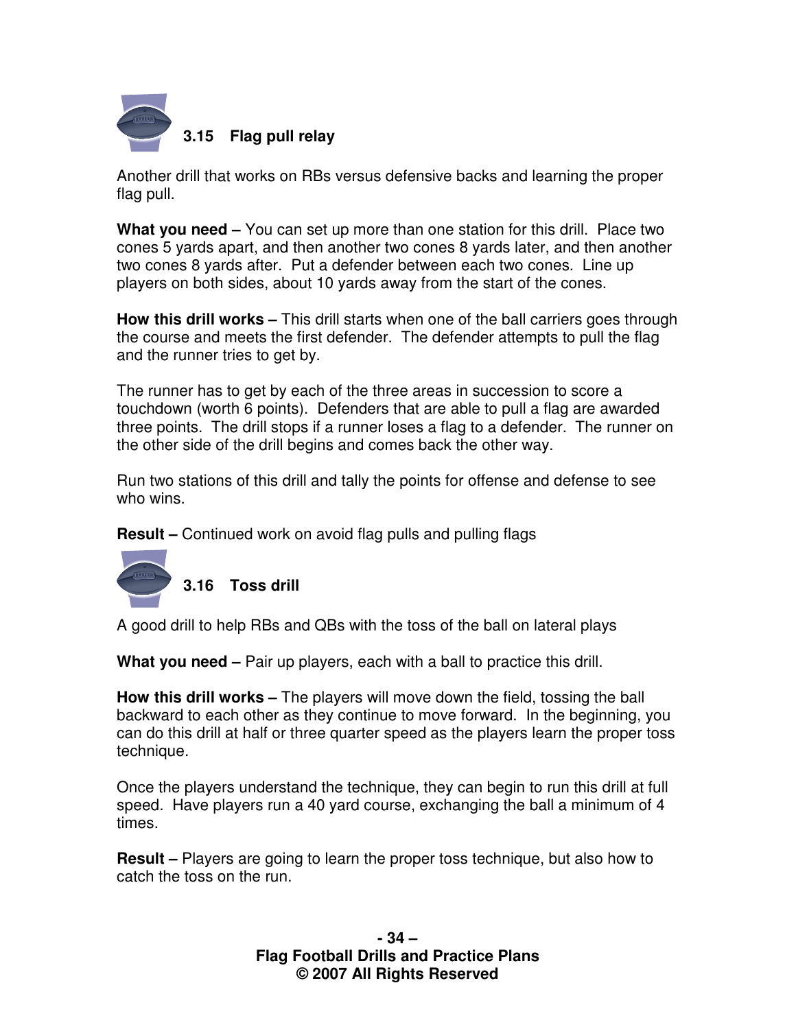### 3.15 Flag pull relay

Another drill that works on RBs versus defensive backs and learning the proper flag pull.

**What you need –** You can set up more than one station for this drill. Place two cones 5 yards apart, and then another two cones 8 yards later, and then another two cones 8 yards after. Put a defender between each two cones. Line up players on both sides, about 10 yards away from the start of the cones.

**How this drill works –** This drill starts when one of the ball carriers goes through the course and meets the first defender. The defender attempts to pull the flag and the runner tries to get by.

The runner has to get by each of the three areas in succession to score a touchdown (worth 6 points). Defenders that are able to pull a flag are awarded three points. The drill stops if a runner loses a flag to a defender. The runner on the other side of the drill begins and comes back the other way.

Run two stations of this drill and tally the points for offense and defense to see who wins.

**Result –** Continued work on avoid flag pulls and pulling flags

### 3.16 Toss drill

A good drill to help RBs and QBs with the toss of the ball on lateral plays

**What you need –** Pair up players, each with a ball to practice this drill.

**How this drill works –** The players will move down the field, tossing the ball backward to each other as they continue to move forward. In the beginning, you can do this drill at half or three quarter speed as the players learn the proper toss technique.

Once the players understand the technique, they can begin to run this drill at full speed. Have players run a 40 yard course, exchanging the ball a minimum of 4 times.

**Result –** Players are going to learn the proper toss technique, but also how to catch the toss on the run.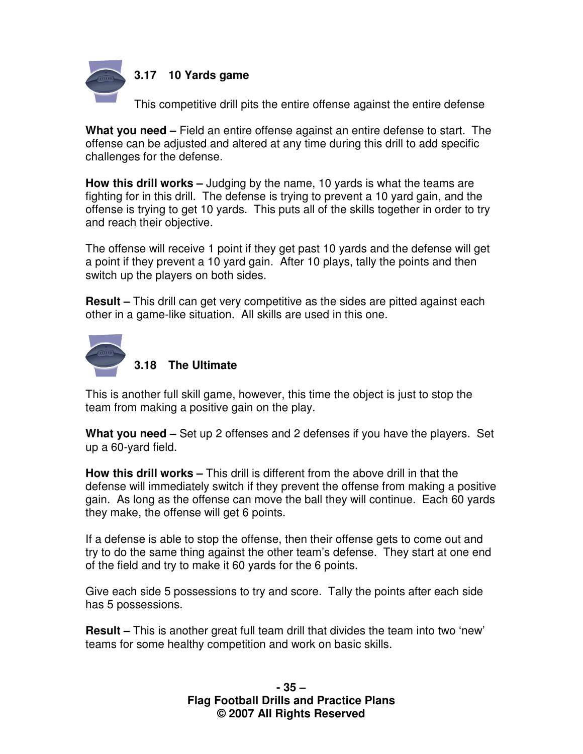### 3.17 10 Yards game

This competitive drill pits the entire offense against the entire defense

**What you need –** Field an entire offense against an entire defense to start. The offense can be adjusted and altered at any time during this drill to add specific challenges for the defense.

**How this drill works –** Judging by the name, 10 yards is what the teams are fighting for in this drill. The defense is trying to prevent a 10 yard gain, and the offense is trying to get 10 yards. This puts all of the skills together in order to try and reach their objective.

The offense will receive 1 point if they get past 10 yards and the defense will get a point if they prevent a 10 yard gain. After 10 plays, tally the points and then switch up the players on both sides.

**Result –** This drill can get very competitive as the sides are pitted against each other in a game-like situation. All skills are used in this one.

### 3.18 The Ultimate

This is another full skill game, however, this time the object is just to stop the team from making a positive gain on the play.

**What you need –** Set up 2 offenses and 2 defenses if you have the players. Set up a 60-yard field.

**How this drill works –** This drill is different from the above drill in that the defense will immediately switch if they prevent the offense from making a positive gain. As long as the offense can move the ball they will continue. Each 60 yards they make, the offense will get 6 points.

If a defense is able to stop the offense, then their offense gets to come out and try to do the same thing against the other team's defense. They start at one end of the field and try to make it 60 yards for the 6 points.

Give each side 5 possessions to try and score. Tally the points after each side has 5 possessions.

**Result –** This is another great full team drill that divides the team into two 'new' teams for some healthy competition and work on basic skills.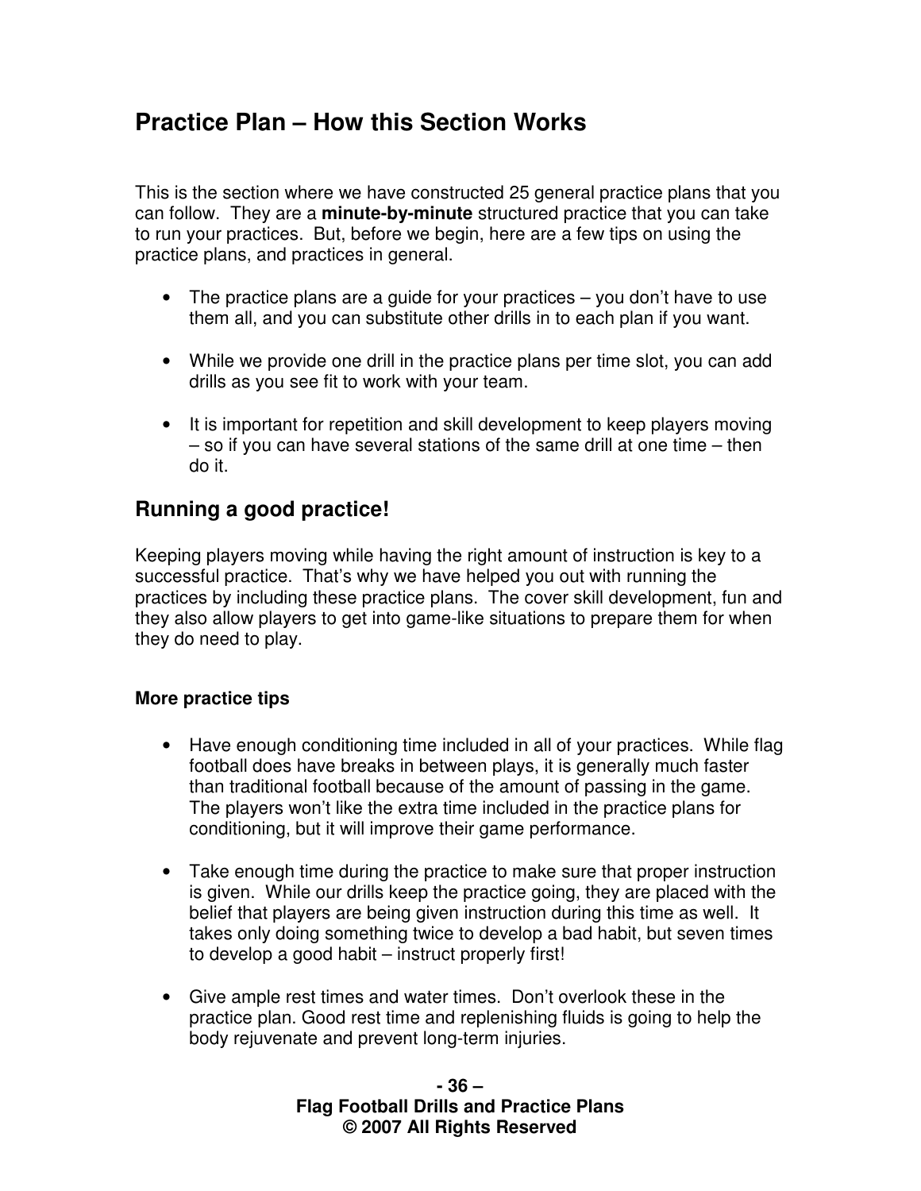## Practice Plan – How this Section Works

This is the section where we have constructed 25 general practice plans that you can follow. They are a **minute-by-minute** structured practice that you can take to run your practices. But, before we begin, here are a few tips on using the practice plans, and practices in general.

- The practice plans are a guide for your practices – you don't have to use them all, and you can substitute other drills in to each plan if you want.
- While we provide one drill in the practice plans per time slot, you can add drills as you see fit to work with your team.
- It is important for repetition and skill development to keep players moving – so if you can have several stations of the same drill at one time – then do it.

### Running a good practice!

Keeping players moving while having the right amount of instruction is key to a successful practice. That's why we have helped you out with running the practices by including these practice plans. The cover skill development, fun and they also allow players to get into game-like situations to prepare them for when they do need to play.

#### More practice tips

- Have enough conditioning time included in all of your practices. While flag football does have breaks in between plays, it is generally much faster than traditional football because of the amount of passing in the game. The players won't like the extra time included in the practice plans for conditioning, but it will improve their game performance.
- Take enough time during the practice to make sure that proper instruction is given. While our drills keep the practice going, they are placed with the belief that players are being given instruction during this time as well. It takes only doing something twice to develop a bad habit, but seven times to develop a good habit – instruct properly first!
- Give ample rest times and water times. Don't overlook these in the practice plan. Good rest time and replenishing fluids is going to help the body rejuvenate and prevent long-term injuries.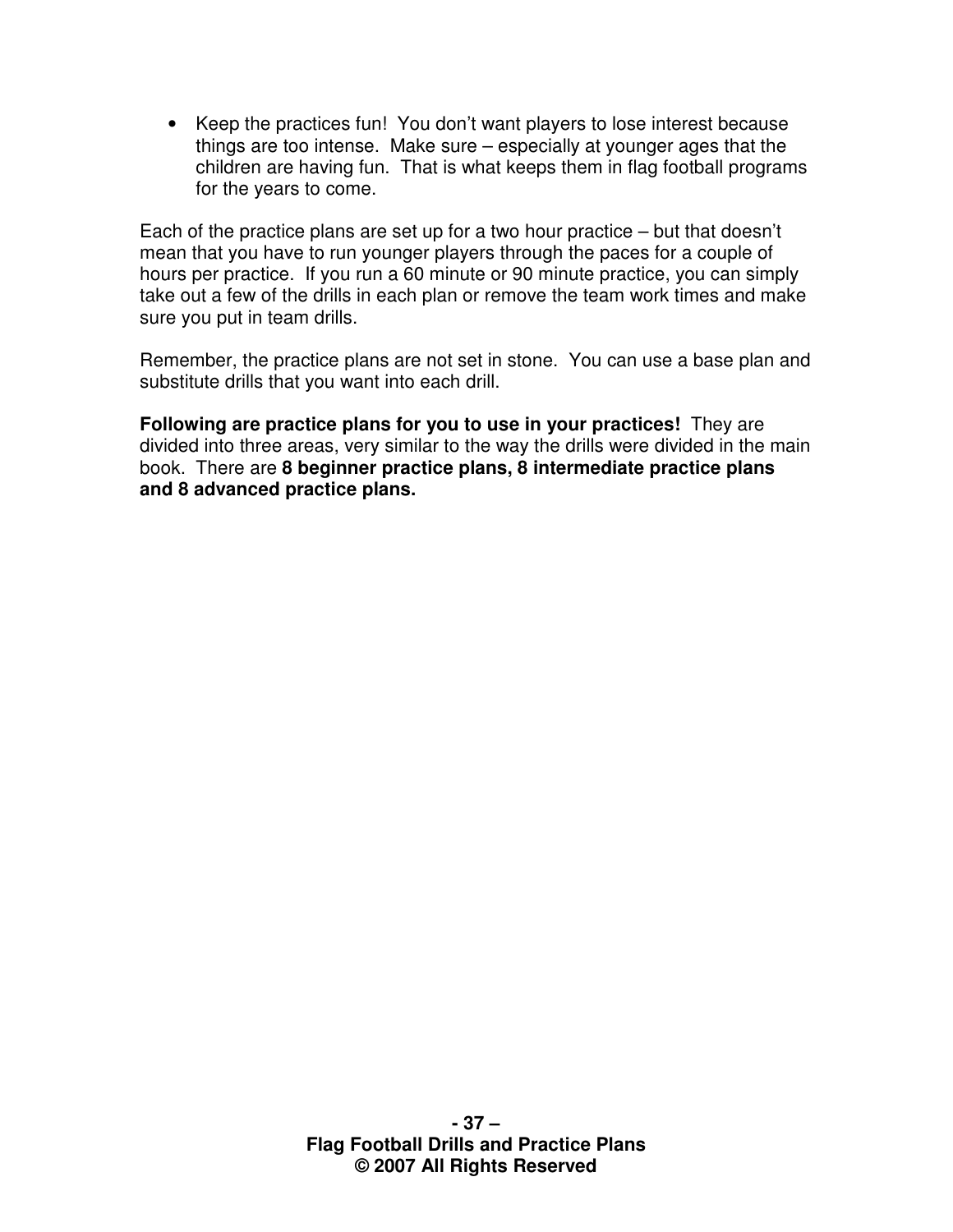- Keep the practices fun! You don't want players to lose interest because things are too intense. Make sure – especially at younger ages that the children are having fun. That is what keeps them in flag football programs for the years to come.

Each of the practice plans are set up for a two hour practice – but that doesn't mean that you have to run younger players through the paces for a couple of hours per practice. If you run a 60 minute or 90 minute practice, you can simply take out a few of the drills in each plan or remove the team work times and make sure you put in team drills.

Remember, the practice plans are not set in stone. You can use a base plan and substitute drills that you want into each drill.

**Following are practice plans for you to use in your practices!** They are divided into three areas, very similar to the way the drills were divided in the main book. There are **8 beginner practice plans, 8 intermediate practice plans and 8 advanced practice plans.**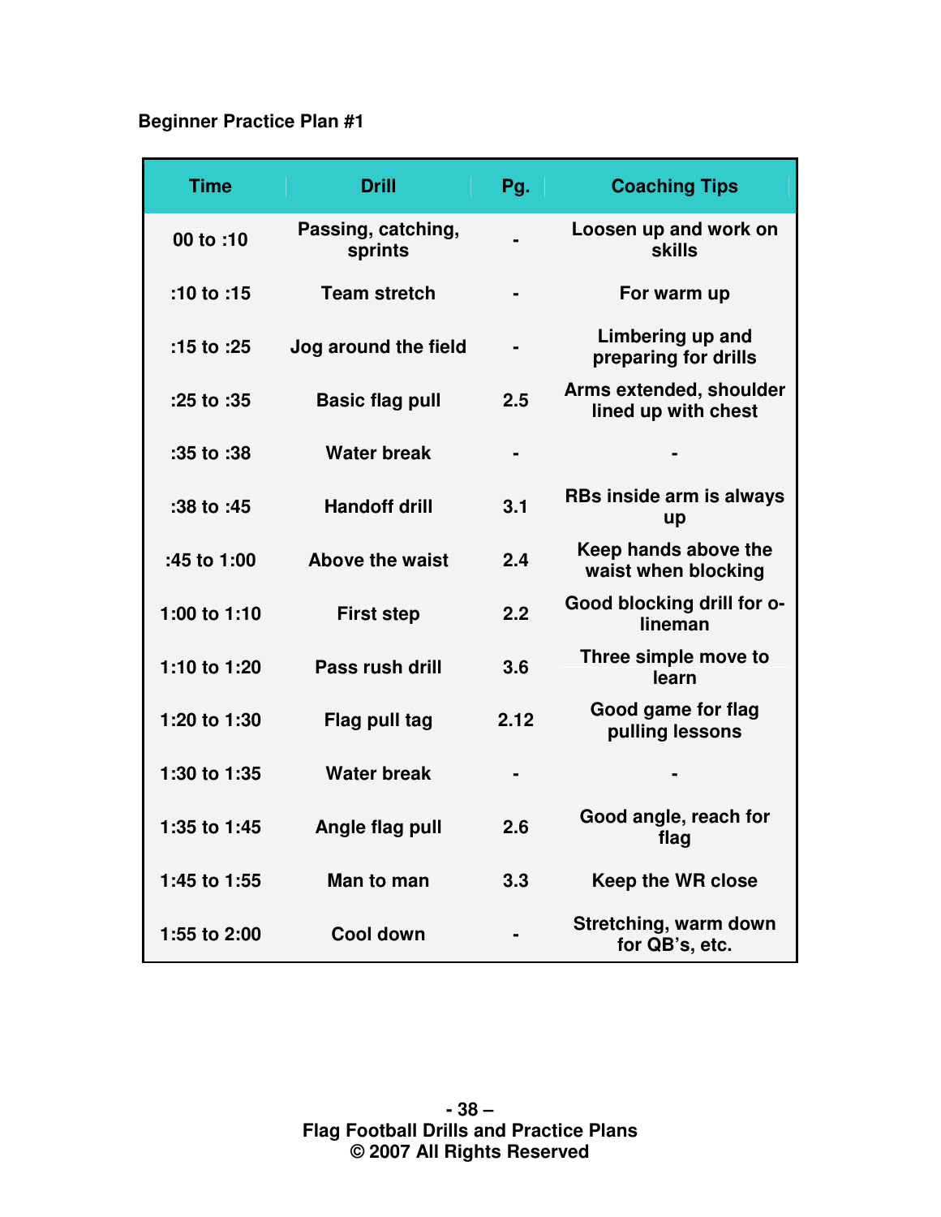**Beginner Practice Plan #1**

| Time | Drill | Pg. | Coaching Tips |
|---|---|---|---|
| 00 to :10 | Passing, catching, sprints | - | Loosen up and work on skills |
| :10 to :15 | Team stretch | - | For warm up |
| :15 to :25 | Jog around the field | - | Limbering up and preparing for drills |
| :25 to :35 | Basic flag pull | 2.5 | Arms extended, shoulder lined up with chest |
| :35 to :38 | Water break | - | - |
| :38 to :45 | Handoff drill | 3.1 | RBs inside arm is always up |
| :45 to 1:00 | Above the waist | 2.4 | Keep hands above the waist when blocking |
| 1:00 to 1:10 | First step | 2.2 | Good blocking drill for o-lineman |
| 1:10 to 1:20 | Pass rush drill | 3.6 | Three simple move to learn |
| 1:20 to 1:30 | Flag pull tag | 2.12 | Good game for flag pulling lessons |
| 1:30 to 1:35 | Water break | - | - |
| 1:35 to 1:45 | Angle flag pull | 2.6 | Good angle, reach for flag |
| 1:45 to 1:55 | Man to man | 3.3 | Keep the WR close |
| 1:55 to 2:00 | Cool down | - | Stretching, warm down for QB's, etc. |

Flag Football Drills and Practice Plans
© 2007 All Rights Reserved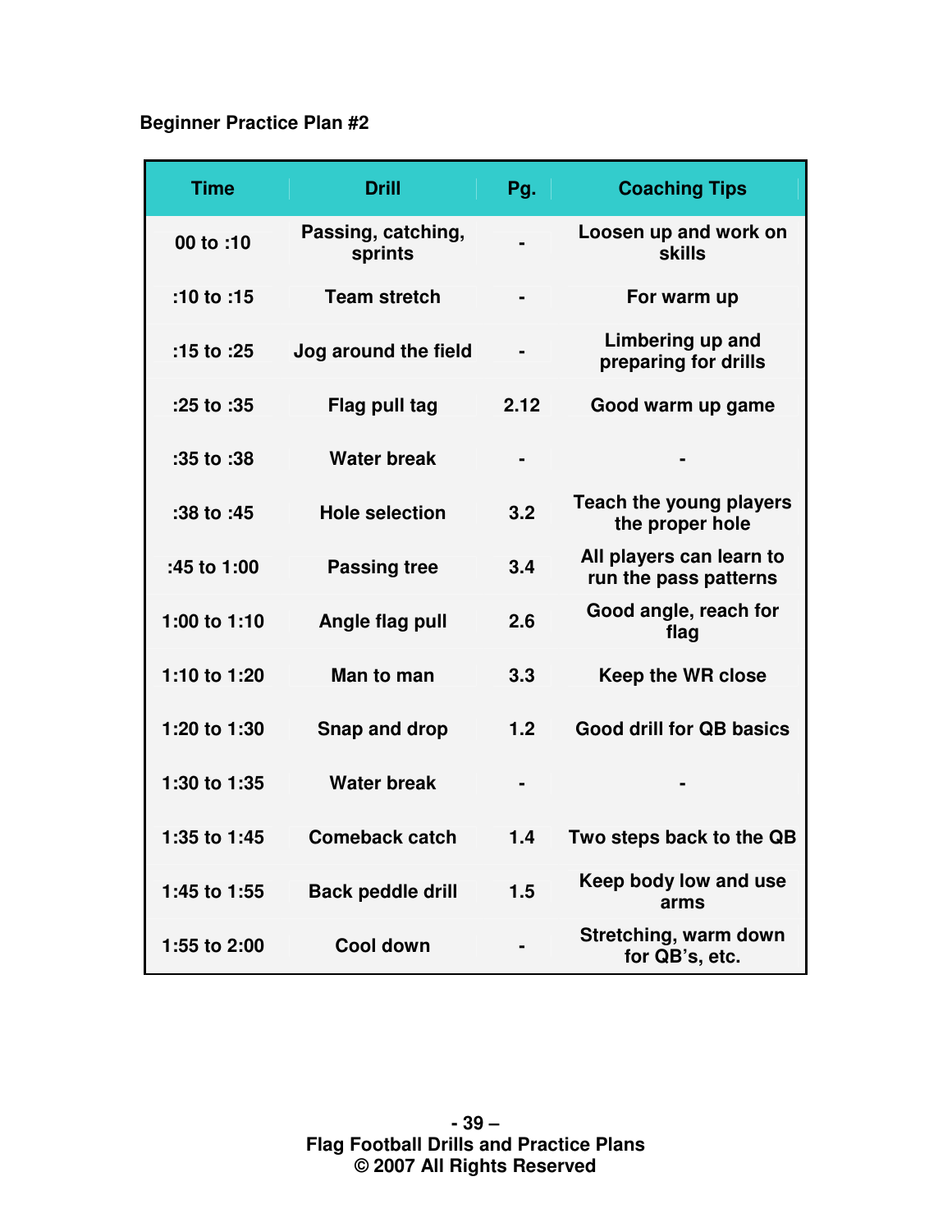**Beginner Practice Plan #2**

| Time | Drill | Pg. | Coaching Tips |
|---|---|---|---|
| 00 to :10 | Passing, catching, sprints | - | Loosen up and work on skills |
| :10 to :15 | Team stretch | - | For warm up |
| :15 to :25 | Jog around the field | - | Limbering up and preparing for drills |
| :25 to :35 | Flag pull tag | 2.12 | Good warm up game |
| :35 to :38 | Water break | - | - |
| :38 to :45 | Hole selection | 3.2 | Teach the young players the proper hole |
| :45 to 1:00 | Passing tree | 3.4 | All players can learn to run the pass patterns |
| 1:00 to 1:10 | Angle flag pull | 2.6 | Good angle, reach for flag |
| 1:10 to 1:20 | Man to man | 3.3 | Keep the WR close |
| 1:20 to 1:30 | Snap and drop | 1.2 | Good drill for QB basics |
| 1:30 to 1:35 | Water break | - | - |
| 1:35 to 1:45 | Comeback catch | 1.4 | Two steps back to the QB |
| 1:45 to 1:55 | Back peddle drill | 1.5 | Keep body low and use arms |
| 1:55 to 2:00 | Cool down | - | Stretching, warm down for QB's, etc. |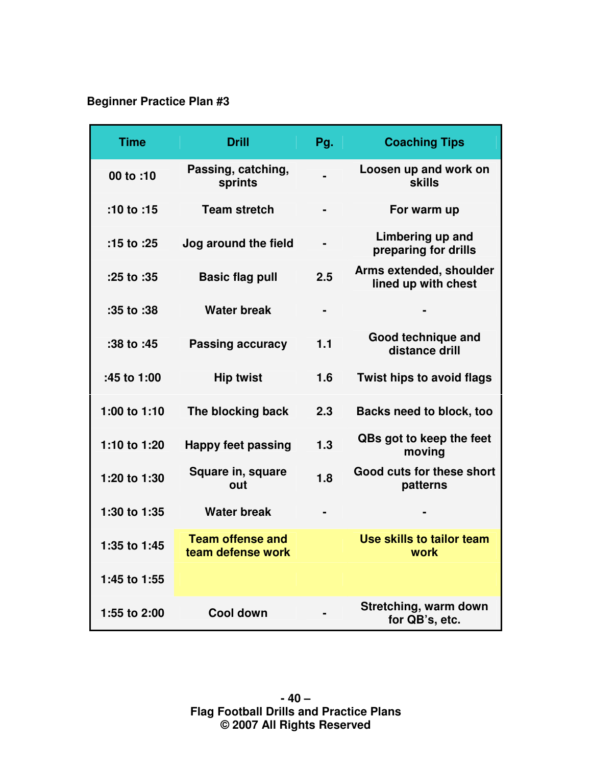**Beginner Practice Plan #3**

| Time | Drill | Pg. | Coaching Tips |
| --- | --- | --- | --- |
| 00 to :10 | Passing, catching, sprints | - | Loosen up and work on skills |
| :10 to :15 | Team stretch | - | For warm up |
| :15 to :25 | Jog around the field | - | Limbering up and preparing for drills |
| :25 to :35 | Basic flag pull | 2.5 | Arms extended, shoulder lined up with chest |
| :35 to :38 | Water break | - | - |
| :38 to :45 | Passing accuracy | 1.1 | Good technique and distance drill |
| :45 to 1:00 | Hip twist | 1.6 | Twist hips to avoid flags |
| 1:00 to 1:10 | The blocking back | 2.3 | Backs need to block, too |
| 1:10 to 1:20 | Happy feet passing | 1.3 | QBs got to keep the feet moving |
| 1:20 to 1:30 | Square in, square out | 1.8 | Good cuts for these short patterns |
| 1:30 to 1:35 | Water break | - | - |
| 1:35 to 1:45 | Team offense and team defense work | | Use skills to tailor team work |
| 1:45 to 1:55 | | | |
| 1:55 to 2:00 | Cool down | - | Stretching, warm down for QB's, etc. |

Flag Football Drills and Practice Plans
© 2007 All Rights Reserved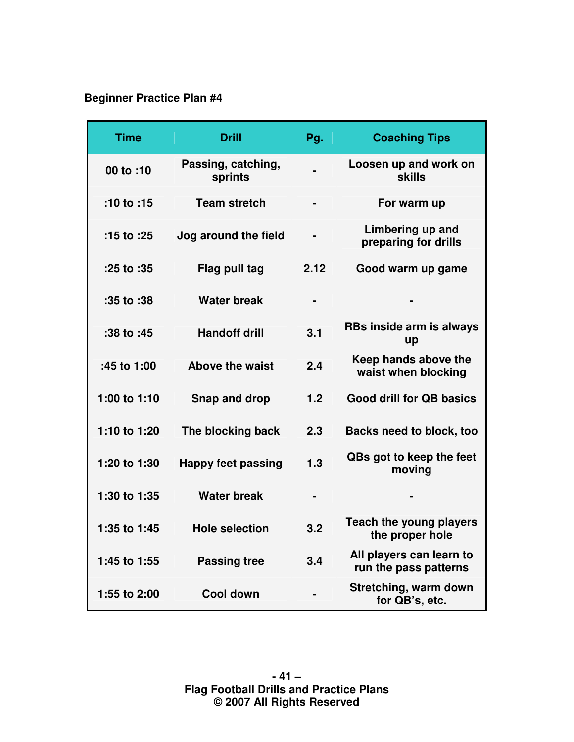**Beginner Practice Plan #4**

| Time | Drill | Pg. | Coaching Tips |
|---|---|---|---|
| 00 to :10 | Passing, catching, sprints | - | Loosen up and work on skills |
| :10 to :15 | Team stretch | - | For warm up |
| :15 to :25 | Jog around the field | - | Limbering up and preparing for drills |
| :25 to :35 | Flag pull tag | 2.12 | Good warm up game |
| :35 to :38 | Water break | - | - |
| :38 to :45 | Handoff drill | 3.1 | RBs inside arm is always up |
| :45 to 1:00 | Above the waist | 2.4 | Keep hands above the waist when blocking |
| 1:00 to 1:10 | Snap and drop | 1.2 | Good drill for QB basics |
| 1:10 to 1:20 | The blocking back | 2.3 | Backs need to block, too |
| 1:20 to 1:30 | Happy feet passing | 1.3 | QBs got to keep the feet moving |
| 1:30 to 1:35 | Water break | - | - |
| 1:35 to 1:45 | Hole selection | 3.2 | Teach the young players the proper hole |
| 1:45 to 1:55 | Passing tree | 3.4 | All players can learn to run the pass patterns |
| 1:55 to 2:00 | Cool down | - | Stretching, warm down for QB's, etc. |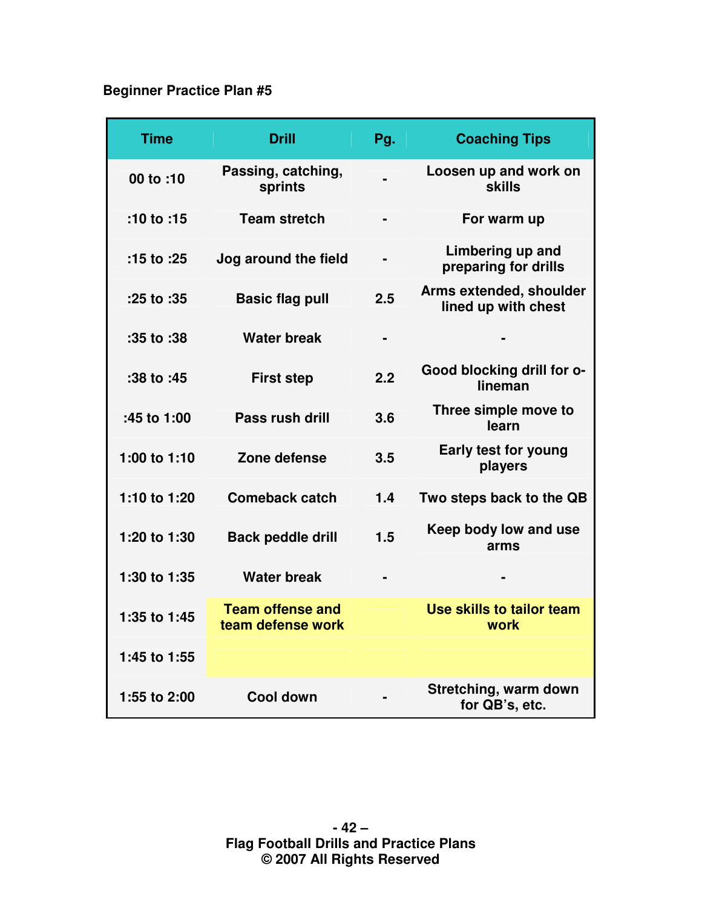**Beginner Practice Plan #5**

| Time | Drill | Pg. | Coaching Tips |
|---|---|---|---|
| 00 to :10 | Passing, catching, sprints | - | Loosen up and work on skills |
| :10 to :15 | Team stretch | - | For warm up |
| :15 to :25 | Jog around the field | - | Limbering up and preparing for drills |
| :25 to :35 | Basic flag pull | 2.5 | Arms extended, shoulder lined up with chest |
| :35 to :38 | Water break | - | - |
| :38 to :45 | First step | 2.2 | Good blocking drill for o-lineman |
| :45 to 1:00 | Pass rush drill | 3.6 | Three simple move to learn |
| 1:00 to 1:10 | Zone defense | 3.5 | Early test for young players |
| 1:10 to 1:20 | Comeback catch | 1.4 | Two steps back to the QB |
| 1:20 to 1:30 | Back peddle drill | 1.5 | Keep body low and use arms |
| 1:30 to 1:35 | Water break | - | - |
| 1:35 to 1:45 | Team offense and team defense work | | Use skills to tailor team work |
| 1:45 to 1:55 | | | |
| 1:55 to 2:00 | Cool down | - | Stretching, warm down for QB's, etc. |

Flag Football Drills and Practice Plans
© 2007 All Rights Reserved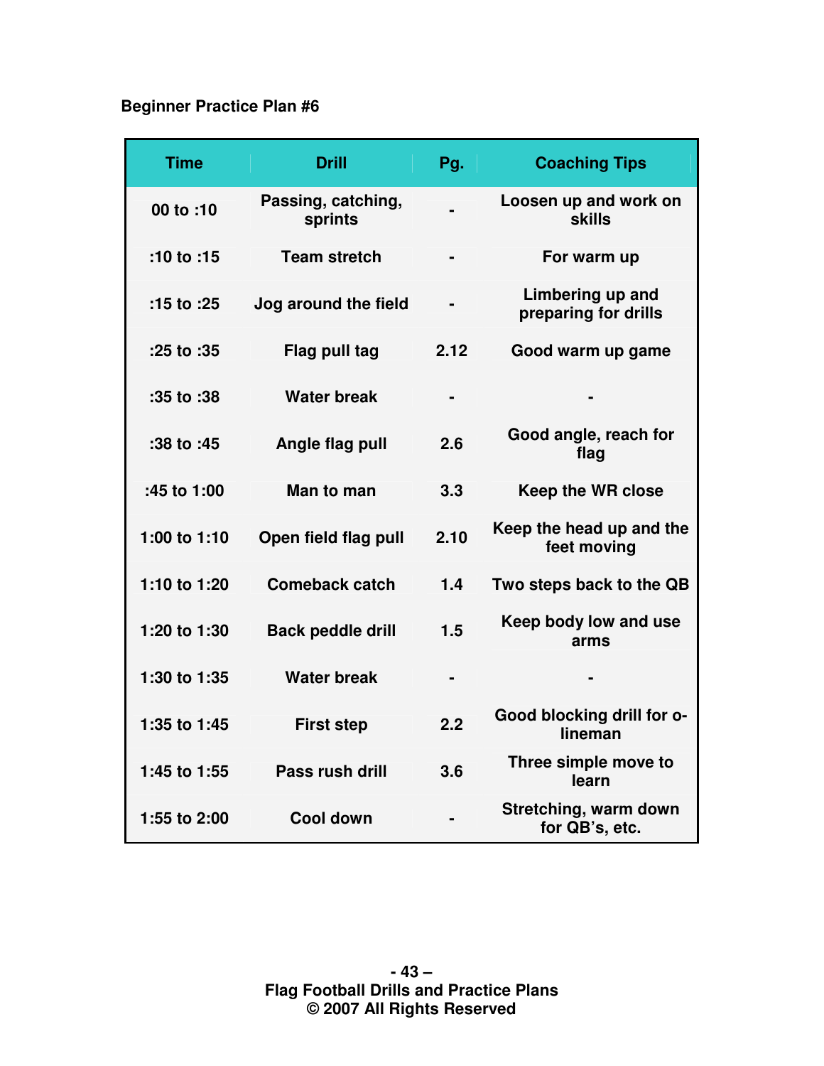**Beginner Practice Plan #6**

| Time | Drill | Pg. | Coaching Tips |
|---|---|---|---|
| 00 to :10 | Passing, catching, sprints | - | Loosen up and work on skills |
| :10 to :15 | Team stretch | - | For warm up |
| :15 to :25 | Jog around the field | - | Limbering up and preparing for drills |
| :25 to :35 | Flag pull tag | 2.12 | Good warm up game |
| :35 to :38 | Water break | - | - |
| :38 to :45 | Angle flag pull | 2.6 | Good angle, reach for flag |
| :45 to 1:00 | Man to man | 3.3 | Keep the WR close |
| 1:00 to 1:10 | Open field flag pull | 2.10 | Keep the head up and the feet moving |
| 1:10 to 1:20 | Comeback catch | 1.4 | Two steps back to the QB |
| 1:20 to 1:30 | Back peddle drill | 1.5 | Keep body low and use arms |
| 1:30 to 1:35 | Water break | - | - |
| 1:35 to 1:45 | First step | 2.2 | Good blocking drill for o-lineman |
| 1:45 to 1:55 | Pass rush drill | 3.6 | Three simple move to learn |
| 1:55 to 2:00 | Cool down | - | Stretching, warm down for QB's, etc. |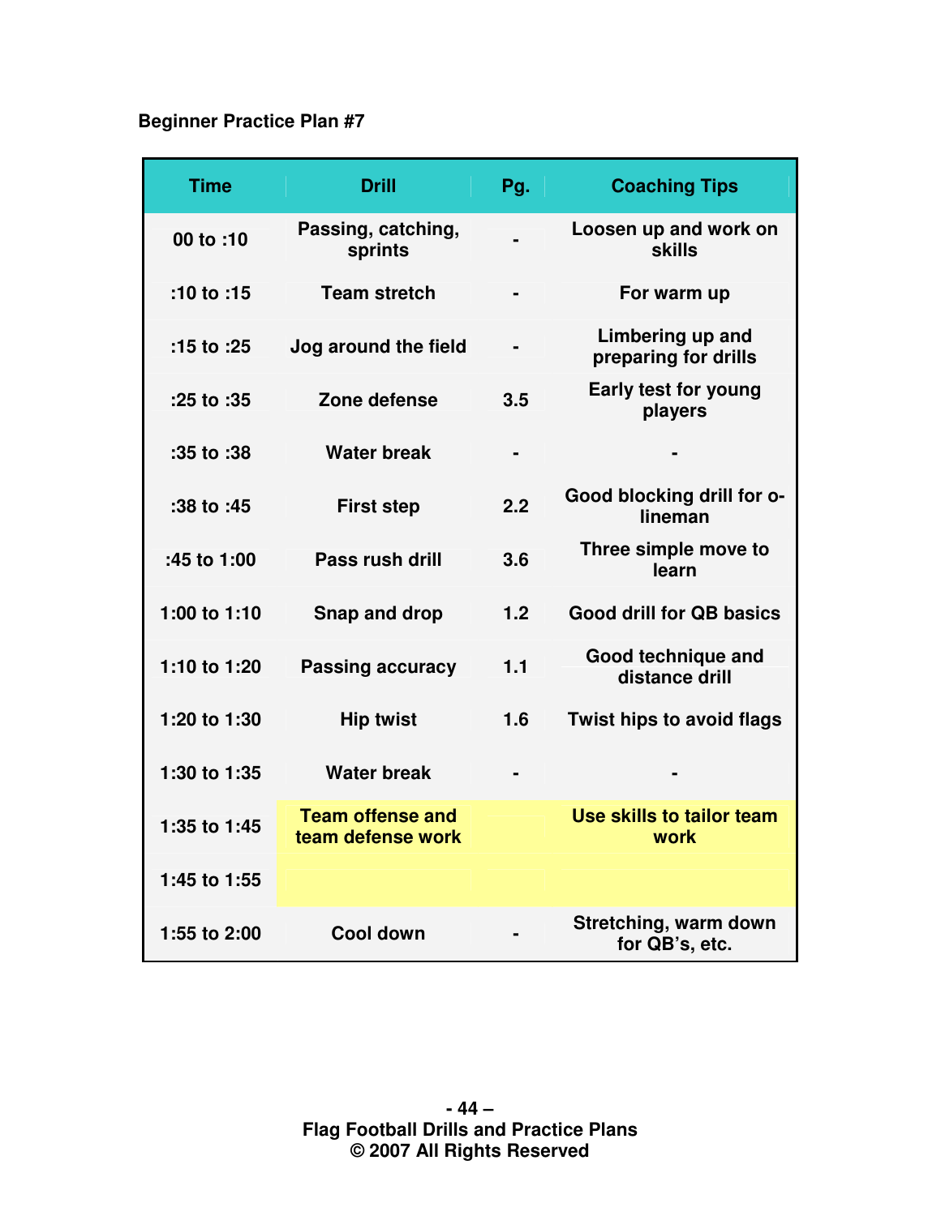**Beginner Practice Plan #7**

| Time | Drill | Pg. | Coaching Tips |
|---|---|---|---|
| 00 to :10 | Passing, catching, sprints | - | Loosen up and work on skills |
| :10 to :15 | Team stretch | - | For warm up |
| :15 to :25 | Jog around the field | - | Limbering up and preparing for drills |
| :25 to :35 | Zone defense | 3.5 | Early test for young players |
| :35 to :38 | Water break | - | - |
| :38 to :45 | First step | 2.2 | Good blocking drill for o-lineman |
| :45 to 1:00 | Pass rush drill | 3.6 | Three simple move to learn |
| 1:00 to 1:10 | Snap and drop | 1.2 | Good drill for QB basics |
| 1:10 to 1:20 | Passing accuracy | 1.1 | Good technique and distance drill |
| 1:20 to 1:30 | Hip twist | 1.6 | Twist hips to avoid flags |
| 1:30 to 1:35 | Water break | - | - |
| 1:35 to 1:45 | Team offense and team defense work | | Use skills to tailor team work |
| 1:45 to 1:55 | | | |
| 1:55 to 2:00 | Cool down | - | Stretching, warm down for QB's, etc. |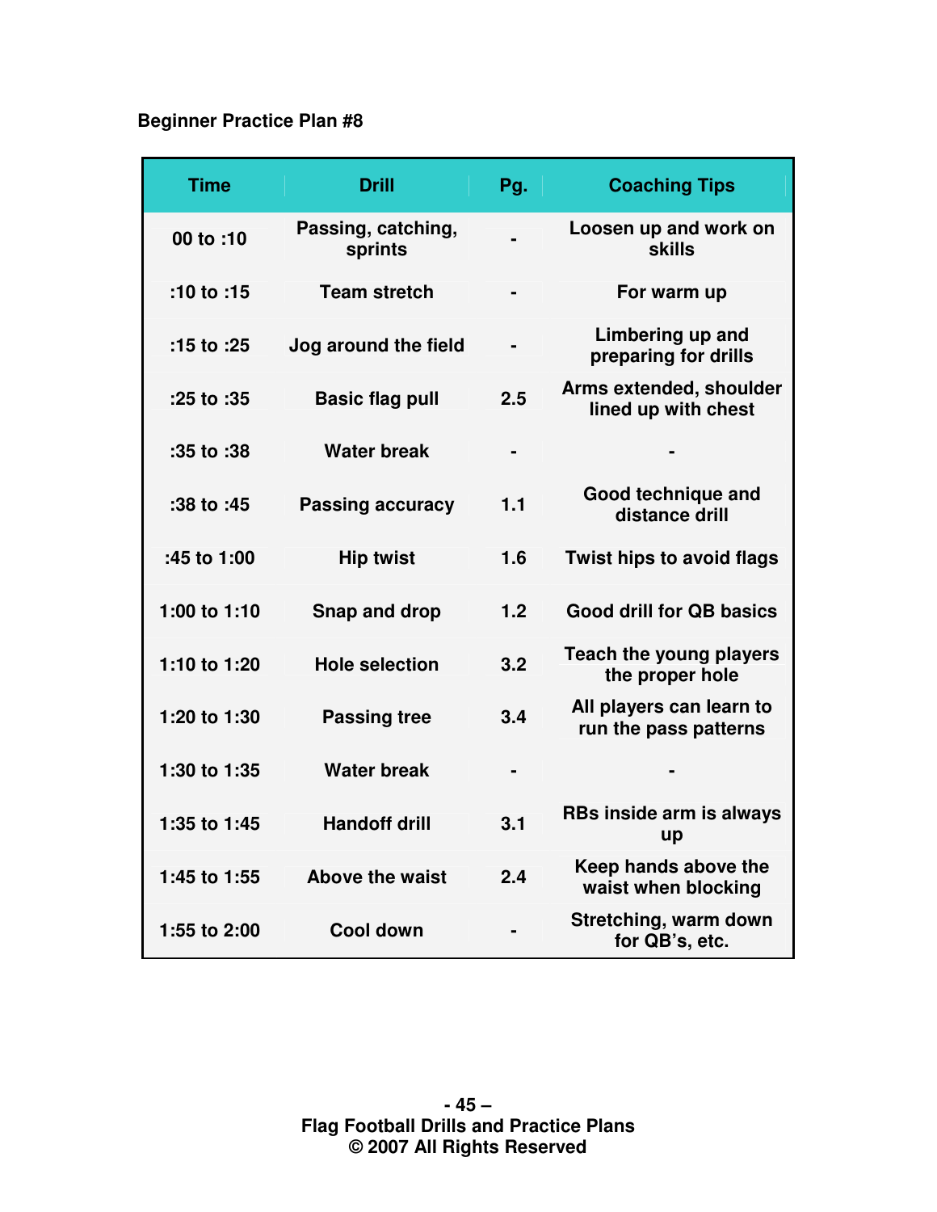**Beginner Practice Plan #8**

| Time | Drill | Pg. | Coaching Tips |
|---|---|---|---|
| 00 to :10 | Passing, catching, sprints | - | Loosen up and work on skills |
| :10 to :15 | Team stretch | - | For warm up |
| :15 to :25 | Jog around the field | - | Limbering up and preparing for drills |
| :25 to :35 | Basic flag pull | 2.5 | Arms extended, shoulder lined up with chest |
| :35 to :38 | Water break | - | - |
| :38 to :45 | Passing accuracy | 1.1 | Good technique and distance drill |
| :45 to 1:00 | Hip twist | 1.6 | Twist hips to avoid flags |
| 1:00 to 1:10 | Snap and drop | 1.2 | Good drill for QB basics |
| 1:10 to 1:20 | Hole selection | 3.2 | Teach the young players the proper hole |
| 1:20 to 1:30 | Passing tree | 3.4 | All players can learn to run the pass patterns |
| 1:30 to 1:35 | Water break | - | - |
| 1:35 to 1:45 | Handoff drill | 3.1 | RBs inside arm is always up |
| 1:45 to 1:55 | Above the waist | 2.4 | Keep hands above the waist when blocking |
| 1:55 to 2:00 | Cool down | - | Stretching, warm down for QB's, etc. |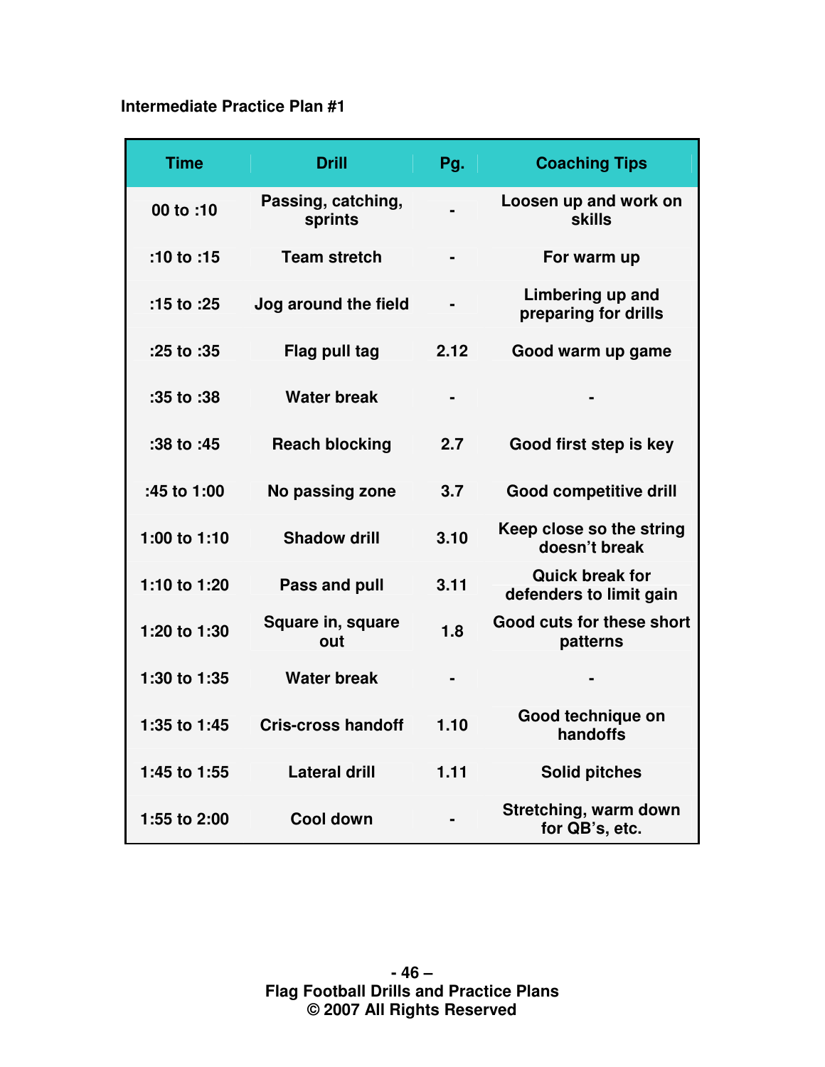**Intermediate Practice Plan #1**

| Time | Drill | Pg. | Coaching Tips |
|---|---|---|---|
| 00 to :10 | Passing, catching, sprints | - | Loosen up and work on skills |
| :10 to :15 | Team stretch | - | For warm up |
| :15 to :25 | Jog around the field | - | Limbering up and preparing for drills |
| :25 to :35 | Flag pull tag | 2.12 | Good warm up game |
| :35 to :38 | Water break | - | - |
| :38 to :45 | Reach blocking | 2.7 | Good first step is key |
| :45 to 1:00 | No passing zone | 3.7 | Good competitive drill |
| 1:00 to 1:10 | Shadow drill | 3.10 | Keep close so the string doesn't break |
| 1:10 to 1:20 | Pass and pull | 3.11 | Quick break for defenders to limit gain |
| 1:20 to 1:30 | Square in, square out | 1.8 | Good cuts for these short patterns |
| 1:30 to 1:35 | Water break | - | - |
| 1:35 to 1:45 | Cris-cross handoff | 1.10 | Good technique on handoffs |
| 1:45 to 1:55 | Lateral drill | 1.11 | Solid pitches |
| 1:55 to 2:00 | Cool down | - | Stretching, warm down for QB's, etc. |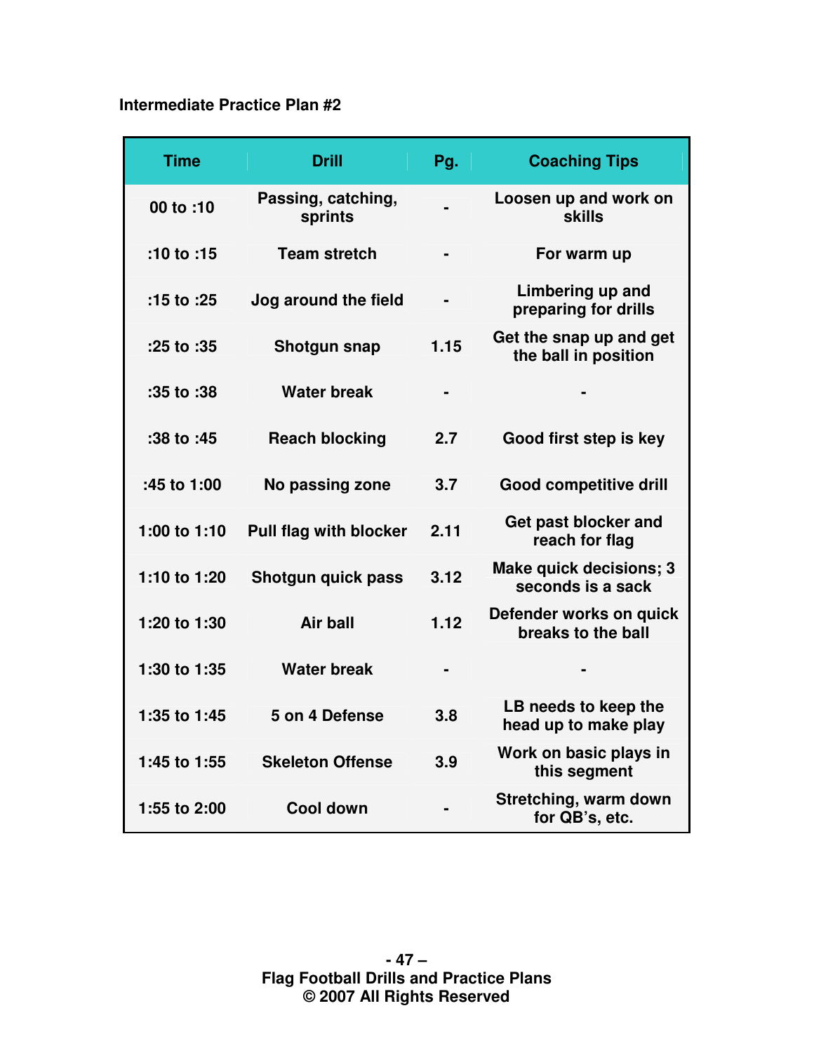**Intermediate Practice Plan #2**

| Time | Drill | Pg. | Coaching Tips |
|---|---|---|---|
| 00 to :10 | Passing, catching, sprints | - | Loosen up and work on skills |
| :10 to :15 | Team stretch | - | For warm up |
| :15 to :25 | Jog around the field | - | Limbering up and preparing for drills |
| :25 to :35 | Shotgun snap | 1.15 | Get the snap up and get the ball in position |
| :35 to :38 | Water break | - | - |
| :38 to :45 | Reach blocking | 2.7 | Good first step is key |
| :45 to 1:00 | No passing zone | 3.7 | Good competitive drill |
| 1:00 to 1:10 | Pull flag with blocker | 2.11 | Get past blocker and reach for flag |
| 1:10 to 1:20 | Shotgun quick pass | 3.12 | Make quick decisions; 3 seconds is a sack |
| 1:20 to 1:30 | Air ball | 1.12 | Defender works on quick breaks to the ball |
| 1:30 to 1:35 | Water break | - | - |
| 1:35 to 1:45 | 5 on 4 Defense | 3.8 | LB needs to keep the head up to make play |
| 1:45 to 1:55 | Skeleton Offense | 3.9 | Work on basic plays in this segment |
| 1:55 to 2:00 | Cool down | - | Stretching, warm down for QB's, etc. |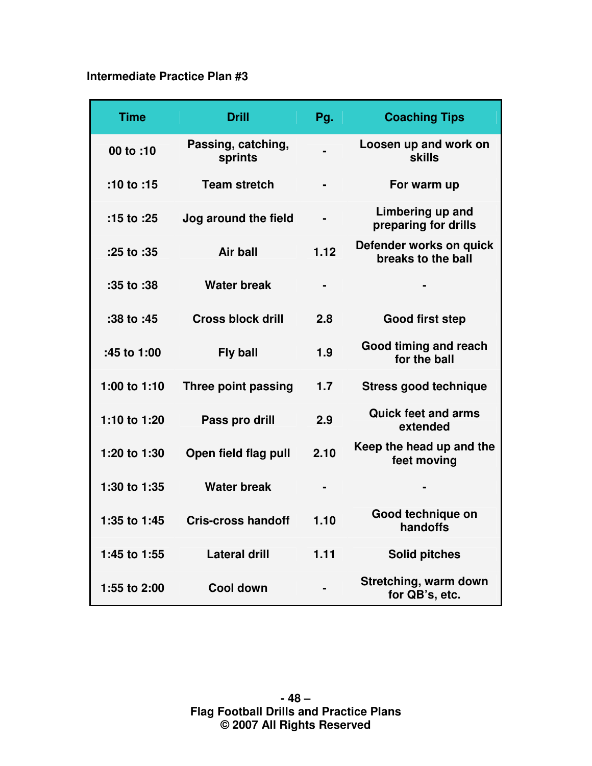**Intermediate Practice Plan #3**

| Time | Drill | Pg. | Coaching Tips |
|---|---|---|---|
| 00 to :10 | Passing, catching, sprints | - | Loosen up and work on skills |
| :10 to :15 | Team stretch | - | For warm up |
| :15 to :25 | Jog around the field | - | Limbering up and preparing for drills |
| :25 to :35 | Air ball | 1.12 | Defender works on quick breaks to the ball |
| :35 to :38 | Water break | - | - |
| :38 to :45 | Cross block drill | 2.8 | Good first step |
| :45 to 1:00 | Fly ball | 1.9 | Good timing and reach for the ball |
| 1:00 to 1:10 | Three point passing | 1.7 | Stress good technique |
| 1:10 to 1:20 | Pass pro drill | 2.9 | Quick feet and arms extended |
| 1:20 to 1:30 | Open field flag pull | 2.10 | Keep the head up and the feet moving |
| 1:30 to 1:35 | Water break | - | - |
| 1:35 to 1:45 | Cris-cross handoff | 1.10 | Good technique on handoffs |
| 1:45 to 1:55 | Lateral drill | 1.11 | Solid pitches |
| 1:55 to 2:00 | Cool down | - | Stretching, warm down for QB's, etc. |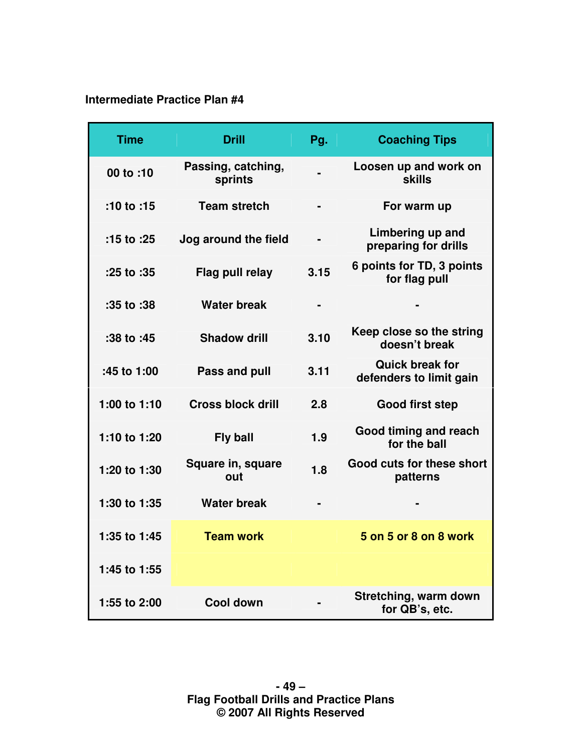**Intermediate Practice Plan #4**

| Time | Drill | Pg. | Coaching Tips |
|---|---|---|---|
| 00 to :10 | Passing, catching, sprints | - | Loosen up and work on skills |
| :10 to :15 | Team stretch | - | For warm up |
| :15 to :25 | Jog around the field | - | Limbering up and preparing for drills |
| :25 to :35 | Flag pull relay | 3.15 | 6 points for TD, 3 points for flag pull |
| :35 to :38 | Water break | - | - |
| :38 to :45 | Shadow drill | 3.10 | Keep close so the string doesn't break |
| :45 to 1:00 | Pass and pull | 3.11 | Quick break for defenders to limit gain |
| 1:00 to 1:10 | Cross block drill | 2.8 | Good first step |
| 1:10 to 1:20 | Fly ball | 1.9 | Good timing and reach for the ball |
| 1:20 to 1:30 | Square in, square out | 1.8 | Good cuts for these short patterns |
| 1:30 to 1:35 | Water break | - | - |
| 1:35 to 1:45 | Team work | | 5 on 5 or 8 on 8 work |
| 1:45 to 1:55 | | | |
| 1:55 to 2:00 | Cool down | - | Stretching, warm down for QB's, etc. |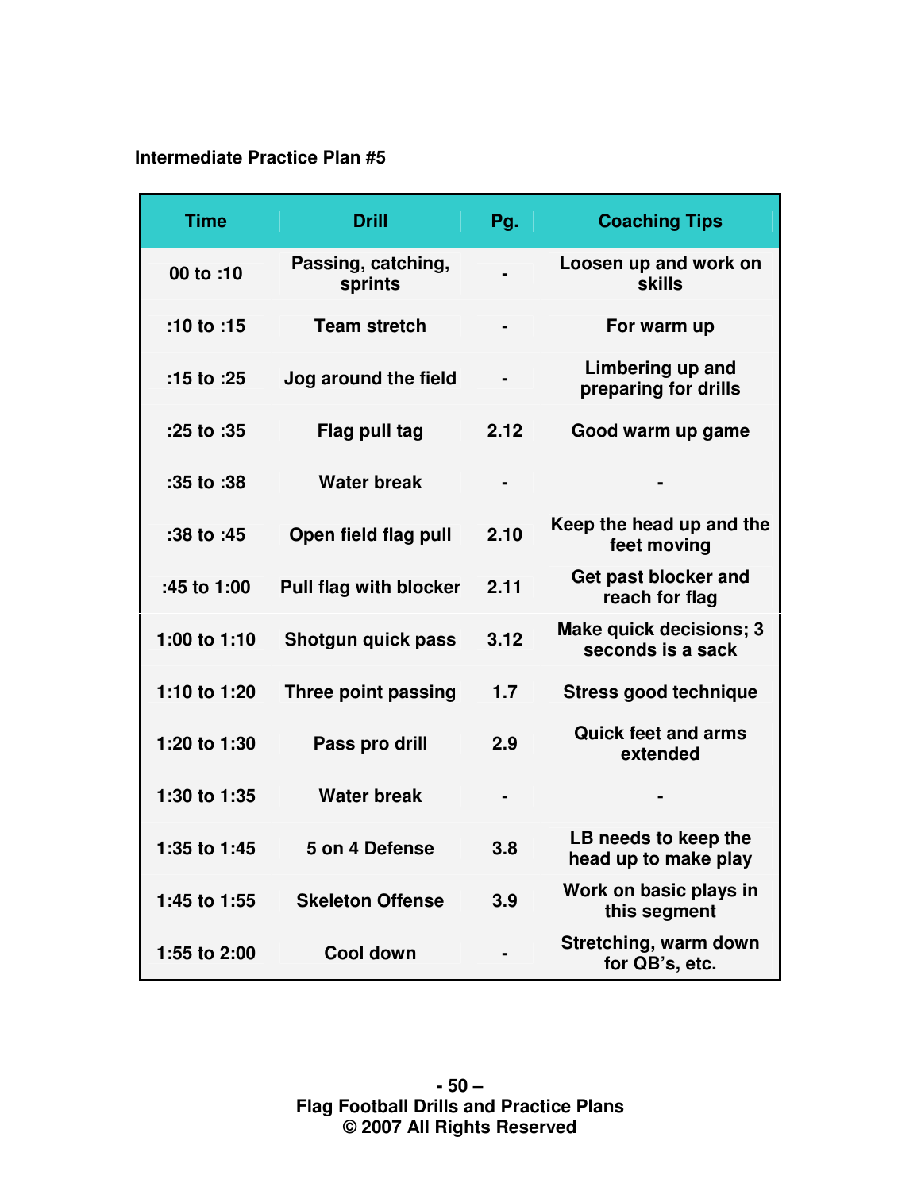**Intermediate Practice Plan #5**

| Time | Drill | Pg. | Coaching Tips |
|---|---|---|---|
| 00 to :10 | Passing, catching, sprints | - | Loosen up and work on skills |
| :10 to :15 | Team stretch | - | For warm up |
| :15 to :25 | Jog around the field | - | Limbering up and preparing for drills |
| :25 to :35 | Flag pull tag | 2.12 | Good warm up game |
| :35 to :38 | Water break | - | - |
| :38 to :45 | Open field flag pull | 2.10 | Keep the head up and the feet moving |
| :45 to 1:00 | Pull flag with blocker | 2.11 | Get past blocker and reach for flag |
| 1:00 to 1:10 | Shotgun quick pass | 3.12 | Make quick decisions; 3 seconds is a sack |
| 1:10 to 1:20 | Three point passing | 1.7 | Stress good technique |
| 1:20 to 1:30 | Pass pro drill | 2.9 | Quick feet and arms extended |
| 1:30 to 1:35 | Water break | - | - |
| 1:35 to 1:45 | 5 on 4 Defense | 3.8 | LB needs to keep the head up to make play |
| 1:45 to 1:55 | Skeleton Offense | 3.9 | Work on basic plays in this segment |
| 1:55 to 2:00 | Cool down | - | Stretching, warm down for QB's, etc. |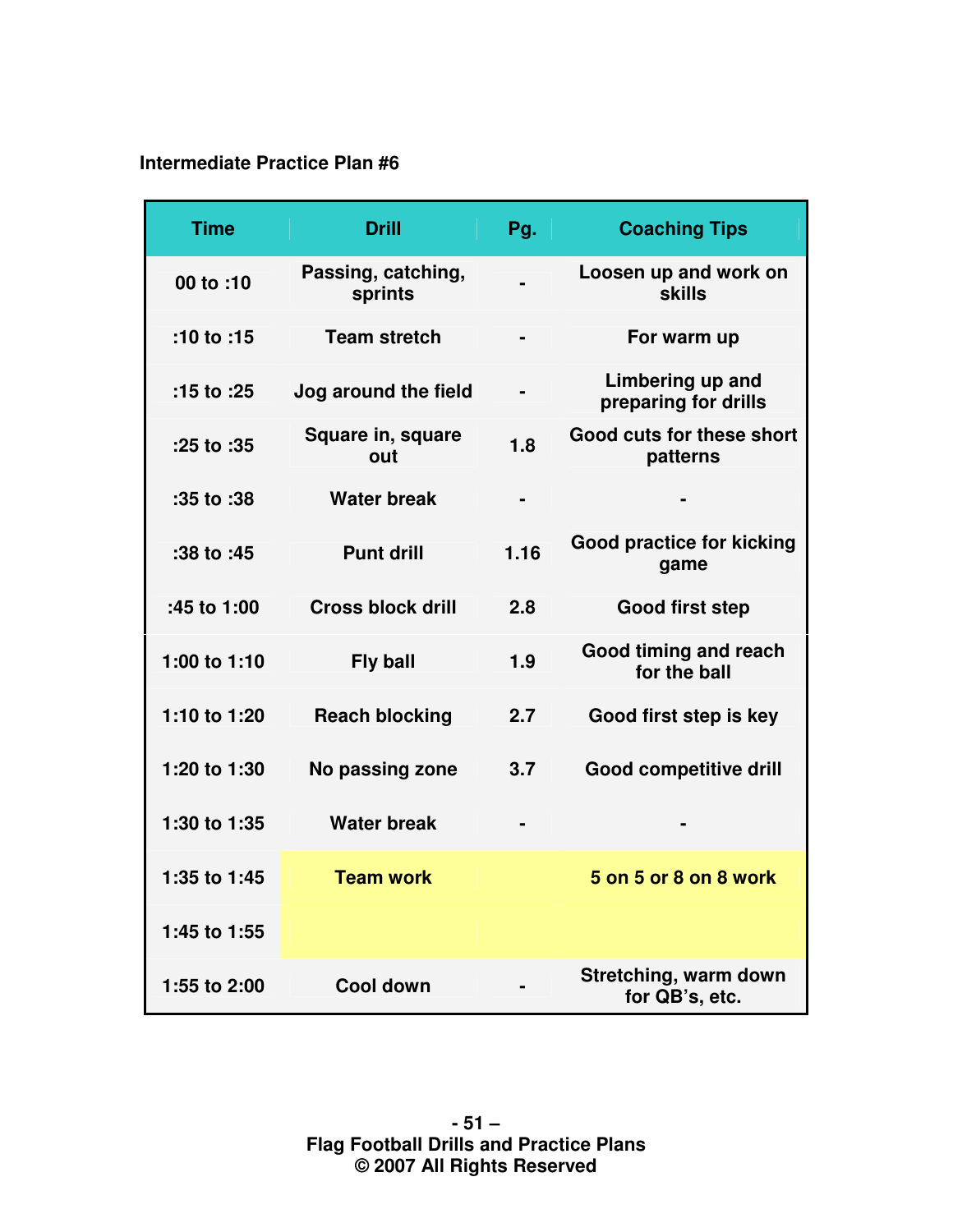**Intermediate Practice Plan #6**

| Time | Drill | Pg. | Coaching Tips |
|---|---|---|---|
| 00 to :10 | Passing, catching, sprints | - | Loosen up and work on skills |
| :10 to :15 | Team stretch | - | For warm up |
| :15 to :25 | Jog around the field | - | Limbering up and preparing for drills |
| :25 to :35 | Square in, square out | 1.8 | Good cuts for these short patterns |
| :35 to :38 | Water break | - | - |
| :38 to :45 | Punt drill | 1.16 | Good practice for kicking game |
| :45 to 1:00 | Cross block drill | 2.8 | Good first step |
| 1:00 to 1:10 | Fly ball | 1.9 | Good timing and reach for the ball |
| 1:10 to 1:20 | Reach blocking | 2.7 | Good first step is key |
| 1:20 to 1:30 | No passing zone | 3.7 | Good competitive drill |
| 1:30 to 1:35 | Water break | - | - |
| 1:35 to 1:45 | Team work | | 5 on 5 or 8 on 8 work |
| 1:45 to 1:55 | | | |
| 1:55 to 2:00 | Cool down | - | Stretching, warm down for QB's, etc. |

Flag Football Drills and Practice Plans
© 2007 All Rights Reserved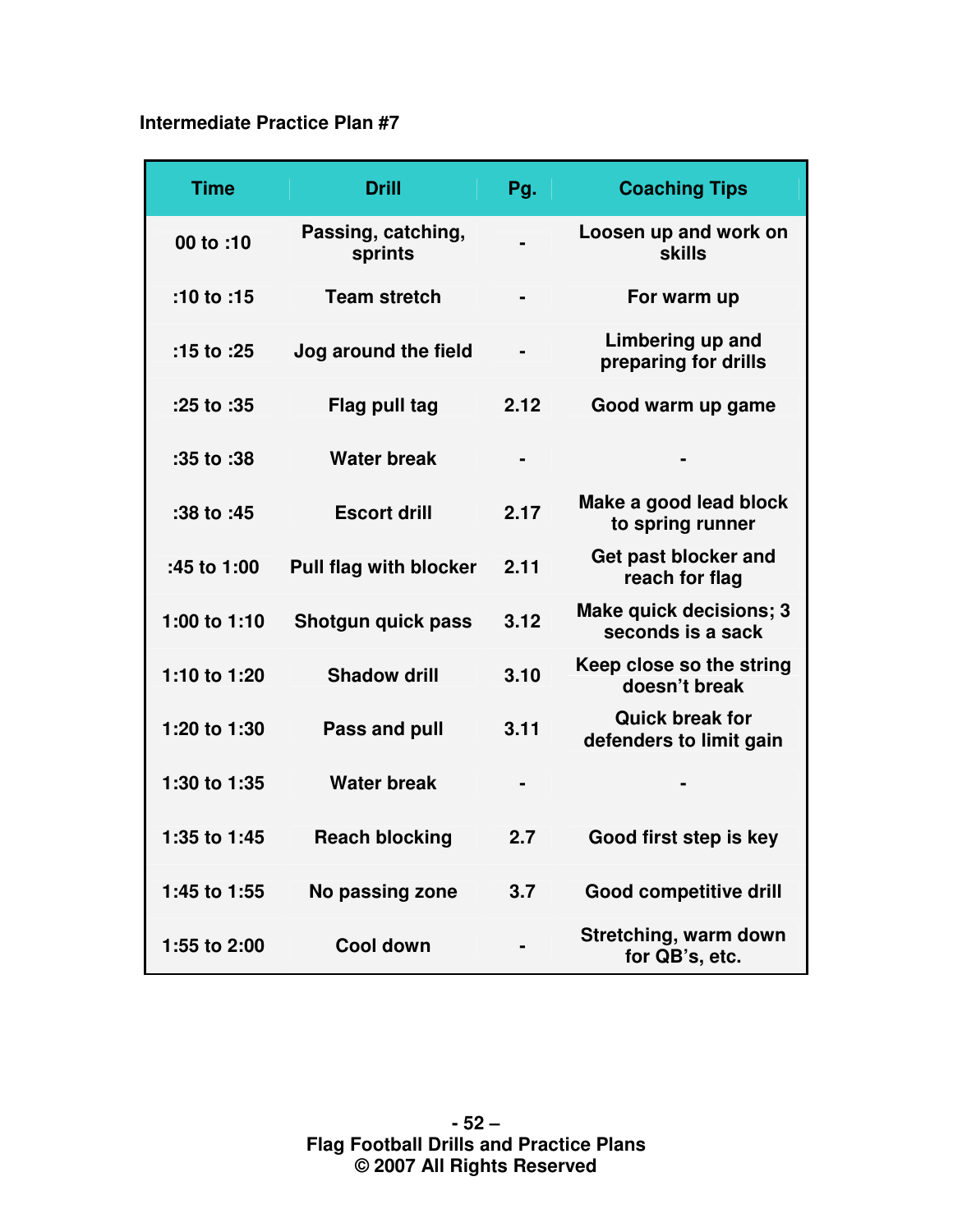**Intermediate Practice Plan #7**

| Time | Drill | Pg. | Coaching Tips |
| --- | --- | --- | --- |
| 00 to :10 | Passing, catching, sprints | - | Loosen up and work on skills |
| :10 to :15 | Team stretch | - | For warm up |
| :15 to :25 | Jog around the field | - | Limbering up and preparing for drills |
| :25 to :35 | Flag pull tag | 2.12 | Good warm up game |
| :35 to :38 | Water break | - | - |
| :38 to :45 | Escort drill | 2.17 | Make a good lead block to spring runner |
| :45 to 1:00 | Pull flag with blocker | 2.11 | Get past blocker and reach for flag |
| 1:00 to 1:10 | Shotgun quick pass | 3.12 | Make quick decisions; 3 seconds is a sack |
| 1:10 to 1:20 | Shadow drill | 3.10 | Keep close so the string doesn't break |
| 1:20 to 1:30 | Pass and pull | 3.11 | Quick break for defenders to limit gain |
| 1:30 to 1:35 | Water break | - | - |
| 1:35 to 1:45 | Reach blocking | 2.7 | Good first step is key |
| 1:45 to 1:55 | No passing zone | 3.7 | Good competitive drill |
| 1:55 to 2:00 | Cool down | - | Stretching, warm down for QB's, etc. |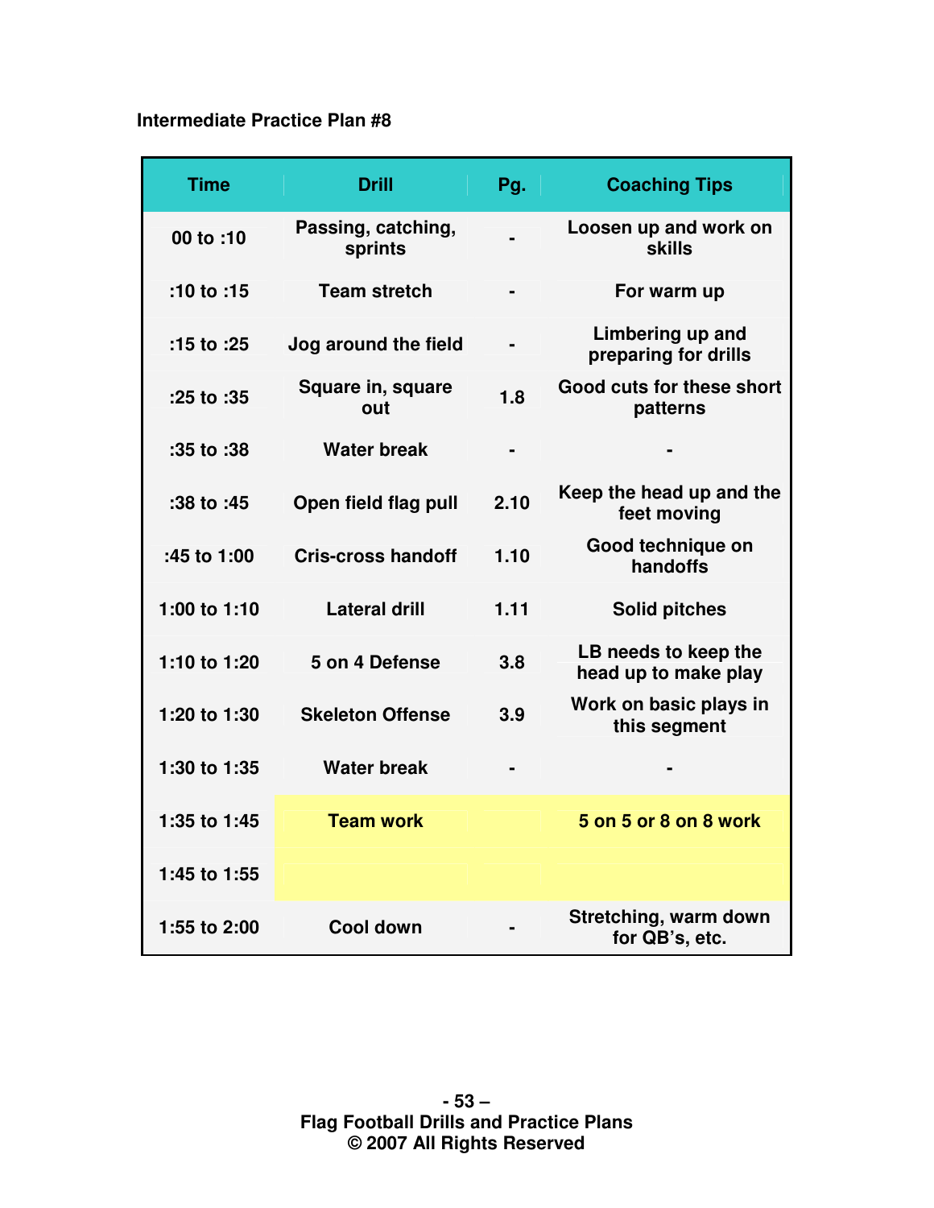**Intermediate Practice Plan #8**

| Time | Drill | Pg. | Coaching Tips |
|---|---|---|---|
| 00 to :10 | Passing, catching, sprints | - | Loosen up and work on skills |
| :10 to :15 | Team stretch | - | For warm up |
| :15 to :25 | Jog around the field | - | Limbering up and preparing for drills |
| :25 to :35 | Square in, square out | 1.8 | Good cuts for these short patterns |
| :35 to :38 | Water break | - | - |
| :38 to :45 | Open field flag pull | 2.10 | Keep the head up and the feet moving |
| :45 to 1:00 | Cris-cross handoff | 1.10 | Good technique on handoffs |
| 1:00 to 1:10 | Lateral drill | 1.11 | Solid pitches |
| 1:10 to 1:20 | 5 on 4 Defense | 3.8 | LB needs to keep the head up to make play |
| 1:20 to 1:30 | Skeleton Offense | 3.9 | Work on basic plays in this segment |
| 1:30 to 1:35 | Water break | - | - |
| 1:35 to 1:45 | Team work | | 5 on 5 or 8 on 8 work |
| 1:45 to 1:55 | | | |
| 1:55 to 2:00 | Cool down | - | Stretching, warm down for QB's, etc. |

Flag Football Drills and Practice Plans
© 2007 All Rights Reserved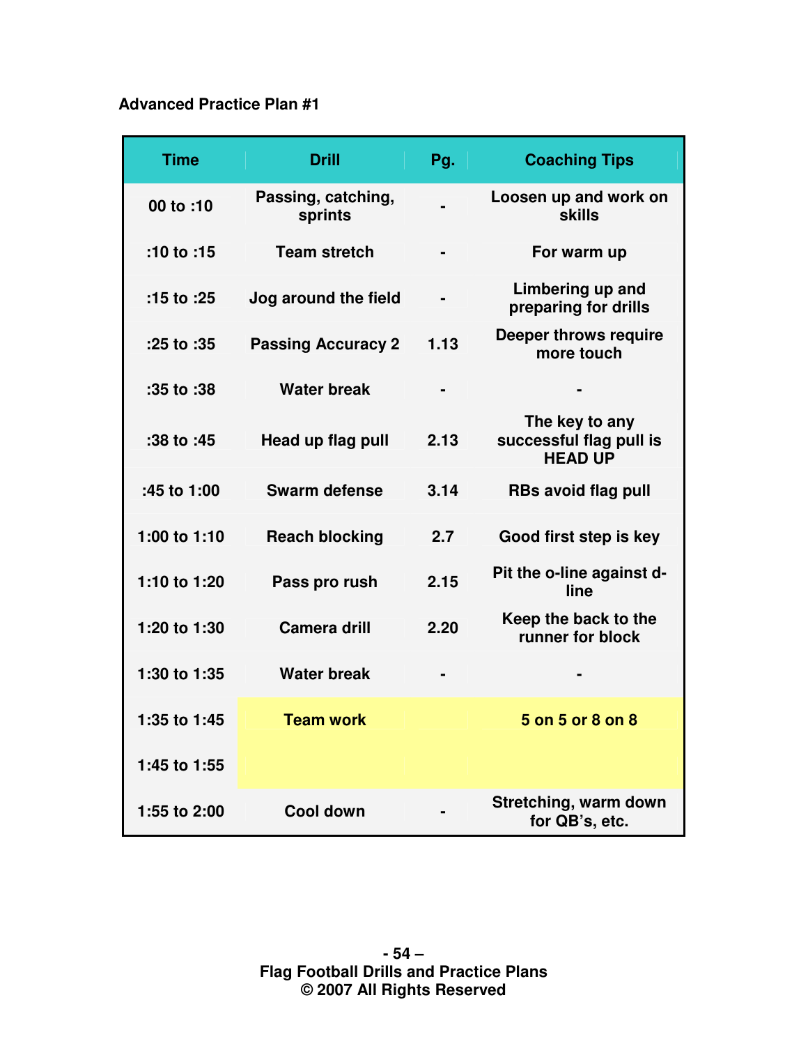**Advanced Practice Plan #1**

| Time | Drill | Pg. | Coaching Tips |
|---|---|---|---|
| 00 to :10 | Passing, catching, sprints | - | Loosen up and work on skills |
| :10 to :15 | Team stretch | - | For warm up |
| :15 to :25 | Jog around the field | - | Limbering up and preparing for drills |
| :25 to :35 | Passing Accuracy 2 | 1.13 | Deeper throws require more touch |
| :35 to :38 | Water break | - | - |
| :38 to :45 | Head up flag pull | 2.13 | The key to any successful flag pull is HEAD UP |
| :45 to 1:00 | Swarm defense | 3.14 | RBs avoid flag pull |
| 1:00 to 1:10 | Reach blocking | 2.7 | Good first step is key |
| 1:10 to 1:20 | Pass pro rush | 2.15 | Pit the o-line against d-line |
| 1:20 to 1:30 | Camera drill | 2.20 | Keep the back to the runner for block |
| 1:30 to 1:35 | Water break | - | - |
| 1:35 to 1:45 | Team work | | 5 on 5 or 8 on 8 |
| 1:45 to 1:55 | | | |
| 1:55 to 2:00 | Cool down | - | Stretching, warm down for QB's, etc. |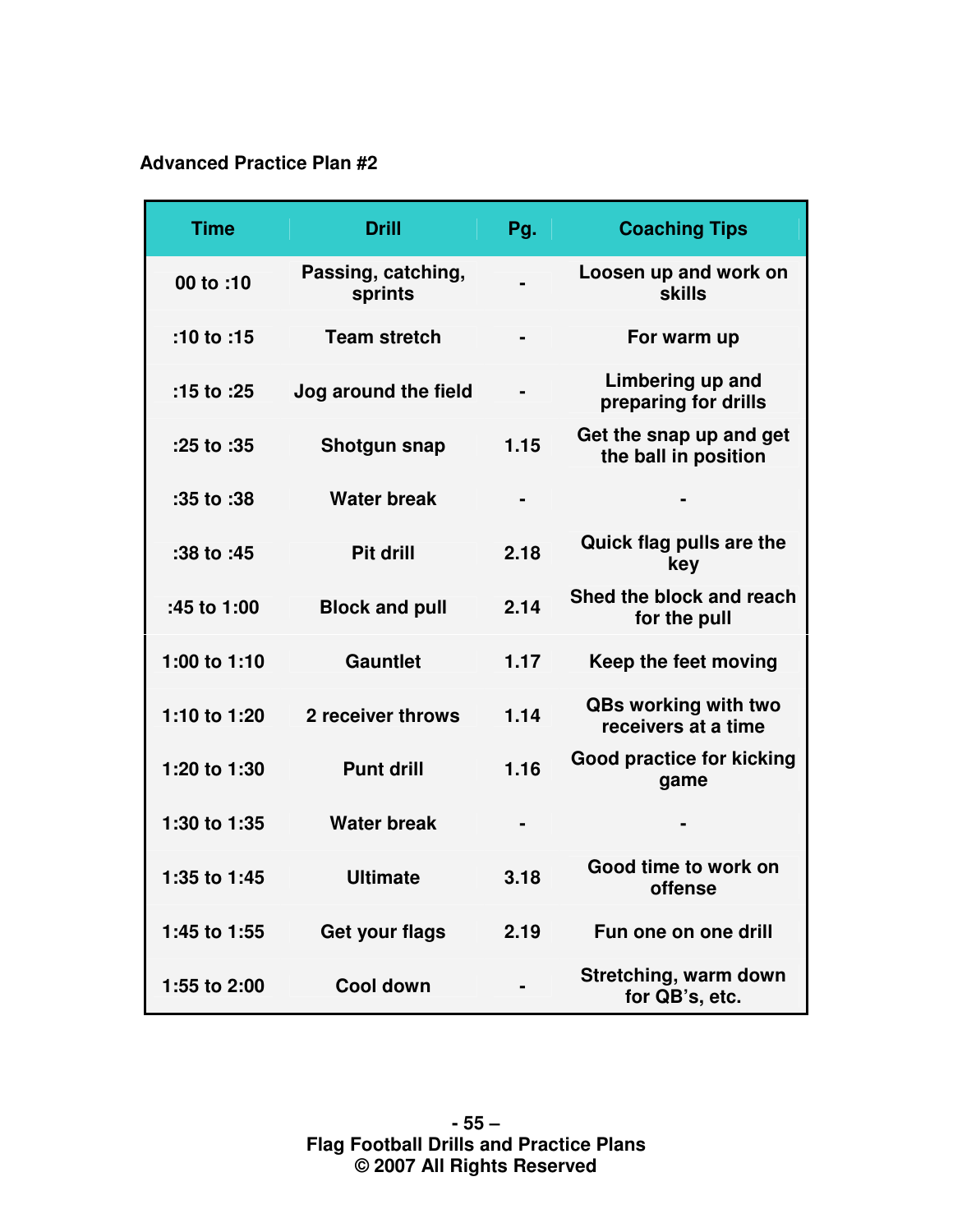**Advanced Practice Plan #2**

| Time | Drill | Pg. | Coaching Tips |
|---|---|---|---|
| 00 to :10 | Passing, catching, sprints | - | Loosen up and work on skills |
| :10 to :15 | Team stretch | - | For warm up |
| :15 to :25 | Jog around the field | - | Limbering up and preparing for drills |
| :25 to :35 | Shotgun snap | 1.15 | Get the snap up and get the ball in position |
| :35 to :38 | Water break | - | - |
| :38 to :45 | Pit drill | 2.18 | Quick flag pulls are the key |
| :45 to 1:00 | Block and pull | 2.14 | Shed the block and reach for the pull |
| 1:00 to 1:10 | Gauntlet | 1.17 | Keep the feet moving |
| 1:10 to 1:20 | 2 receiver throws | 1.14 | QBs working with two receivers at a time |
| 1:20 to 1:30 | Punt drill | 1.16 | Good practice for kicking game |
| 1:30 to 1:35 | Water break | - | - |
| 1:35 to 1:45 | Ultimate | 3.18 | Good time to work on offense |
| 1:45 to 1:55 | Get your flags | 2.19 | Fun one on one drill |
| 1:55 to 2:00 | Cool down | - | Stretching, warm down for QB's, etc. |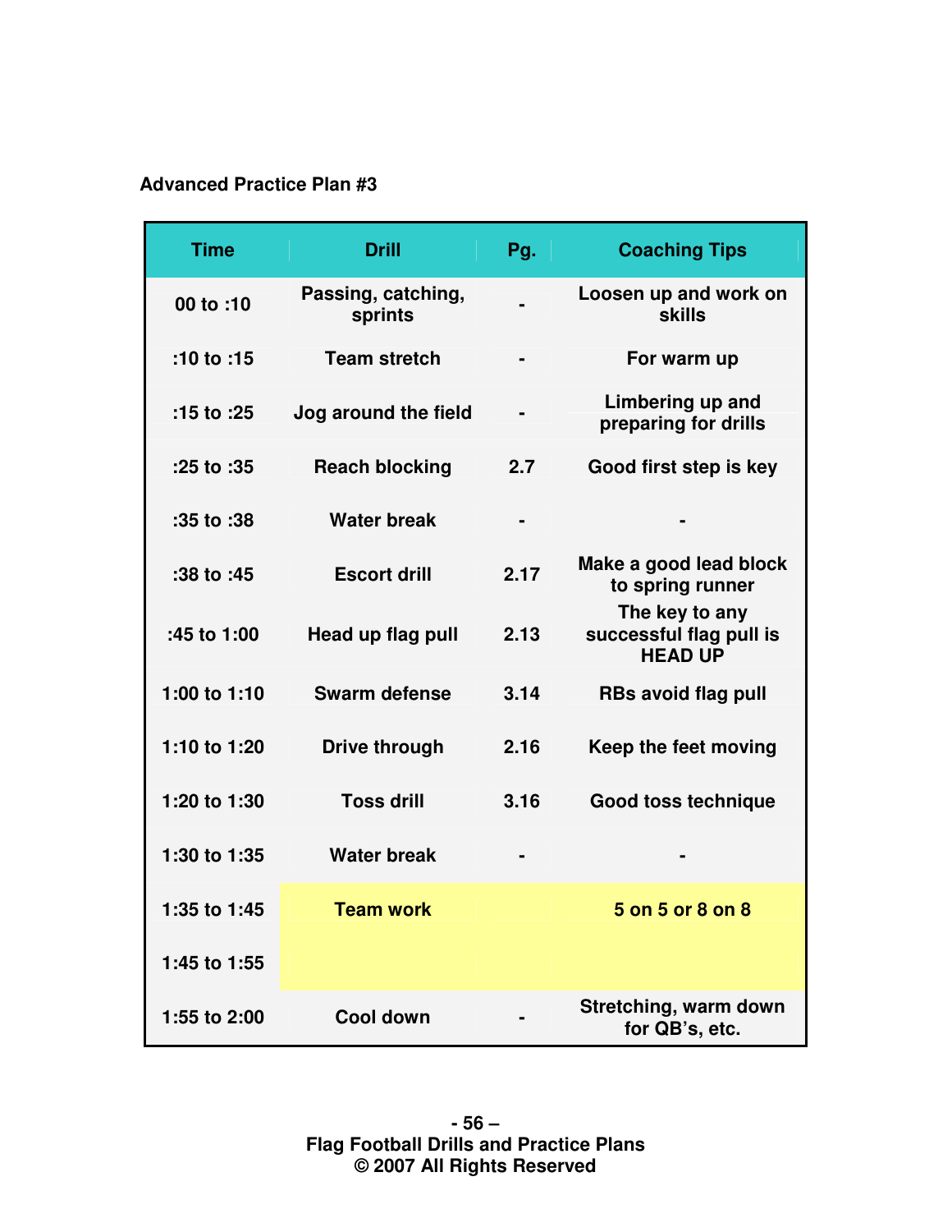**Advanced Practice Plan #3**

| Time | Drill | Pg. | Coaching Tips |
|---|---|---|---|
| 00 to :10 | Passing, catching, sprints | - | Loosen up and work on skills |
| :10 to :15 | Team stretch | - | For warm up |
| :15 to :25 | Jog around the field | - | Limbering up and preparing for drills |
| :25 to :35 | Reach blocking | 2.7 | Good first step is key |
| :35 to :38 | Water break | - | - |
| :38 to :45 | Escort drill | 2.17 | Make a good lead block to spring runner |
| :45 to 1:00 | Head up flag pull | 2.13 | The key to any successful flag pull is HEAD UP |
| 1:00 to 1:10 | Swarm defense | 3.14 | RBs avoid flag pull |
| 1:10 to 1:20 | Drive through | 2.16 | Keep the feet moving |
| 1:20 to 1:30 | Toss drill | 3.16 | Good toss technique |
| 1:30 to 1:35 | Water break | - | - |
| 1:35 to 1:45 | Team work | | 5 on 5 or 8 on 8 |
| 1:45 to 1:55 | | | |
| 1:55 to 2:00 | Cool down | - | Stretching, warm down for QB's, etc. |

Flag Football Drills and Practice Plans
© 2007 All Rights Reserved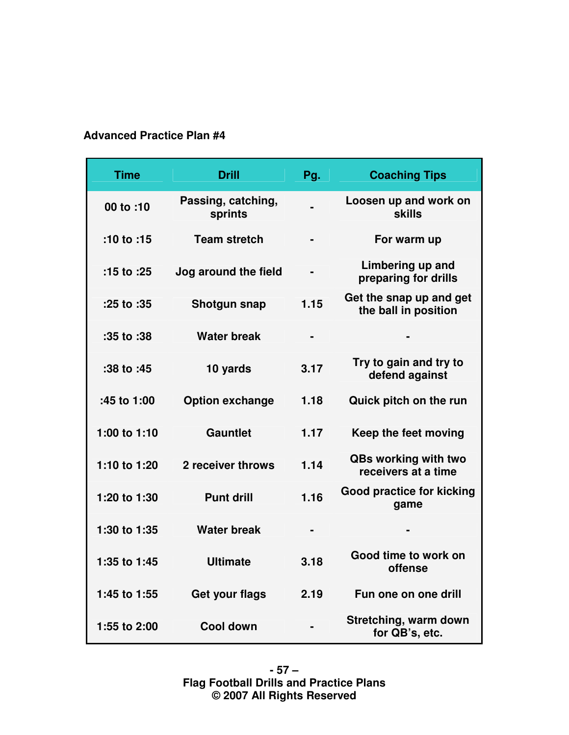**Advanced Practice Plan #4**

| Time | Drill | Pg. | Coaching Tips |
| --- | --- | --- | --- |
| 00 to :10 | Passing, catching, sprints | - | Loosen up and work on skills |
| :10 to :15 | Team stretch | - | For warm up |
| :15 to :25 | Jog around the field | - | Limbering up and preparing for drills |
| :25 to :35 | Shotgun snap | 1.15 | Get the snap up and get the ball in position |
| :35 to :38 | Water break | - | - |
| :38 to :45 | 10 yards | 3.17 | Try to gain and try to defend against |
| :45 to 1:00 | Option exchange | 1.18 | Quick pitch on the run |
| 1:00 to 1:10 | Gauntlet | 1.17 | Keep the feet moving |
| 1:10 to 1:20 | 2 receiver throws | 1.14 | QBs working with two receivers at a time |
| 1:20 to 1:30 | Punt drill | 1.16 | Good practice for kicking game |
| 1:30 to 1:35 | Water break | - | - |
| 1:35 to 1:45 | Ultimate | 3.18 | Good time to work on offense |
| 1:45 to 1:55 | Get your flags | 2.19 | Fun one on one drill |
| 1:55 to 2:00 | Cool down | - | Stretching, warm down for QB's, etc. |

Flag Football Drills and Practice Plans
© 2007 All Rights Reserved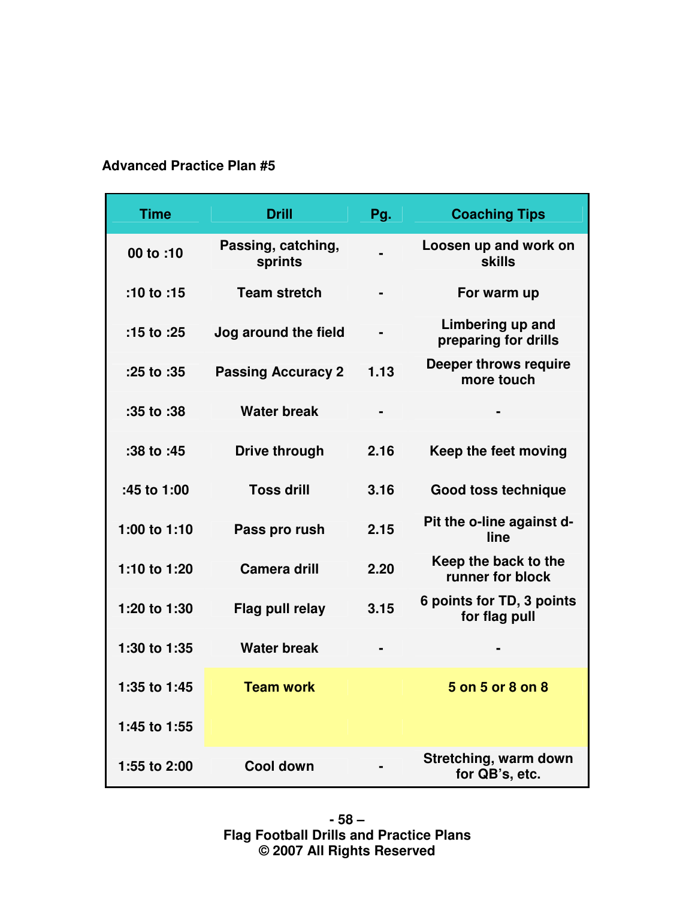**Advanced Practice Plan #5**

| Time | Drill | Pg. | Coaching Tips |
|---|---|---|---|
| 00 to :10 | Passing, catching, sprints | - | Loosen up and work on skills |
| :10 to :15 | Team stretch | - | For warm up |
| :15 to :25 | Jog around the field | - | Limbering up and preparing for drills |
| :25 to :35 | Passing Accuracy 2 | 1.13 | Deeper throws require more touch |
| :35 to :38 | Water break | - | - |
| :38 to :45 | Drive through | 2.16 | Keep the feet moving |
| :45 to 1:00 | Toss drill | 3.16 | Good toss technique |
| 1:00 to 1:10 | Pass pro rush | 2.15 | Pit the o-line against d-line |
| 1:10 to 1:20 | Camera drill | 2.20 | Keep the back to the runner for block |
| 1:20 to 1:30 | Flag pull relay | 3.15 | 6 points for TD, 3 points for flag pull |
| 1:30 to 1:35 | Water break | - | - |
| 1:35 to 1:45 | Team work | | 5 on 5 or 8 on 8 |
| 1:45 to 1:55 | | | |
| 1:55 to 2:00 | Cool down | - | Stretching, warm down for QB's, etc. |

Flag Football Drills and Practice Plans
© 2007 All Rights Reserved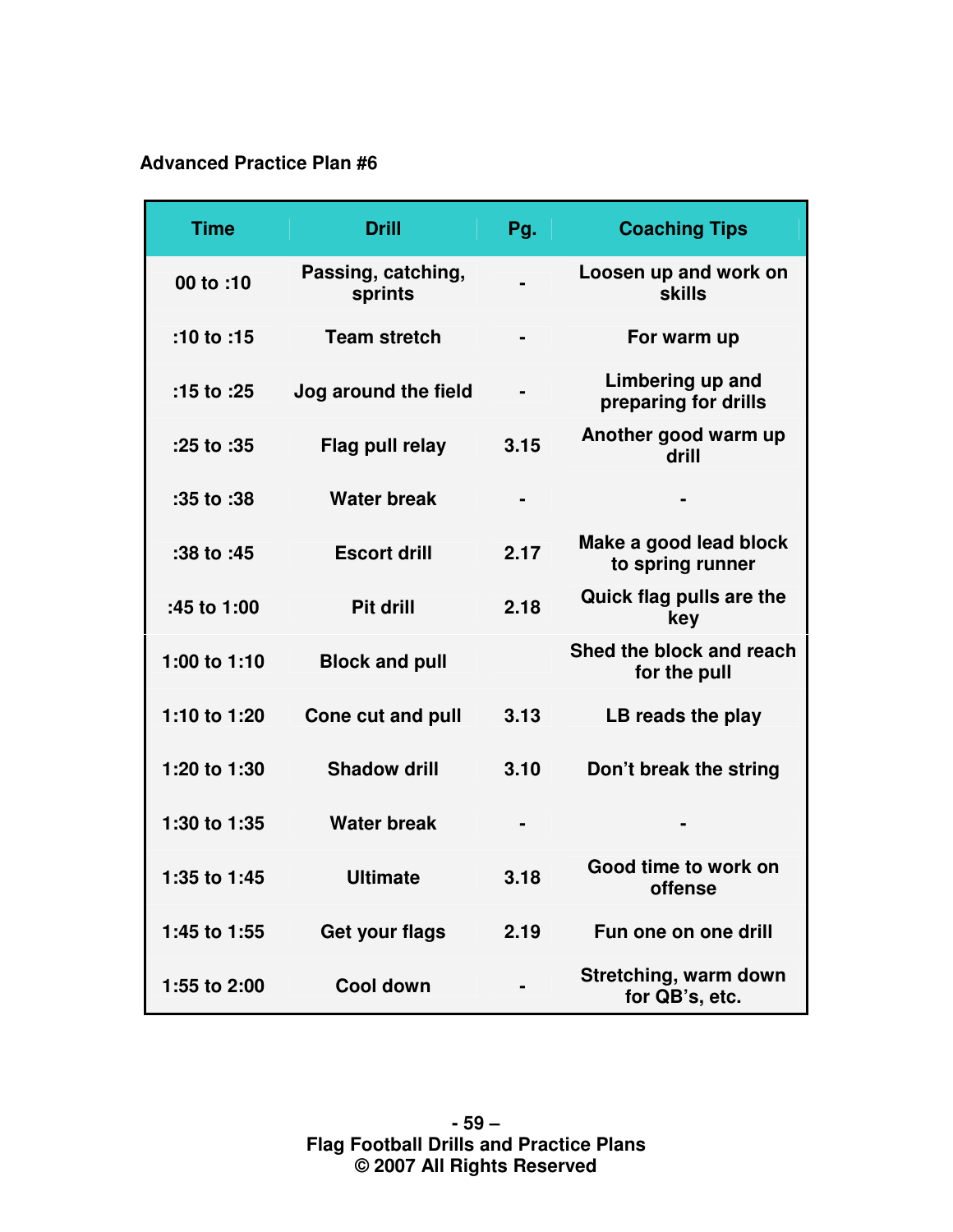**Advanced Practice Plan #6**

| Time | Drill | Pg. | Coaching Tips |
|---|---|---|---|
| 00 to :10 | Passing, catching, sprints | - | Loosen up and work on skills |
| :10 to :15 | Team stretch | - | For warm up |
| :15 to :25 | Jog around the field | - | Limbering up and preparing for drills |
| :25 to :35 | Flag pull relay | 3.15 | Another good warm up drill |
| :35 to :38 | Water break | - | - |
| :38 to :45 | Escort drill | 2.17 | Make a good lead block to spring runner |
| :45 to 1:00 | Pit drill | 2.18 | Quick flag pulls are the key |
| 1:00 to 1:10 | Block and pull | | Shed the block and reach for the pull |
| 1:10 to 1:20 | Cone cut and pull | 3.13 | LB reads the play |
| 1:20 to 1:30 | Shadow drill | 3.10 | Don't break the string |
| 1:30 to 1:35 | Water break | - | - |
| 1:35 to 1:45 | Ultimate | 3.18 | Good time to work on offense |
| 1:45 to 1:55 | Get your flags | 2.19 | Fun one on one drill |
| 1:55 to 2:00 | Cool down | - | Stretching, warm down for QB's, etc. |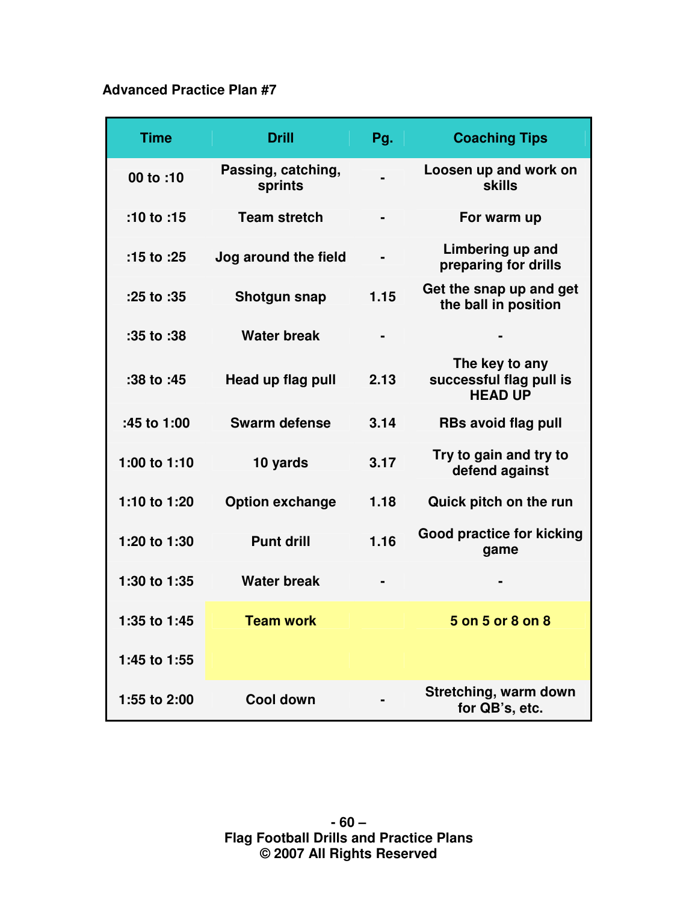**Advanced Practice Plan #7**

| Time | Drill | Pg. | Coaching Tips |
|---|---|---|---|
| 00 to :10 | Passing, catching, sprints | - | Loosen up and work on skills |
| :10 to :15 | Team stretch | - | For warm up |
| :15 to :25 | Jog around the field | - | Limbering up and preparing for drills |
| :25 to :35 | Shotgun snap | 1.15 | Get the snap up and get the ball in position |
| :35 to :38 | Water break | - | - |
| :38 to :45 | Head up flag pull | 2.13 | The key to any successful flag pull is HEAD UP |
| :45 to 1:00 | Swarm defense | 3.14 | RBs avoid flag pull |
| 1:00 to 1:10 | 10 yards | 3.17 | Try to gain and try to defend against |
| 1:10 to 1:20 | Option exchange | 1.18 | Quick pitch on the run |
| 1:20 to 1:30 | Punt drill | 1.16 | Good practice for kicking game |
| 1:30 to 1:35 | Water break | - | - |
| 1:35 to 1:45 | Team work | | 5 on 5 or 8 on 8 |
| 1:45 to 1:55 | | | |
| 1:55 to 2:00 | Cool down | - | Stretching, warm down for QB's, etc. |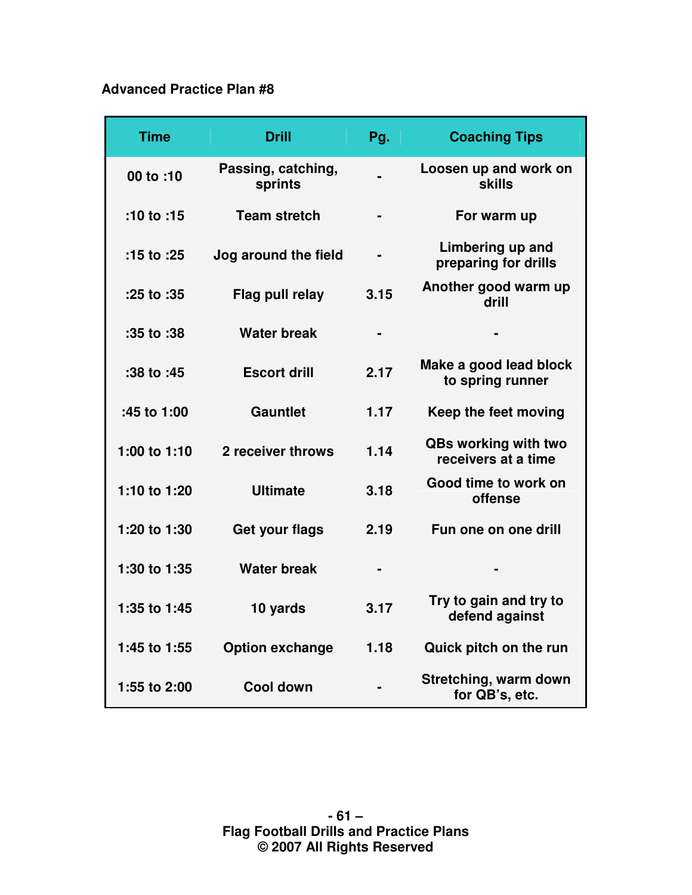**Advanced Practice Plan #8**

| Time | Drill | Pg. | Coaching Tips |
|---|---|---|---|
| 00 to :10 | Passing, catching, sprints | - | Loosen up and work on skills |
| :10 to :15 | Team stretch | - | For warm up |
| :15 to :25 | Jog around the field | - | Limbering up and preparing for drills |
| :25 to :35 | Flag pull relay | 3.15 | Another good warm up drill |
| :35 to :38 | Water break | - | - |
| :38 to :45 | Escort drill | 2.17 | Make a good lead block to spring runner |
| :45 to 1:00 | Gauntlet | 1.17 | Keep the feet moving |
| 1:00 to 1:10 | 2 receiver throws | 1.14 | QBs working with two receivers at a time |
| 1:10 to 1:20 | Ultimate | 3.18 | Good time to work on offense |
| 1:20 to 1:30 | Get your flags | 2.19 | Fun one on one drill |
| 1:30 to 1:35 | Water break | - | - |
| 1:35 to 1:45 | 10 yards | 3.17 | Try to gain and try to defend against |
| 1:45 to 1:55 | Option exchange | 1.18 | Quick pitch on the run |
| 1:55 to 2:00 | Cool down | - | Stretching, warm down for QB's, etc. |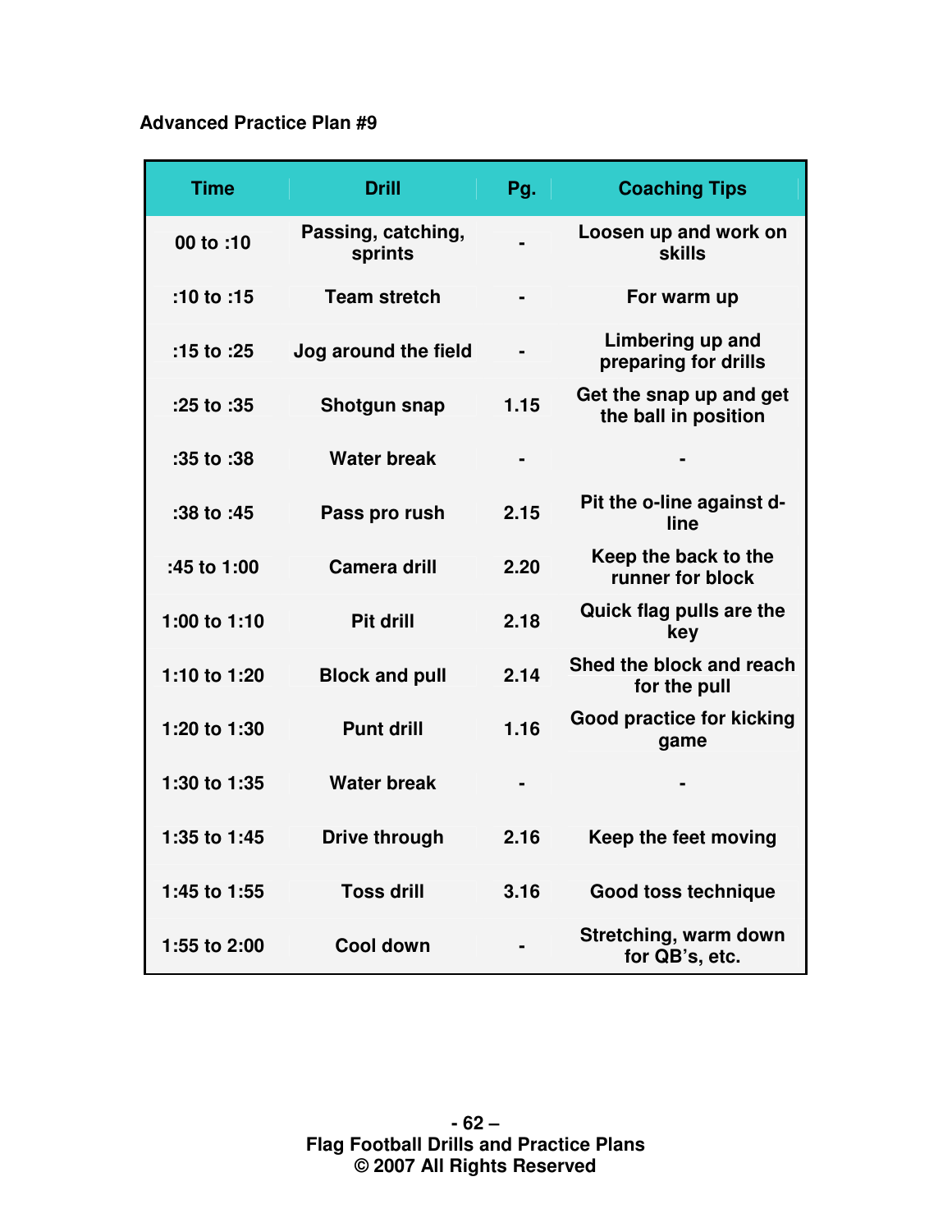**Advanced Practice Plan #9**

| Time | Drill | Pg. | Coaching Tips |
|---|---|---|---|
| 00 to :10 | Passing, catching, sprints | - | Loosen up and work on skills |
| :10 to :15 | Team stretch | - | For warm up |
| :15 to :25 | Jog around the field | - | Limbering up and preparing for drills |
| :25 to :35 | Shotgun snap | 1.15 | Get the snap up and get the ball in position |
| :35 to :38 | Water break | - | - |
| :38 to :45 | Pass pro rush | 2.15 | Pit the o-line against d-line |
| :45 to 1:00 | Camera drill | 2.20 | Keep the back to the runner for block |
| 1:00 to 1:10 | Pit drill | 2.18 | Quick flag pulls are the key |
| 1:10 to 1:20 | Block and pull | 2.14 | Shed the block and reach for the pull |
| 1:20 to 1:30 | Punt drill | 1.16 | Good practice for kicking game |
| 1:30 to 1:35 | Water break | - | - |
| 1:35 to 1:45 | Drive through | 2.16 | Keep the feet moving |
| 1:45 to 1:55 | Toss drill | 3.16 | Good toss technique |
| 1:55 to 2:00 | Cool down | - | Stretching, warm down for QB's, etc. |